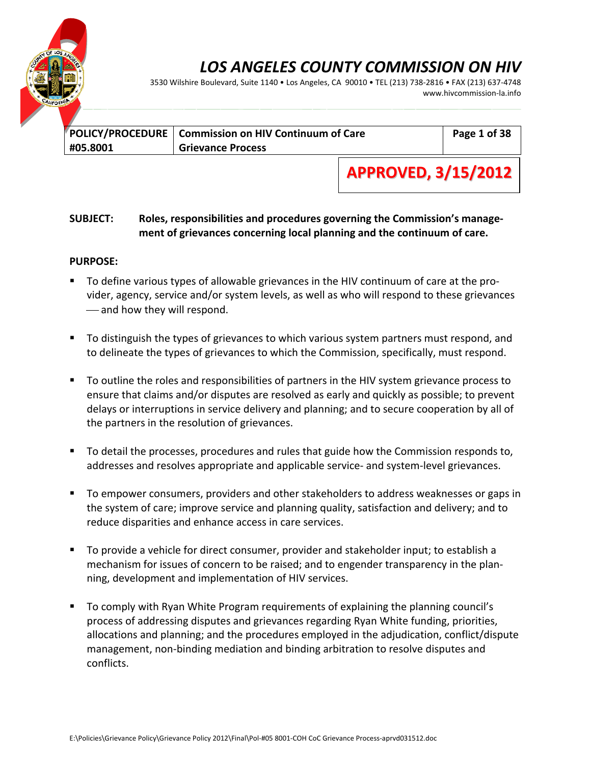# LOS ANGELES COUNTY COMMISSION ON HIV

3530 Wilshire Boulevard, Suite 1140 • Los Angeles, CA 90010 • TEL (213) 738-2816 • FAX (213) 637-4748
www.hivcommission-la.info

| POLICY/PROCEDURE #05.8001 | Commission on HIV Continuum of Care Grievance Process | Page 1 of 38 |
|---|---|---|

**APPROVED, 3/15/2012**

**SUBJECT:** **Roles, responsibilities and procedures governing the Commission's management of grievances concerning local planning and the continuum of care.**

**PURPOSE:**

- To define various types of allowable grievances in the HIV continuum of care at the provider, agency, service and/or system levels, as well as who will respond to these grievances — and how they will respond.
- To distinguish the types of grievances to which various system partners must respond, and to delineate the types of grievances to which the Commission, specifically, must respond.
- To outline the roles and responsibilities of partners in the HIV system grievance process to ensure that claims and/or disputes are resolved as early and quickly as possible; to prevent delays or interruptions in service delivery and planning; and to secure cooperation by all of the partners in the resolution of grievances.
- To detail the processes, procedures and rules that guide how the Commission responds to, addresses and resolves appropriate and applicable service- and system-level grievances.
- To empower consumers, providers and other stakeholders to address weaknesses or gaps in the system of care; improve service and planning quality, satisfaction and delivery; and to reduce disparities and enhance access in care services.
- To provide a vehicle for direct consumer, provider and stakeholder input; to establish a mechanism for issues of concern to be raised; and to engender transparency in the planning, development and implementation of HIV services.
- To comply with Ryan White Program requirements of explaining the planning council's process of addressing disputes and grievances regarding Ryan White funding, priorities, allocations and planning; and the procedures employed in the adjudication, conflict/dispute management, non-binding mediation and binding arbitration to resolve disputes and conflicts.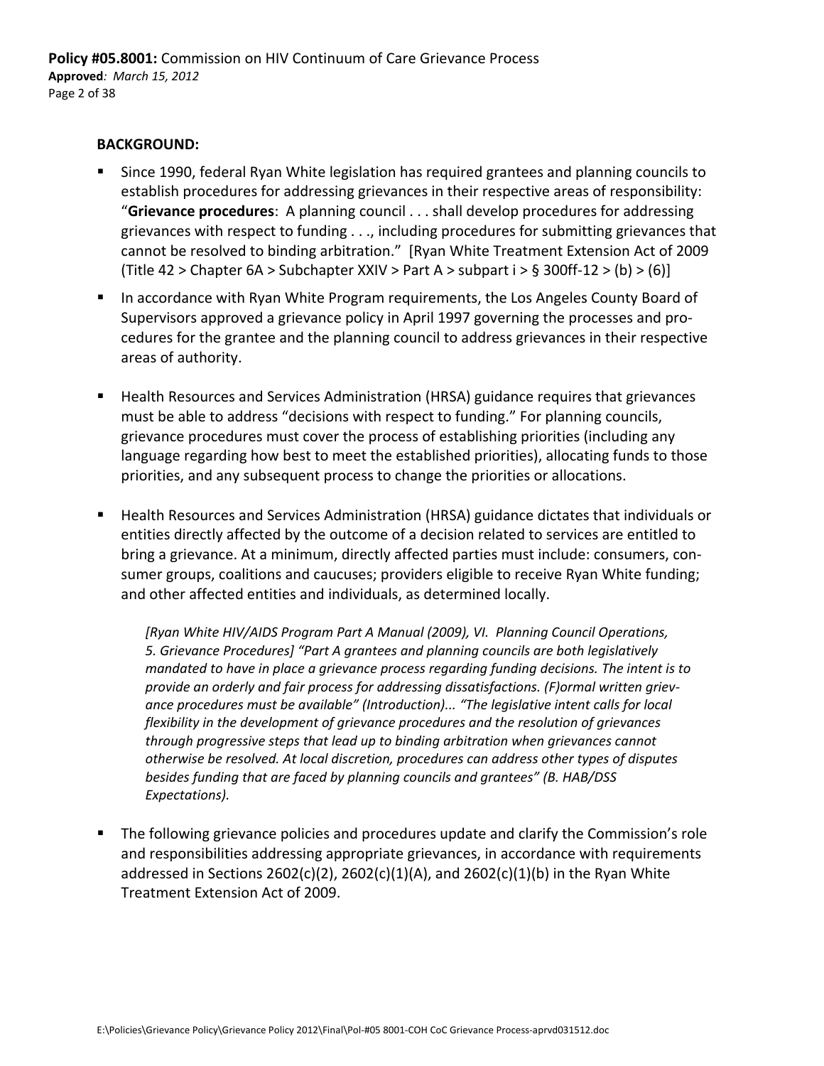## BACKGROUND:

- Since 1990, federal Ryan White legislation has required grantees and planning councils to establish procedures for addressing grievances in their respective areas of responsibility: "**Grievance procedures**: A planning council . . . shall develop procedures for addressing grievances with respect to funding . . ., including procedures for submitting grievances that cannot be resolved to binding arbitration." [Ryan White Treatment Extension Act of 2009 (Title 42 > Chapter 6A > Subchapter XXIV > Part A > subpart i > § 300ff-12 > (b) > (6)]

- In accordance with Ryan White Program requirements, the Los Angeles County Board of Supervisors approved a grievance policy in April 1997 governing the processes and procedures for the grantee and the planning council to address grievances in their respective areas of authority.

- Health Resources and Services Administration (HRSA) guidance requires that grievances must be able to address "decisions with respect to funding." For planning councils, grievance procedures must cover the process of establishing priorities (including any language regarding how best to meet the established priorities), allocating funds to those priorities, and any subsequent process to change the priorities or allocations.

- Health Resources and Services Administration (HRSA) guidance dictates that individuals or entities directly affected by the outcome of a decision related to services are entitled to bring a grievance. At a minimum, directly affected parties must include: consumers, consumer groups, coalitions and caucuses; providers eligible to receive Ryan White funding; and other affected entities and individuals, as determined locally.

  *[Ryan White HIV/AIDS Program Part A Manual (2009), VI. Planning Council Operations, 5. Grievance Procedures] "Part A grantees and planning councils are both legislatively mandated to have in place a grievance process regarding funding decisions. The intent is to provide an orderly and fair process for addressing dissatisfactions. (F)ormal written grievance procedures must be available" (Introduction)... "The legislative intent calls for local flexibility in the development of grievance procedures and the resolution of grievances through progressive steps that lead up to binding arbitration when grievances cannot otherwise be resolved. At local discretion, procedures can address other types of disputes besides funding that are faced by planning councils and grantees" (B. HAB/DSS Expectations).*

- The following grievance policies and procedures update and clarify the Commission's role and responsibilities addressing appropriate grievances, in accordance with requirements addressed in Sections 2602(c)(2), 2602(c)(1)(A), and 2602(c)(1)(b) in the Ryan White Treatment Extension Act of 2009.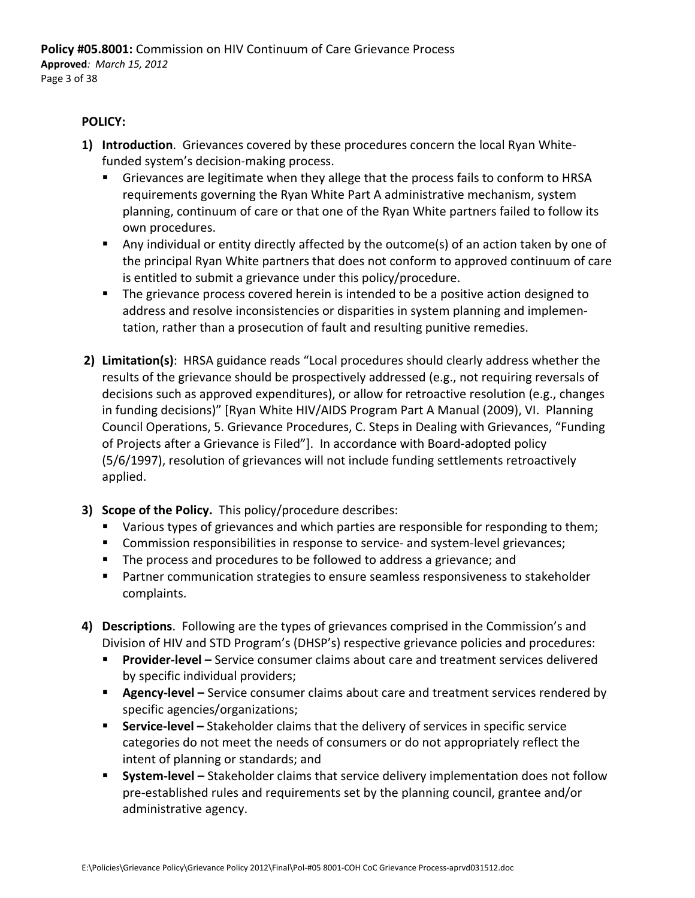**POLICY:**

1) **Introduction**. Grievances covered by these procedures concern the local Ryan White-funded system's decision-making process.
   - Grievances are legitimate when they allege that the process fails to conform to HRSA requirements governing the Ryan White Part A administrative mechanism, system planning, continuum of care or that one of the Ryan White partners failed to follow its own procedures.
   - Any individual or entity directly affected by the outcome(s) of an action taken by one of the principal Ryan White partners that does not conform to approved continuum of care is entitled to submit a grievance under this policy/procedure.
   - The grievance process covered herein is intended to be a positive action designed to address and resolve inconsistencies or disparities in system planning and implementation, rather than a prosecution of fault and resulting punitive remedies.

2) **Limitation(s)**: HRSA guidance reads "Local procedures should clearly address whether the results of the grievance should be prospectively addressed (e.g., not requiring reversals of decisions such as approved expenditures), or allow for retroactive resolution (e.g., changes in funding decisions)" [Ryan White HIV/AIDS Program Part A Manual (2009), VI. Planning Council Operations, 5. Grievance Procedures, C. Steps in Dealing with Grievances, "Funding of Projects after a Grievance is Filed"]. In accordance with Board-adopted policy (5/6/1997), resolution of grievances will not include funding settlements retroactively applied.

3) **Scope of the Policy.** This policy/procedure describes:
   - Various types of grievances and which parties are responsible for responding to them;
   - Commission responsibilities in response to service- and system-level grievances;
   - The process and procedures to be followed to address a grievance; and
   - Partner communication strategies to ensure seamless responsiveness to stakeholder complaints.

4) **Descriptions**. Following are the types of grievances comprised in the Commission's and Division of HIV and STD Program's (DHSP's) respective grievance policies and procedures:
   - **Provider-level –** Service consumer claims about care and treatment services delivered by specific individual providers;
   - **Agency-level –** Service consumer claims about care and treatment services rendered by specific agencies/organizations;
   - **Service-level –** Stakeholder claims that the delivery of services in specific service categories do not meet the needs of consumers or do not appropriately reflect the intent of planning or standards; and
   - **System-level –** Stakeholder claims that service delivery implementation does not follow pre-established rules and requirements set by the planning council, grantee and/or administrative agency.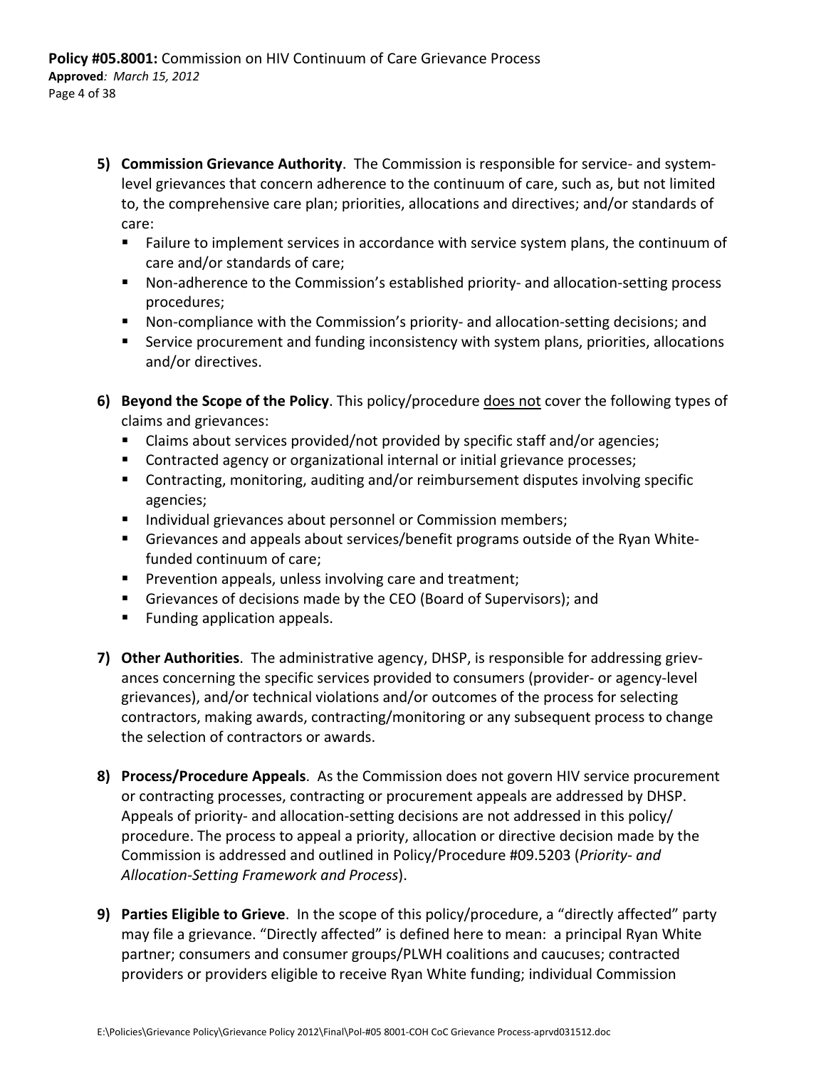5) **Commission Grievance Authority**. The Commission is responsible for service- and system-level grievances that concern adherence to the continuum of care, such as, but not limited to, the comprehensive care plan; priorities, allocations and directives; and/or standards of care:
   - Failure to implement services in accordance with service system plans, the continuum of care and/or standards of care;
   - Non-adherence to the Commission's established priority- and allocation-setting process procedures;
   - Non-compliance with the Commission's priority- and allocation-setting decisions; and
   - Service procurement and funding inconsistency with system plans, priorities, allocations and/or directives.

6) **Beyond the Scope of the Policy**. This policy/procedure <u>does not</u> cover the following types of claims and grievances:
   - Claims about services provided/not provided by specific staff and/or agencies;
   - Contracted agency or organizational internal or initial grievance processes;
   - Contracting, monitoring, auditing and/or reimbursement disputes involving specific agencies;
   - Individual grievances about personnel or Commission members;
   - Grievances and appeals about services/benefit programs outside of the Ryan White-funded continuum of care;
   - Prevention appeals, unless involving care and treatment;
   - Grievances of decisions made by the CEO (Board of Supervisors); and
   - Funding application appeals.

7) **Other Authorities**. The administrative agency, DHSP, is responsible for addressing grievances concerning the specific services provided to consumers (provider- or agency-level grievances), and/or technical violations and/or outcomes of the process for selecting contractors, making awards, contracting/monitoring or any subsequent process to change the selection of contractors or awards.

8) **Process/Procedure Appeals**. As the Commission does not govern HIV service procurement or contracting processes, contracting or procurement appeals are addressed by DHSP. Appeals of priority- and allocation-setting decisions are not addressed in this policy/procedure. The process to appeal a priority, allocation or directive decision made by the Commission is addressed and outlined in Policy/Procedure #09.5203 (*Priority- and Allocation-Setting Framework and Process*).

9) **Parties Eligible to Grieve**. In the scope of this policy/procedure, a "directly affected" party may file a grievance. "Directly affected" is defined here to mean: a principal Ryan White partner; consumers and consumer groups/PLWH coalitions and caucuses; contracted providers or providers eligible to receive Ryan White funding; individual Commission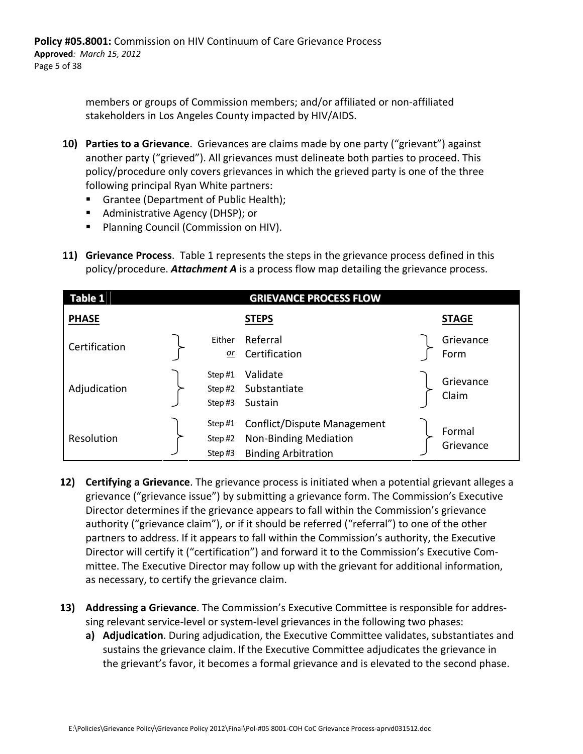members or groups of Commission members; and/or affiliated or non-affiliated stakeholders in Los Angeles County impacted by HIV/AIDS.

10) **Parties to a Grievance**. Grievances are claims made by one party ("grievant") against another party ("grieved"). All grievances must delineate both parties to proceed. This policy/procedure only covers grievances in which the grieved party is one of the three following principal Ryan White partners:
    - Grantee (Department of Public Health);
    - Administrative Agency (DHSP); or
    - Planning Council (Commission on HIV).

11) **Grievance Process**. Table 1 represents the steps in the grievance process defined in this policy/procedure. ***Attachment A*** is a process flow map detailing the grievance process.

| **Table 1** | | **GRIEVANCE PROCESS FLOW** | |
|---|---|---|---|
| **PHASE** | | **STEPS** | **STAGE** |
| Certification | Either | Referral | Grievance Form |
| | *or* | Certification | |
| Adjudication | Step #1 | Validate | Grievance Claim |
| | Step #2 | Substantiate | |
| | Step #3 | Sustain | |
| Resolution | Step #1 | Conflict/Dispute Management | Formal Grievance |
| | Step #2 | Non-Binding Mediation | |
| | Step #3 | Binding Arbitration | |

12) **Certifying a Grievance**. The grievance process is initiated when a potential grievant alleges a grievance ("grievance issue") by submitting a grievance form. The Commission's Executive Director determines if the grievance appears to fall within the Commission's grievance authority ("grievance claim"), or if it should be referred ("referral") to one of the other partners to address. If it appears to fall within the Commission's authority, the Executive Director will certify it ("certification") and forward it to the Commission's Executive Committee. The Executive Director may follow up with the grievant for additional information, as necessary, to certify the grievance claim.

13) **Addressing a Grievance**. The Commission's Executive Committee is responsible for addressing relevant service-level or system-level grievances in the following two phases:
    a) **Adjudication**. During adjudication, the Executive Committee validates, substantiates and sustains the grievance claim. If the Executive Committee adjudicates the grievance in the grievant's favor, it becomes a formal grievance and is elevated to the second phase.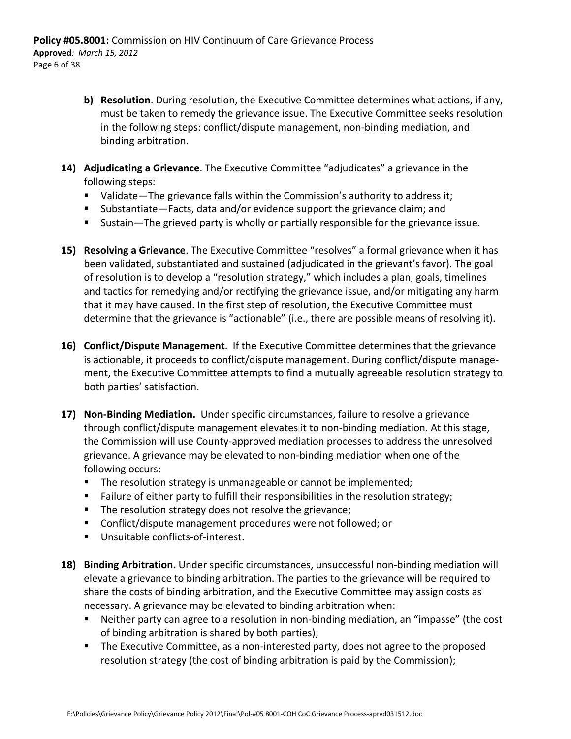b) **Resolution**. During resolution, the Executive Committee determines what actions, if any, must be taken to remedy the grievance issue. The Executive Committee seeks resolution in the following steps: conflict/dispute management, non-binding mediation, and binding arbitration.

14) **Adjudicating a Grievance**. The Executive Committee "adjudicates" a grievance in the following steps:
    - Validate—The grievance falls within the Commission's authority to address it;
    - Substantiate—Facts, data and/or evidence support the grievance claim; and
    - Sustain—The grieved party is wholly or partially responsible for the grievance issue.

15) **Resolving a Grievance**. The Executive Committee "resolves" a formal grievance when it has been validated, substantiated and sustained (adjudicated in the grievant's favor). The goal of resolution is to develop a "resolution strategy," which includes a plan, goals, timelines and tactics for remedying and/or rectifying the grievance issue, and/or mitigating any harm that it may have caused. In the first step of resolution, the Executive Committee must determine that the grievance is "actionable" (i.e., there are possible means of resolving it).

16) **Conflict/Dispute Management**. If the Executive Committee determines that the grievance is actionable, it proceeds to conflict/dispute management. During conflict/dispute management, the Executive Committee attempts to find a mutually agreeable resolution strategy to both parties' satisfaction.

17) **Non-Binding Mediation.** Under specific circumstances, failure to resolve a grievance through conflict/dispute management elevates it to non-binding mediation. At this stage, the Commission will use County-approved mediation processes to address the unresolved grievance. A grievance may be elevated to non-binding mediation when one of the following occurs:
    - The resolution strategy is unmanageable or cannot be implemented;
    - Failure of either party to fulfill their responsibilities in the resolution strategy;
    - The resolution strategy does not resolve the grievance;
    - Conflict/dispute management procedures were not followed; or
    - Unsuitable conflicts-of-interest.

18) **Binding Arbitration.** Under specific circumstances, unsuccessful non-binding mediation will elevate a grievance to binding arbitration. The parties to the grievance will be required to share the costs of binding arbitration, and the Executive Committee may assign costs as necessary. A grievance may be elevated to binding arbitration when:
    - Neither party can agree to a resolution in non-binding mediation, an "impasse" (the cost of binding arbitration is shared by both parties);
    - The Executive Committee, as a non-interested party, does not agree to the proposed resolution strategy (the cost of binding arbitration is paid by the Commission);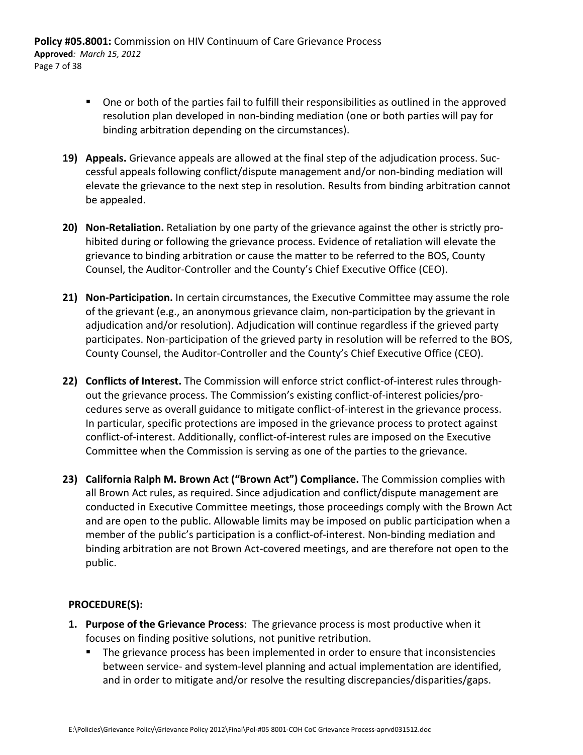- One or both of the parties fail to fulfill their responsibilities as outlined in the approved resolution plan developed in non-binding mediation (one or both parties will pay for binding arbitration depending on the circumstances).

19) **Appeals.** Grievance appeals are allowed at the final step of the adjudication process. Successful appeals following conflict/dispute management and/or non-binding mediation will elevate the grievance to the next step in resolution. Results from binding arbitration cannot be appealed.

20) **Non-Retaliation.** Retaliation by one party of the grievance against the other is strictly prohibited during or following the grievance process. Evidence of retaliation will elevate the grievance to binding arbitration or cause the matter to be referred to the BOS, County Counsel, the Auditor-Controller and the County's Chief Executive Office (CEO).

21) **Non-Participation.** In certain circumstances, the Executive Committee may assume the role of the grievant (e.g., an anonymous grievance claim, non-participation by the grievant in adjudication and/or resolution). Adjudication will continue regardless if the grieved party participates. Non-participation of the grieved party in resolution will be referred to the BOS, County Counsel, the Auditor-Controller and the County's Chief Executive Office (CEO).

22) **Conflicts of Interest.** The Commission will enforce strict conflict-of-interest rules throughout the grievance process. The Commission's existing conflict-of-interest policies/procedures serve as overall guidance to mitigate conflict-of-interest in the grievance process. In particular, specific protections are imposed in the grievance process to protect against conflict-of-interest. Additionally, conflict-of-interest rules are imposed on the Executive Committee when the Commission is serving as one of the parties to the grievance.

23) **California Ralph M. Brown Act ("Brown Act") Compliance.** The Commission complies with all Brown Act rules, as required. Since adjudication and conflict/dispute management are conducted in Executive Committee meetings, those proceedings comply with the Brown Act and are open to the public. Allowable limits may be imposed on public participation when a member of the public's participation is a conflict-of-interest. Non-binding mediation and binding arbitration are not Brown Act-covered meetings, and are therefore not open to the public.

**PROCEDURE(S):**

1. **Purpose of the Grievance Process**: The grievance process is most productive when it focuses on finding positive solutions, not punitive retribution.
   - The grievance process has been implemented in order to ensure that inconsistencies between service- and system-level planning and actual implementation are identified, and in order to mitigate and/or resolve the resulting discrepancies/disparities/gaps.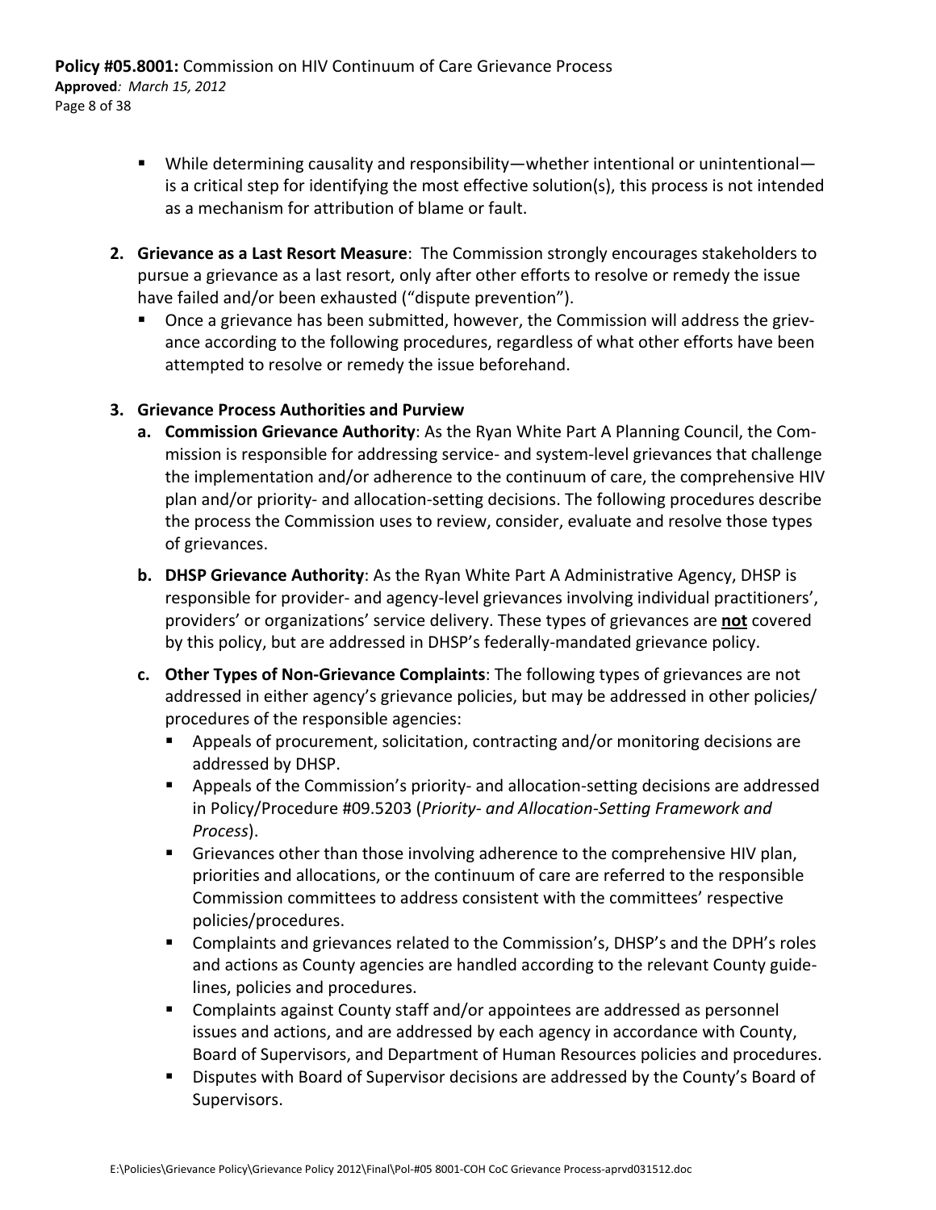- While determining causality and responsibility—whether intentional or unintentional—is a critical step for identifying the most effective solution(s), this process is not intended as a mechanism for attribution of blame or fault.

2. **Grievance as a Last Resort Measure**: The Commission strongly encourages stakeholders to pursue a grievance as a last resort, only after other efforts to resolve or remedy the issue have failed and/or been exhausted ("dispute prevention").
   - Once a grievance has been submitted, however, the Commission will address the grievance according to the following procedures, regardless of what other efforts have been attempted to resolve or remedy the issue beforehand.

3. **Grievance Process Authorities and Purview**
   a. **Commission Grievance Authority**: As the Ryan White Part A Planning Council, the Commission is responsible for addressing service- and system-level grievances that challenge the implementation and/or adherence to the continuum of care, the comprehensive HIV plan and/or priority- and allocation-setting decisions. The following procedures describe the process the Commission uses to review, consider, evaluate and resolve those types of grievances.

   b. **DHSP Grievance Authority**: As the Ryan White Part A Administrative Agency, DHSP is responsible for provider- and agency-level grievances involving individual practitioners', providers' or organizations' service delivery. These types of grievances are **not** covered by this policy, but are addressed in DHSP's federally-mandated grievance policy.

   c. **Other Types of Non-Grievance Complaints**: The following types of grievances are not addressed in either agency's grievance policies, but may be addressed in other policies/procedures of the responsible agencies:
      - Appeals of procurement, solicitation, contracting and/or monitoring decisions are addressed by DHSP.
      - Appeals of the Commission's priority- and allocation-setting decisions are addressed in Policy/Procedure #09.5203 (*Priority- and Allocation-Setting Framework and Process*).
      - Grievances other than those involving adherence to the comprehensive HIV plan, priorities and allocations, or the continuum of care are referred to the responsible Commission committees to address consistent with the committees' respective policies/procedures.
      - Complaints and grievances related to the Commission's, DHSP's and the DPH's roles and actions as County agencies are handled according to the relevant County guidelines, policies and procedures.
      - Complaints against County staff and/or appointees are addressed as personnel issues and actions, and are addressed by each agency in accordance with County, Board of Supervisors, and Department of Human Resources policies and procedures.
      - Disputes with Board of Supervisor decisions are addressed by the County's Board of Supervisors.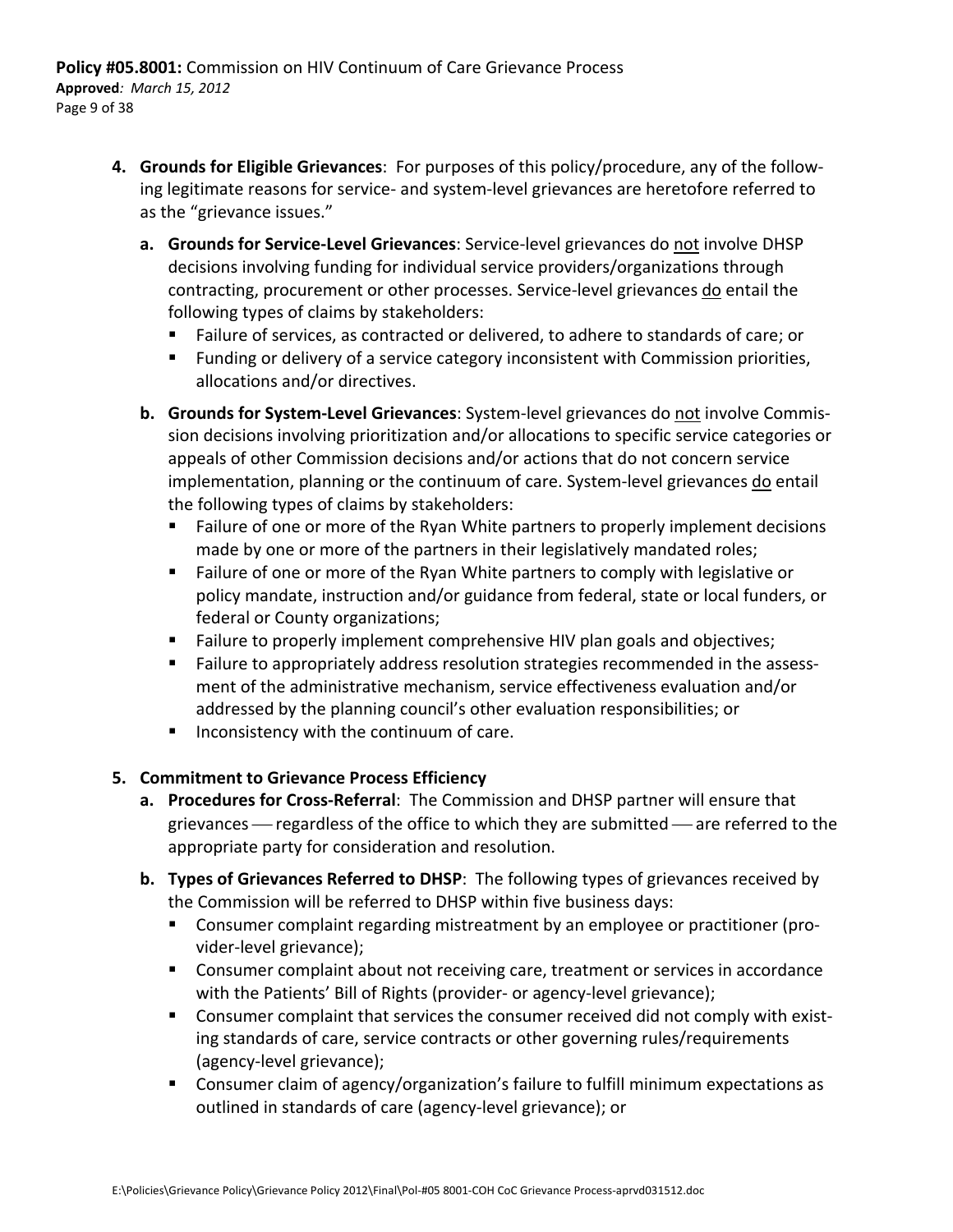4. **Grounds for Eligible Grievances**: For purposes of this policy/procedure, any of the following legitimate reasons for service- and system-level grievances are heretofore referred to as the "grievance issues."

   a. **Grounds for Service-Level Grievances**: Service-level grievances do not involve DHSP decisions involving funding for individual service providers/organizations through contracting, procurement or other processes. Service-level grievances do entail the following types of claims by stakeholders:
      - Failure of services, as contracted or delivered, to adhere to standards of care; or
      - Funding or delivery of a service category inconsistent with Commission priorities, allocations and/or directives.

   b. **Grounds for System-Level Grievances**: System-level grievances do not involve Commission decisions involving prioritization and/or allocations to specific service categories or appeals of other Commission decisions and/or actions that do not concern service implementation, planning or the continuum of care. System-level grievances do entail the following types of claims by stakeholders:
      - Failure of one or more of the Ryan White partners to properly implement decisions made by one or more of the partners in their legislatively mandated roles;
      - Failure of one or more of the Ryan White partners to comply with legislative or policy mandate, instruction and/or guidance from federal, state or local funders, or federal or County organizations;
      - Failure to properly implement comprehensive HIV plan goals and objectives;
      - Failure to appropriately address resolution strategies recommended in the assessment of the administrative mechanism, service effectiveness evaluation and/or addressed by the planning council's other evaluation responsibilities; or
      - Inconsistency with the continuum of care.

5. **Commitment to Grievance Process Efficiency**

   a. **Procedures for Cross-Referral**: The Commission and DHSP partner will ensure that grievances — regardless of the office to which they are submitted — are referred to the appropriate party for consideration and resolution.

   b. **Types of Grievances Referred to DHSP**: The following types of grievances received by the Commission will be referred to DHSP within five business days:
      - Consumer complaint regarding mistreatment by an employee or practitioner (provider-level grievance);
      - Consumer complaint about not receiving care, treatment or services in accordance with the Patients' Bill of Rights (provider- or agency-level grievance);
      - Consumer complaint that services the consumer received did not comply with existing standards of care, service contracts or other governing rules/requirements (agency-level grievance);
      - Consumer claim of agency/organization's failure to fulfill minimum expectations as outlined in standards of care (agency-level grievance); or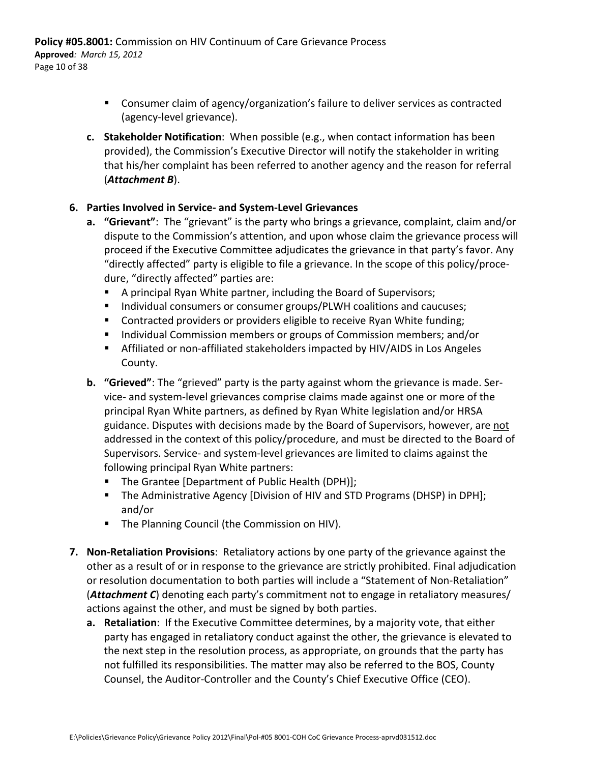- Consumer claim of agency/organization's failure to deliver services as contracted (agency-level grievance).

c. **Stakeholder Notification**: When possible (e.g., when contact information has been provided), the Commission's Executive Director will notify the stakeholder in writing that his/her complaint has been referred to another agency and the reason for referral (***Attachment B***).

**6. Parties Involved in Service- and System-Level Grievances**

a. **"Grievant"**: The "grievant" is the party who brings a grievance, complaint, claim and/or dispute to the Commission's attention, and upon whose claim the grievance process will proceed if the Executive Committee adjudicates the grievance in that party's favor. Any "directly affected" party is eligible to file a grievance. In the scope of this policy/procedure, "directly affected" parties are:
   - A principal Ryan White partner, including the Board of Supervisors;
   - Individual consumers or consumer groups/PLWH coalitions and caucuses;
   - Contracted providers or providers eligible to receive Ryan White funding;
   - Individual Commission members or groups of Commission members; and/or
   - Affiliated or non-affiliated stakeholders impacted by HIV/AIDS in Los Angeles County.

b. **"Grieved"**: The "grieved" party is the party against whom the grievance is made. Service- and system-level grievances comprise claims made against one or more of the principal Ryan White partners, as defined by Ryan White legislation and/or HRSA guidance. Disputes with decisions made by the Board of Supervisors, however, are <u>not</u> addressed in the context of this policy/procedure, and must be directed to the Board of Supervisors. Service- and system-level grievances are limited to claims against the following principal Ryan White partners:
   - The Grantee [Department of Public Health (DPH)];
   - The Administrative Agency [Division of HIV and STD Programs (DHSP) in DPH]; and/or
   - The Planning Council (the Commission on HIV).

**7. Non-Retaliation Provisions**: Retaliatory actions by one party of the grievance against the other as a result of or in response to the grievance are strictly prohibited. Final adjudication or resolution documentation to both parties will include a "Statement of Non-Retaliation" (***Attachment C***) denoting each party's commitment not to engage in retaliatory measures/ actions against the other, and must be signed by both parties.

a. **Retaliation**: If the Executive Committee determines, by a majority vote, that either party has engaged in retaliatory conduct against the other, the grievance is elevated to the next step in the resolution process, as appropriate, on grounds that the party has not fulfilled its responsibilities. The matter may also be referred to the BOS, County Counsel, the Auditor-Controller and the County's Chief Executive Office (CEO).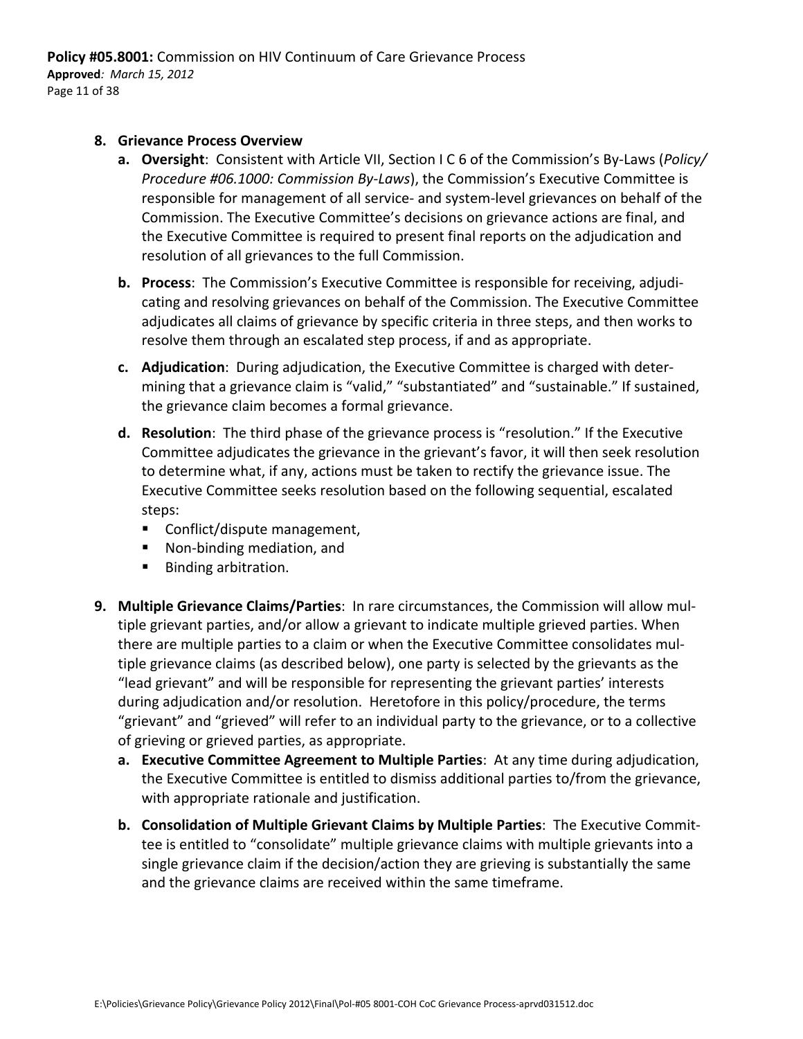8. **Grievance Process Overview**
   a. **Oversight**: Consistent with Article VII, Section I C 6 of the Commission's By-Laws (*Policy/ Procedure #06.1000: Commission By-Laws*), the Commission's Executive Committee is responsible for management of all service- and system-level grievances on behalf of the Commission. The Executive Committee's decisions on grievance actions are final, and the Executive Committee is required to present final reports on the adjudication and resolution of all grievances to the full Commission.

   b. **Process**: The Commission's Executive Committee is responsible for receiving, adjudicating and resolving grievances on behalf of the Commission. The Executive Committee adjudicates all claims of grievance by specific criteria in three steps, and then works to resolve them through an escalated step process, if and as appropriate.

   c. **Adjudication**: During adjudication, the Executive Committee is charged with determining that a grievance claim is "valid," "substantiated" and "sustainable." If sustained, the grievance claim becomes a formal grievance.

   d. **Resolution**: The third phase of the grievance process is "resolution." If the Executive Committee adjudicates the grievance in the grievant's favor, it will then seek resolution to determine what, if any, actions must be taken to rectify the grievance issue. The Executive Committee seeks resolution based on the following sequential, escalated steps:
      - Conflict/dispute management,
      - Non-binding mediation, and
      - Binding arbitration.

9. **Multiple Grievance Claims/Parties**: In rare circumstances, the Commission will allow multiple grievant parties, and/or allow a grievant to indicate multiple grieved parties. When there are multiple parties to a claim or when the Executive Committee consolidates multiple grievance claims (as described below), one party is selected by the grievants as the "lead grievant" and will be responsible for representing the grievant parties' interests during adjudication and/or resolution. Heretofore in this policy/procedure, the terms "grievant" and "grieved" will refer to an individual party to the grievance, or to a collective of grieving or grieved parties, as appropriate.
   a. **Executive Committee Agreement to Multiple Parties**: At any time during adjudication, the Executive Committee is entitled to dismiss additional parties to/from the grievance, with appropriate rationale and justification.

   b. **Consolidation of Multiple Grievant Claims by Multiple Parties**: The Executive Committee is entitled to "consolidate" multiple grievance claims with multiple grievants into a single grievance claim if the decision/action they are grieving is substantially the same and the grievance claims are received within the same timeframe.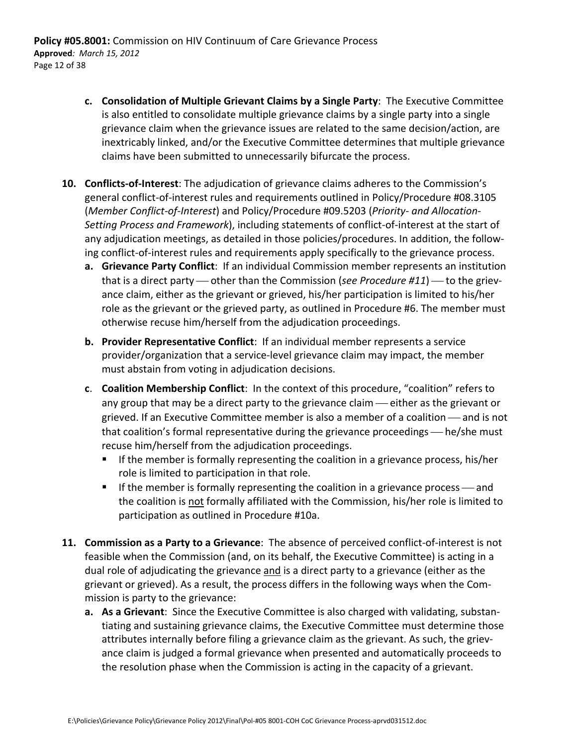c. **Consolidation of Multiple Grievant Claims by a Single Party**: The Executive Committee is also entitled to consolidate multiple grievance claims by a single party into a single grievance claim when the grievance issues are related to the same decision/action, are inextricably linked, and/or the Executive Committee determines that multiple grievance claims have been submitted to unnecessarily bifurcate the process.

10. **Conflicts-of-Interest**: The adjudication of grievance claims adheres to the Commission's general conflict-of-interest rules and requirements outlined in Policy/Procedure #08.3105 (*Member Conflict-of-Interest*) and Policy/Procedure #09.5203 (*Priority- and Allocation-Setting Process and Framework*), including statements of conflict-of-interest at the start of any adjudication meetings, as detailed in those policies/procedures. In addition, the following conflict-of-interest rules and requirements apply specifically to the grievance process.
    a. **Grievance Party Conflict**: If an individual Commission member represents an institution that is a direct party — other than the Commission (*see Procedure #11*) — to the grievance claim, either as the grievant or grieved, his/her participation is limited to his/her role as the grievant or the grieved party, as outlined in Procedure #6. The member must otherwise recuse him/herself from the adjudication proceedings.

    b. **Provider Representative Conflict**: If an individual member represents a service provider/organization that a service-level grievance claim may impact, the member must abstain from voting in adjudication decisions.

    c. **Coalition Membership Conflict**: In the context of this procedure, "coalition" refers to any group that may be a direct party to the grievance claim — either as the grievant or grieved. If an Executive Committee member is also a member of a coalition — and is not that coalition's formal representative during the grievance proceedings — he/she must recuse him/herself from the adjudication proceedings.
    - If the member is formally representing the coalition in a grievance process, his/her role is limited to participation in that role.
    - If the member is formally representing the coalition in a grievance process — and the coalition is <u>not</u> formally affiliated with the Commission, his/her role is limited to participation as outlined in Procedure #10a.

11. **Commission as a Party to a Grievance**: The absence of perceived conflict-of-interest is not feasible when the Commission (and, on its behalf, the Executive Committee) is acting in a dual role of adjudicating the grievance <u>and</u> is a direct party to a grievance (either as the grievant or grieved). As a result, the process differs in the following ways when the Commission is party to the grievance:
    a. **As a Grievant**: Since the Executive Committee is also charged with validating, substantiating and sustaining grievance claims, the Executive Committee must determine those attributes internally before filing a grievance claim as the grievant. As such, the grievance claim is judged a formal grievance when presented and automatically proceeds to the resolution phase when the Commission is acting in the capacity of a grievant.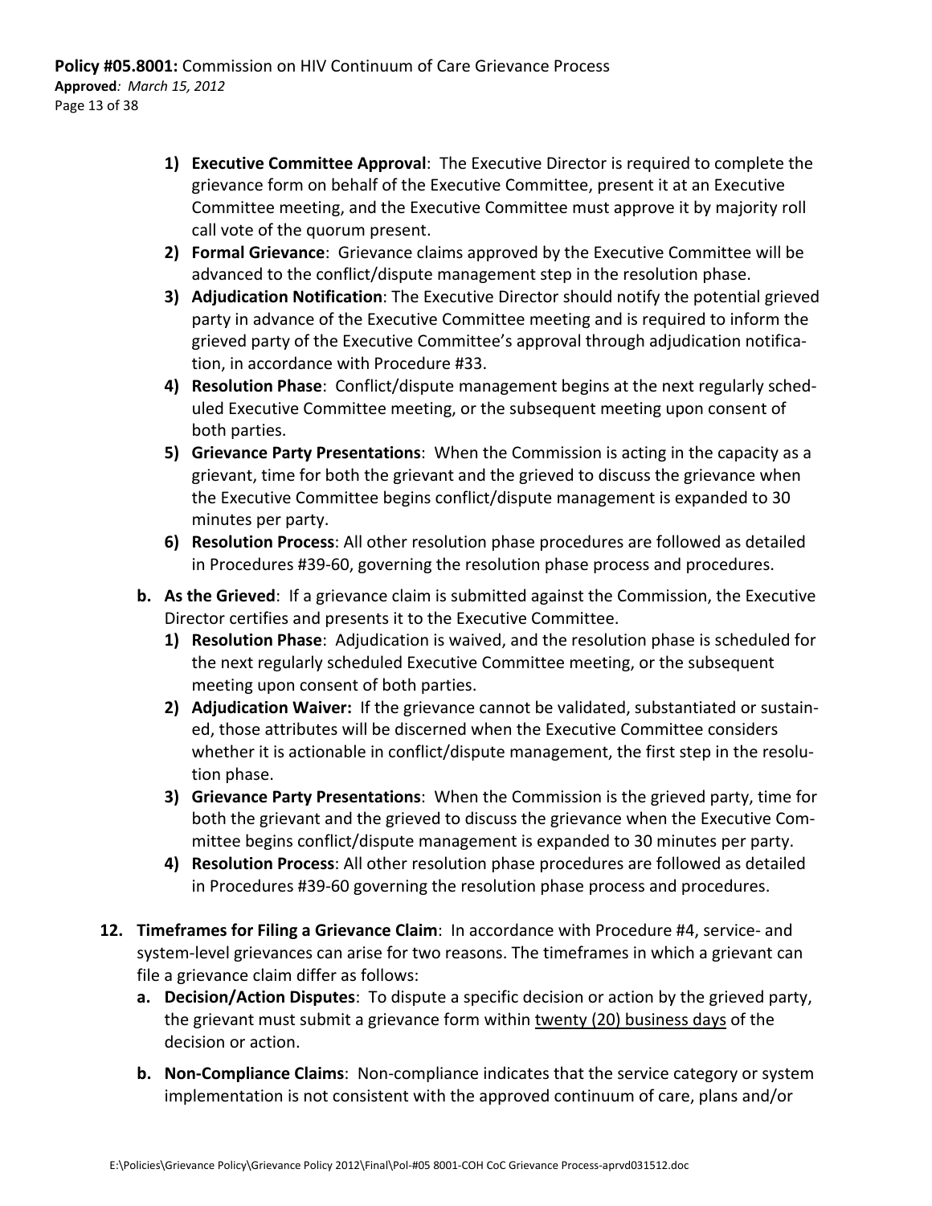1) **Executive Committee Approval**: The Executive Director is required to complete the grievance form on behalf of the Executive Committee, present it at an Executive Committee meeting, and the Executive Committee must approve it by majority roll call vote of the quorum present.
2) **Formal Grievance**: Grievance claims approved by the Executive Committee will be advanced to the conflict/dispute management step in the resolution phase.
3) **Adjudication Notification**: The Executive Director should notify the potential grieved party in advance of the Executive Committee meeting and is required to inform the grieved party of the Executive Committee's approval through adjudication notification, in accordance with Procedure #33.
4) **Resolution Phase**: Conflict/dispute management begins at the next regularly scheduled Executive Committee meeting, or the subsequent meeting upon consent of both parties.
5) **Grievance Party Presentations**: When the Commission is acting in the capacity as a grievant, time for both the grievant and the grieved to discuss the grievance when the Executive Committee begins conflict/dispute management is expanded to 30 minutes per party.
6) **Resolution Process**: All other resolution phase procedures are followed as detailed in Procedures #39-60, governing the resolution phase process and procedures.

b. **As the Grieved**: If a grievance claim is submitted against the Commission, the Executive Director certifies and presents it to the Executive Committee.
   1) **Resolution Phase**: Adjudication is waived, and the resolution phase is scheduled for the next regularly scheduled Executive Committee meeting, or the subsequent meeting upon consent of both parties.
   2) **Adjudication Waiver:** If the grievance cannot be validated, substantiated or sustained, those attributes will be discerned when the Executive Committee considers whether it is actionable in conflict/dispute management, the first step in the resolution phase.
   3) **Grievance Party Presentations**: When the Commission is the grieved party, time for both the grievant and the grieved to discuss the grievance when the Executive Committee begins conflict/dispute management is expanded to 30 minutes per party.
   4) **Resolution Process**: All other resolution phase procedures are followed as detailed in Procedures #39-60 governing the resolution phase process and procedures.

12. **Timeframes for Filing a Grievance Claim**: In accordance with Procedure #4, service- and system-level grievances can arise for two reasons. The timeframes in which a grievant can file a grievance claim differ as follows:
    a. **Decision/Action Disputes**: To dispute a specific decision or action by the grieved party, the grievant must submit a grievance form within twenty (20) business days of the decision or action.
    b. **Non-Compliance Claims**: Non-compliance indicates that the service category or system implementation is not consistent with the approved continuum of care, plans and/or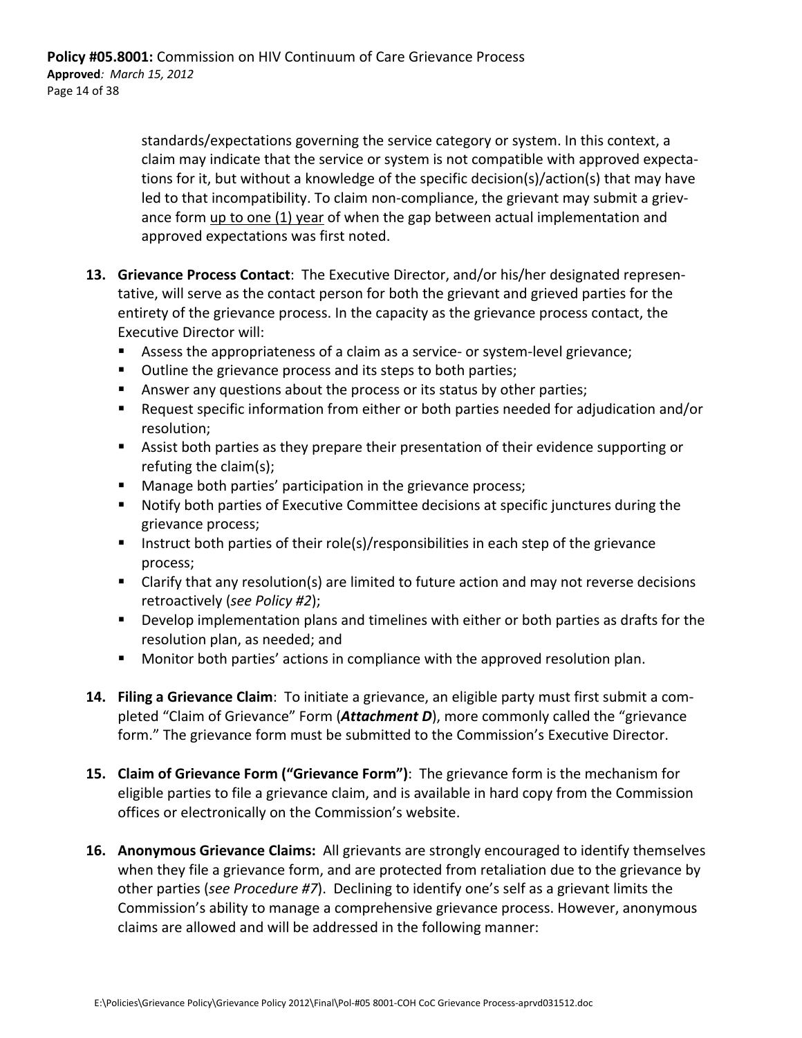standards/expectations governing the service category or system. In this context, a claim may indicate that the service or system is not compatible with approved expectations for it, but without a knowledge of the specific decision(s)/action(s) that may have led to that incompatibility. To claim non-compliance, the grievant may submit a grievance form up to one (1) year of when the gap between actual implementation and approved expectations was first noted.

13. **Grievance Process Contact**: The Executive Director, and/or his/her designated representative, will serve as the contact person for both the grievant and grieved parties for the entirety of the grievance process. In the capacity as the grievance process contact, the Executive Director will:
    - Assess the appropriateness of a claim as a service- or system-level grievance;
    - Outline the grievance process and its steps to both parties;
    - Answer any questions about the process or its status by other parties;
    - Request specific information from either or both parties needed for adjudication and/or resolution;
    - Assist both parties as they prepare their presentation of their evidence supporting or refuting the claim(s);
    - Manage both parties' participation in the grievance process;
    - Notify both parties of Executive Committee decisions at specific junctures during the grievance process;
    - Instruct both parties of their role(s)/responsibilities in each step of the grievance process;
    - Clarify that any resolution(s) are limited to future action and may not reverse decisions retroactively (*see Policy #2*);
    - Develop implementation plans and timelines with either or both parties as drafts for the resolution plan, as needed; and
    - Monitor both parties' actions in compliance with the approved resolution plan.

14. **Filing a Grievance Claim**: To initiate a grievance, an eligible party must first submit a completed "Claim of Grievance" Form (***Attachment D***), more commonly called the "grievance form." The grievance form must be submitted to the Commission's Executive Director.

15. **Claim of Grievance Form ("Grievance Form")**: The grievance form is the mechanism for eligible parties to file a grievance claim, and is available in hard copy from the Commission offices or electronically on the Commission's website.

16. **Anonymous Grievance Claims:** All grievants are strongly encouraged to identify themselves when they file a grievance form, and are protected from retaliation due to the grievance by other parties (*see Procedure #7*). Declining to identify one's self as a grievant limits the Commission's ability to manage a comprehensive grievance process. However, anonymous claims are allowed and will be addressed in the following manner: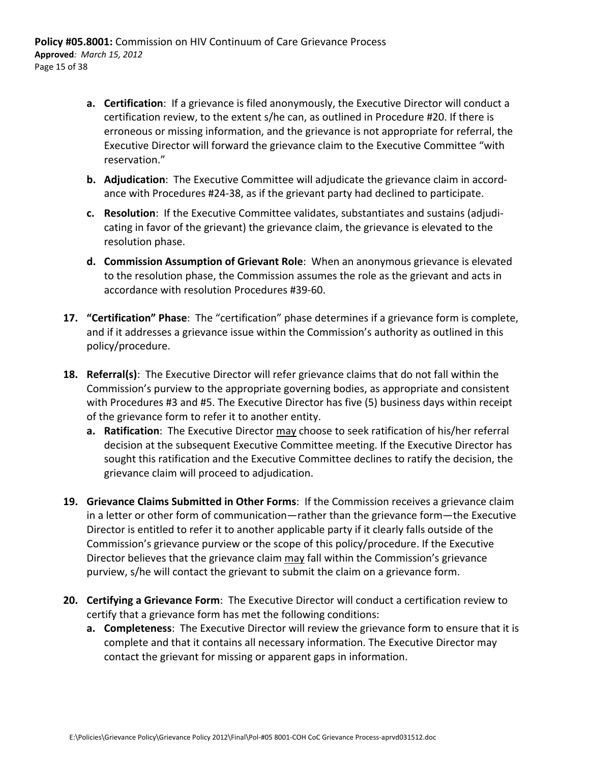a. **Certification**: If a grievance is filed anonymously, the Executive Director will conduct a certification review, to the extent s/he can, as outlined in Procedure #20. If there is erroneous or missing information, and the grievance is not appropriate for referral, the Executive Director will forward the grievance claim to the Executive Committee "with reservation."

b. **Adjudication**: The Executive Committee will adjudicate the grievance claim in accordance with Procedures #24-38, as if the grievant party had declined to participate.

c. **Resolution**: If the Executive Committee validates, substantiates and sustains (adjudicating in favor of the grievant) the grievance claim, the grievance is elevated to the resolution phase.

d. **Commission Assumption of Grievant Role**: When an anonymous grievance is elevated to the resolution phase, the Commission assumes the role as the grievant and acts in accordance with resolution Procedures #39-60.

17. **"Certification" Phase**: The "certification" phase determines if a grievance form is complete, and if it addresses a grievance issue within the Commission's authority as outlined in this policy/procedure.

18. **Referral(s)**: The Executive Director will refer grievance claims that do not fall within the Commission's purview to the appropriate governing bodies, as appropriate and consistent with Procedures #3 and #5. The Executive Director has five (5) business days within receipt of the grievance form to refer it to another entity.
    a. **Ratification**: The Executive Director <u>may</u> choose to seek ratification of his/her referral decision at the subsequent Executive Committee meeting. If the Executive Director has sought this ratification and the Executive Committee declines to ratify the decision, the grievance claim will proceed to adjudication.

19. **Grievance Claims Submitted in Other Forms**: If the Commission receives a grievance claim in a letter or other form of communication—rather than the grievance form—the Executive Director is entitled to refer it to another applicable party if it clearly falls outside of the Commission's grievance purview or the scope of this policy/procedure. If the Executive Director believes that the grievance claim <u>may</u> fall within the Commission's grievance purview, s/he will contact the grievant to submit the claim on a grievance form.

20. **Certifying a Grievance Form**: The Executive Director will conduct a certification review to certify that a grievance form has met the following conditions:
    a. **Completeness**: The Executive Director will review the grievance form to ensure that it is complete and that it contains all necessary information. The Executive Director may contact the grievant for missing or apparent gaps in information.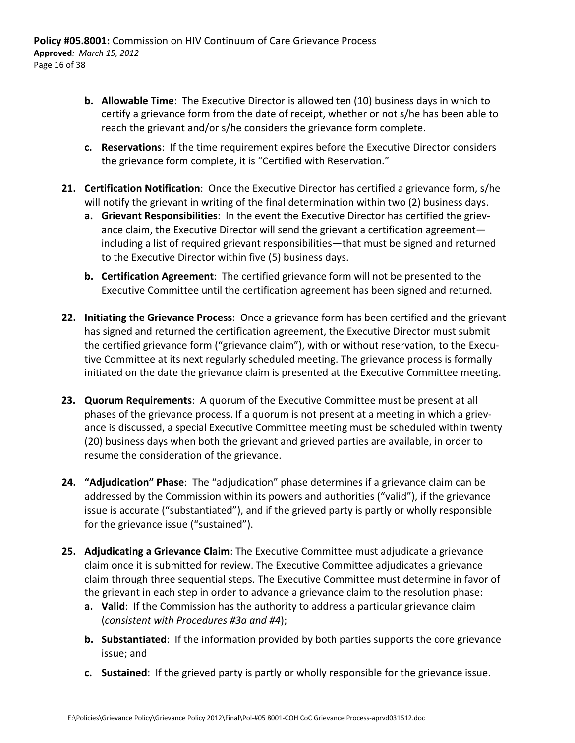b. **Allowable Time**: The Executive Director is allowed ten (10) business days in which to certify a grievance form from the date of receipt, whether or not s/he has been able to reach the grievant and/or s/he considers the grievance form complete.

c. **Reservations**: If the time requirement expires before the Executive Director considers the grievance form complete, it is "Certified with Reservation."

21. **Certification Notification**: Once the Executive Director has certified a grievance form, s/he will notify the grievant in writing of the final determination within two (2) business days.
    a. **Grievant Responsibilities**: In the event the Executive Director has certified the grievance claim, the Executive Director will send the grievant a certification agreement—including a list of required grievant responsibilities—that must be signed and returned to the Executive Director within five (5) business days.
    b. **Certification Agreement**: The certified grievance form will not be presented to the Executive Committee until the certification agreement has been signed and returned.

22. **Initiating the Grievance Process**: Once a grievance form has been certified and the grievant has signed and returned the certification agreement, the Executive Director must submit the certified grievance form ("grievance claim"), with or without reservation, to the Executive Committee at its next regularly scheduled meeting. The grievance process is formally initiated on the date the grievance claim is presented at the Executive Committee meeting.

23. **Quorum Requirements**: A quorum of the Executive Committee must be present at all phases of the grievance process. If a quorum is not present at a meeting in which a grievance is discussed, a special Executive Committee meeting must be scheduled within twenty (20) business days when both the grievant and grieved parties are available, in order to resume the consideration of the grievance.

24. **"Adjudication" Phase**: The "adjudication" phase determines if a grievance claim can be addressed by the Commission within its powers and authorities ("valid"), if the grievance issue is accurate ("substantiated"), and if the grieved party is partly or wholly responsible for the grievance issue ("sustained").

25. **Adjudicating a Grievance Claim**: The Executive Committee must adjudicate a grievance claim once it is submitted for review. The Executive Committee adjudicates a grievance claim through three sequential steps. The Executive Committee must determine in favor of the grievant in each step in order to advance a grievance claim to the resolution phase:
    a. **Valid**: If the Commission has the authority to address a particular grievance claim (*consistent with Procedures #3a and #4*);
    b. **Substantiated**: If the information provided by both parties supports the core grievance issue; and
    c. **Sustained**: If the grieved party is partly or wholly responsible for the grievance issue.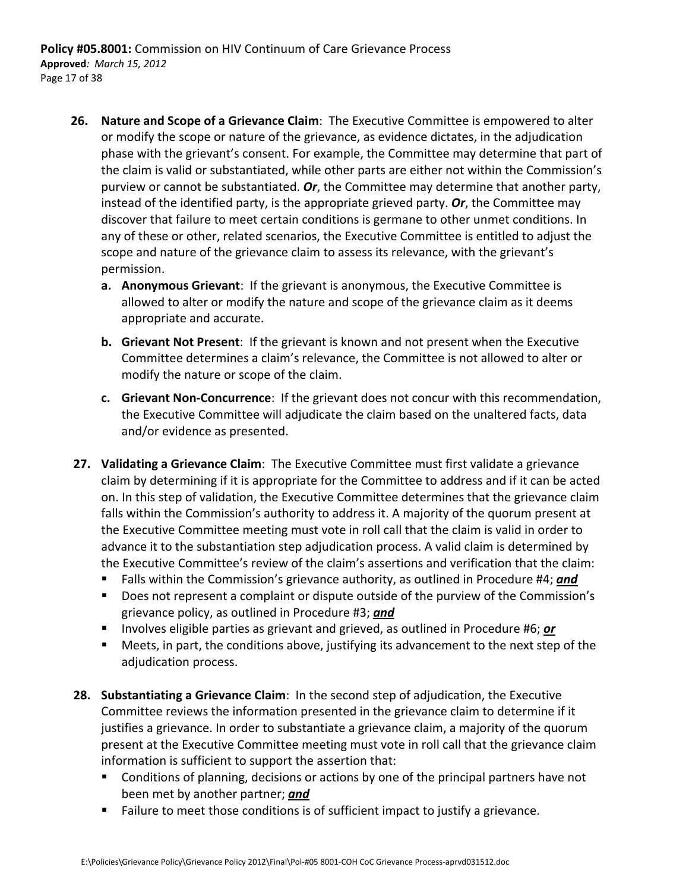26. **Nature and Scope of a Grievance Claim**: The Executive Committee is empowered to alter or modify the scope or nature of the grievance, as evidence dictates, in the adjudication phase with the grievant's consent. For example, the Committee may determine that part of the claim is valid or substantiated, while other parts are either not within the Commission's purview or cannot be substantiated. ***Or***, the Committee may determine that another party, instead of the identified party, is the appropriate grieved party. ***Or***, the Committee may discover that failure to meet certain conditions is germane to other unmet conditions. In any of these or other, related scenarios, the Executive Committee is entitled to adjust the scope and nature of the grievance claim to assess its relevance, with the grievant's permission.
    a. **Anonymous Grievant**: If the grievant is anonymous, the Executive Committee is allowed to alter or modify the nature and scope of the grievance claim as it deems appropriate and accurate.
    b. **Grievant Not Present**: If the grievant is known and not present when the Executive Committee determines a claim's relevance, the Committee is not allowed to alter or modify the nature or scope of the claim.
    c. **Grievant Non-Concurrence**: If the grievant does not concur with this recommendation, the Executive Committee will adjudicate the claim based on the unaltered facts, data and/or evidence as presented.

27. **Validating a Grievance Claim**: The Executive Committee must first validate a grievance claim by determining if it is appropriate for the Committee to address and if it can be acted on. In this step of validation, the Executive Committee determines that the grievance claim falls within the Commission's authority to address it. A majority of the quorum present at the Executive Committee meeting must vote in roll call that the claim is valid in order to advance it to the substantiation step adjudication process. A valid claim is determined by the Executive Committee's review of the claim's assertions and verification that the claim:
    - Falls within the Commission's grievance authority, as outlined in Procedure #4; ***and***
    - Does not represent a complaint or dispute outside of the purview of the Commission's grievance policy, as outlined in Procedure #3; ***and***
    - Involves eligible parties as grievant and grieved, as outlined in Procedure #6; ***or***
    - Meets, in part, the conditions above, justifying its advancement to the next step of the adjudication process.

28. **Substantiating a Grievance Claim**: In the second step of adjudication, the Executive Committee reviews the information presented in the grievance claim to determine if it justifies a grievance. In order to substantiate a grievance claim, a majority of the quorum present at the Executive Committee meeting must vote in roll call that the grievance claim information is sufficient to support the assertion that:
    - Conditions of planning, decisions or actions by one of the principal partners have not been met by another partner; ***and***
    - Failure to meet those conditions is of sufficient impact to justify a grievance.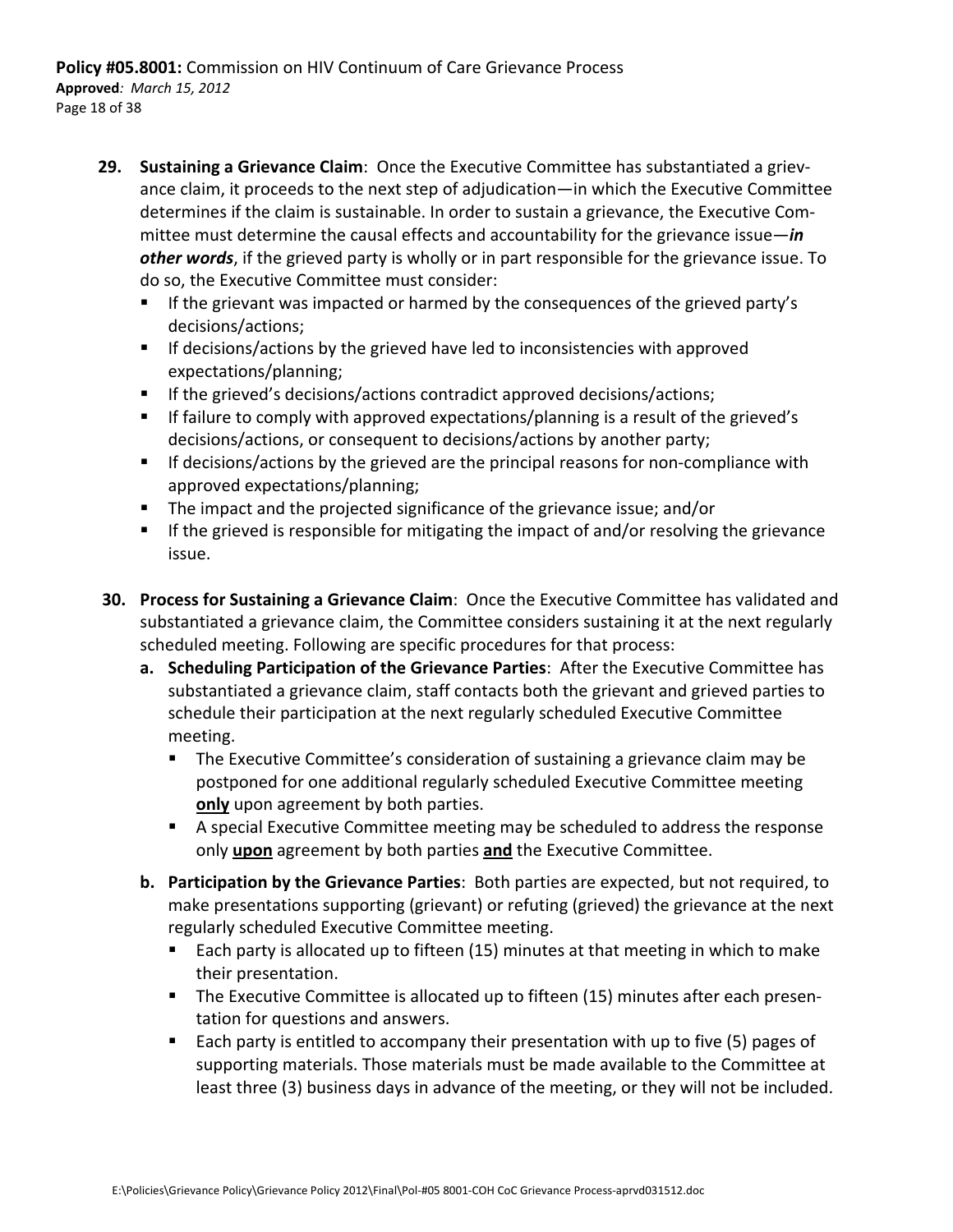29. **Sustaining a Grievance Claim**: Once the Executive Committee has substantiated a grievance claim, it proceeds to the next step of adjudication—in which the Executive Committee determines if the claim is sustainable. In order to sustain a grievance, the Executive Committee must determine the causal effects and accountability for the grievance issue—***in other words***, if the grieved party is wholly or in part responsible for the grievance issue. To do so, the Executive Committee must consider:
   - If the grievant was impacted or harmed by the consequences of the grieved party's decisions/actions;
   - If decisions/actions by the grieved have led to inconsistencies with approved expectations/planning;
   - If the grieved's decisions/actions contradict approved decisions/actions;
   - If failure to comply with approved expectations/planning is a result of the grieved's decisions/actions, or consequent to decisions/actions by another party;
   - If decisions/actions by the grieved are the principal reasons for non-compliance with approved expectations/planning;
   - The impact and the projected significance of the grievance issue; and/or
   - If the grieved is responsible for mitigating the impact of and/or resolving the grievance issue.

30. **Process for Sustaining a Grievance Claim**: Once the Executive Committee has validated and substantiated a grievance claim, the Committee considers sustaining it at the next regularly scheduled meeting. Following are specific procedures for that process:
   a. **Scheduling Participation of the Grievance Parties**: After the Executive Committee has substantiated a grievance claim, staff contacts both the grievant and grieved parties to schedule their participation at the next regularly scheduled Executive Committee meeting.
      - The Executive Committee's consideration of sustaining a grievance claim may be postponed for one additional regularly scheduled Executive Committee meeting <u>**only**</u> upon agreement by both parties.
      - A special Executive Committee meeting may be scheduled to address the response only <u>**upon**</u> agreement by both parties <u>**and**</u> the Executive Committee.
   b. **Participation by the Grievance Parties**: Both parties are expected, but not required, to make presentations supporting (grievant) or refuting (grieved) the grievance at the next regularly scheduled Executive Committee meeting.
      - Each party is allocated up to fifteen (15) minutes at that meeting in which to make their presentation.
      - The Executive Committee is allocated up to fifteen (15) minutes after each presentation for questions and answers.
      - Each party is entitled to accompany their presentation with up to five (5) pages of supporting materials. Those materials must be made available to the Committee at least three (3) business days in advance of the meeting, or they will not be included.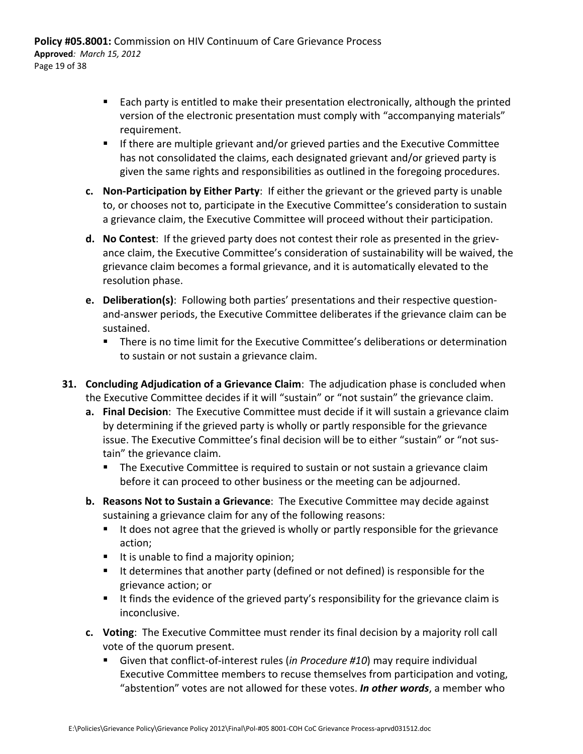- Each party is entitled to make their presentation electronically, although the printed version of the electronic presentation must comply with "accompanying materials" requirement.
- If there are multiple grievant and/or grieved parties and the Executive Committee has not consolidated the claims, each designated grievant and/or grieved party is given the same rights and responsibilities as outlined in the foregoing procedures.

c. **Non-Participation by Either Party**: If either the grievant or the grieved party is unable to, or chooses not to, participate in the Executive Committee's consideration to sustain a grievance claim, the Executive Committee will proceed without their participation.

d. **No Contest**: If the grieved party does not contest their role as presented in the grievance claim, the Executive Committee's consideration of sustainability will be waived, the grievance claim becomes a formal grievance, and it is automatically elevated to the resolution phase.

e. **Deliberation(s)**: Following both parties' presentations and their respective question-and-answer periods, the Executive Committee deliberates if the grievance claim can be sustained.
   - There is no time limit for the Executive Committee's deliberations or determination to sustain or not sustain a grievance claim.

31. **Concluding Adjudication of a Grievance Claim**: The adjudication phase is concluded when the Executive Committee decides if it will "sustain" or "not sustain" the grievance claim.

    a. **Final Decision**: The Executive Committee must decide if it will sustain a grievance claim by determining if the grieved party is wholly or partly responsible for the grievance issue. The Executive Committee's final decision will be to either "sustain" or "not sustain" the grievance claim.
       - The Executive Committee is required to sustain or not sustain a grievance claim before it can proceed to other business or the meeting can be adjourned.

    b. **Reasons Not to Sustain a Grievance**: The Executive Committee may decide against sustaining a grievance claim for any of the following reasons:
       - It does not agree that the grieved is wholly or partly responsible for the grievance action;
       - It is unable to find a majority opinion;
       - It determines that another party (defined or not defined) is responsible for the grievance action; or
       - It finds the evidence of the grieved party's responsibility for the grievance claim is inconclusive.

    c. **Voting**: The Executive Committee must render its final decision by a majority roll call vote of the quorum present.
       - Given that conflict-of-interest rules (*in Procedure #10*) may require individual Executive Committee members to recuse themselves from participation and voting, "abstention" votes are not allowed for these votes. ***In other words***, a member who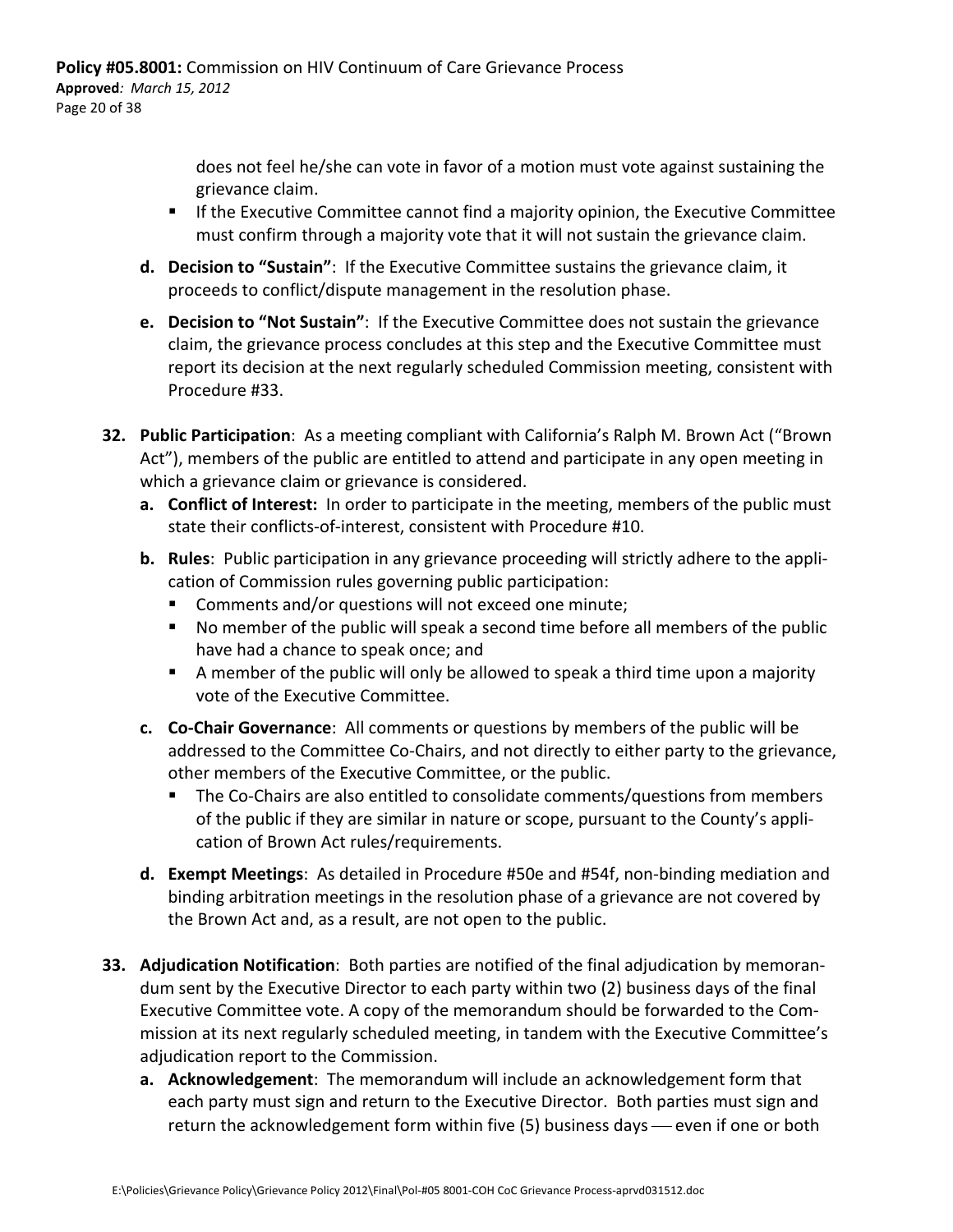does not feel he/she can vote in favor of a motion must vote against sustaining the grievance claim.
- If the Executive Committee cannot find a majority opinion, the Executive Committee must confirm through a majority vote that it will not sustain the grievance claim.

**d. Decision to "Sustain"**: If the Executive Committee sustains the grievance claim, it proceeds to conflict/dispute management in the resolution phase.

**e. Decision to "Not Sustain"**: If the Executive Committee does not sustain the grievance claim, the grievance process concludes at this step and the Executive Committee must report its decision at the next regularly scheduled Commission meeting, consistent with Procedure #33.

**32. Public Participation**: As a meeting compliant with California's Ralph M. Brown Act ("Brown Act"), members of the public are entitled to attend and participate in any open meeting in which a grievance claim or grievance is considered.

**a. Conflict of Interest:** In order to participate in the meeting, members of the public must state their conflicts-of-interest, consistent with Procedure #10.

**b. Rules**: Public participation in any grievance proceeding will strictly adhere to the application of Commission rules governing public participation:
- Comments and/or questions will not exceed one minute;
- No member of the public will speak a second time before all members of the public have had a chance to speak once; and
- A member of the public will only be allowed to speak a third time upon a majority vote of the Executive Committee.

**c. Co-Chair Governance**: All comments or questions by members of the public will be addressed to the Committee Co-Chairs, and not directly to either party to the grievance, other members of the Executive Committee, or the public.
- The Co-Chairs are also entitled to consolidate comments/questions from members of the public if they are similar in nature or scope, pursuant to the County's application of Brown Act rules/requirements.

**d. Exempt Meetings**: As detailed in Procedure #50e and #54f, non-binding mediation and binding arbitration meetings in the resolution phase of a grievance are not covered by the Brown Act and, as a result, are not open to the public.

**33. Adjudication Notification**: Both parties are notified of the final adjudication by memorandum sent by the Executive Director to each party within two (2) business days of the final Executive Committee vote. A copy of the memorandum should be forwarded to the Commission at its next regularly scheduled meeting, in tandem with the Executive Committee's adjudication report to the Commission.

**a. Acknowledgement**: The memorandum will include an acknowledgement form that each party must sign and return to the Executive Director. Both parties must sign and return the acknowledgement form within five (5) business days — even if one or both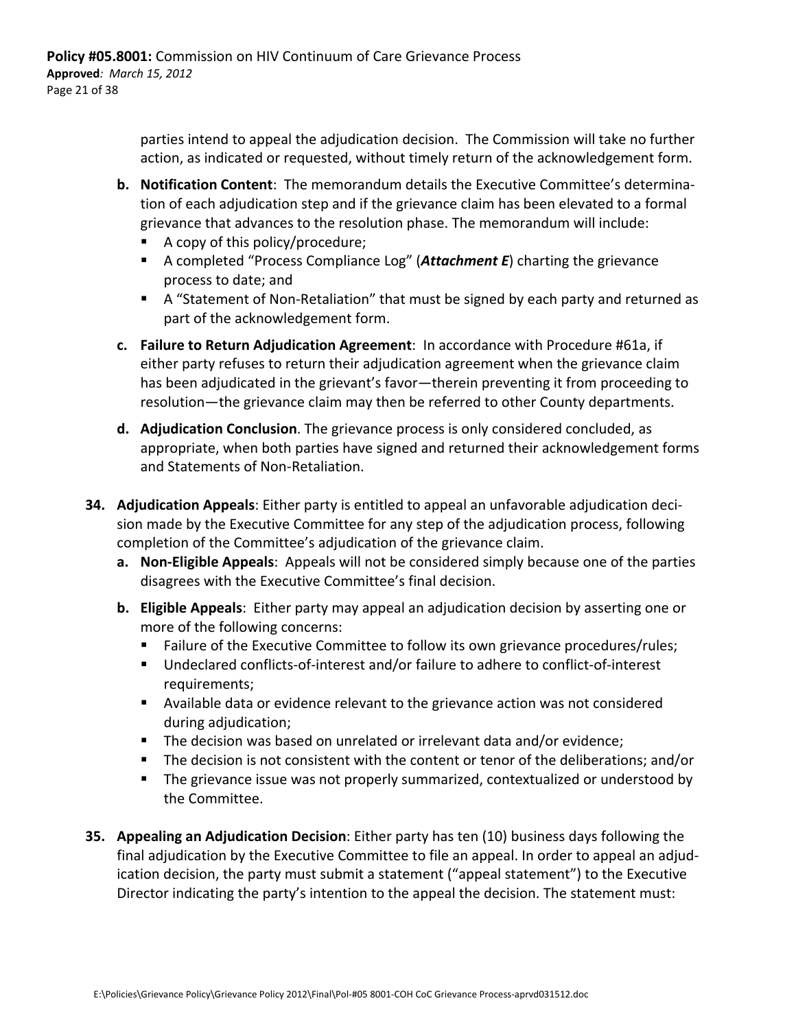parties intend to appeal the adjudication decision. The Commission will take no further action, as indicated or requested, without timely return of the acknowledgement form.

b. **Notification Content**: The memorandum details the Executive Committee's determination of each adjudication step and if the grievance claim has been elevated to a formal grievance that advances to the resolution phase. The memorandum will include:
   - A copy of this policy/procedure;
   - A completed "Process Compliance Log" (***Attachment E***) charting the grievance process to date; and
   - A "Statement of Non-Retaliation" that must be signed by each party and returned as part of the acknowledgement form.

c. **Failure to Return Adjudication Agreement**: In accordance with Procedure #61a, if either party refuses to return their adjudication agreement when the grievance claim has been adjudicated in the grievant's favor—therein preventing it from proceeding to resolution—the grievance claim may then be referred to other County departments.

d. **Adjudication Conclusion**. The grievance process is only considered concluded, as appropriate, when both parties have signed and returned their acknowledgement forms and Statements of Non-Retaliation.

34. **Adjudication Appeals**: Either party is entitled to appeal an unfavorable adjudication decision made by the Executive Committee for any step of the adjudication process, following completion of the Committee's adjudication of the grievance claim.
    a. **Non-Eligible Appeals**: Appeals will not be considered simply because one of the parties disagrees with the Executive Committee's final decision.
    b. **Eligible Appeals**: Either party may appeal an adjudication decision by asserting one or more of the following concerns:
       - Failure of the Executive Committee to follow its own grievance procedures/rules;
       - Undeclared conflicts-of-interest and/or failure to adhere to conflict-of-interest requirements;
       - Available data or evidence relevant to the grievance action was not considered during adjudication;
       - The decision was based on unrelated or irrelevant data and/or evidence;
       - The decision is not consistent with the content or tenor of the deliberations; and/or
       - The grievance issue was not properly summarized, contextualized or understood by the Committee.

35. **Appealing an Adjudication Decision**: Either party has ten (10) business days following the final adjudication by the Executive Committee to file an appeal. In order to appeal an adjudication decision, the party must submit a statement ("appeal statement") to the Executive Director indicating the party's intention to the appeal the decision. The statement must: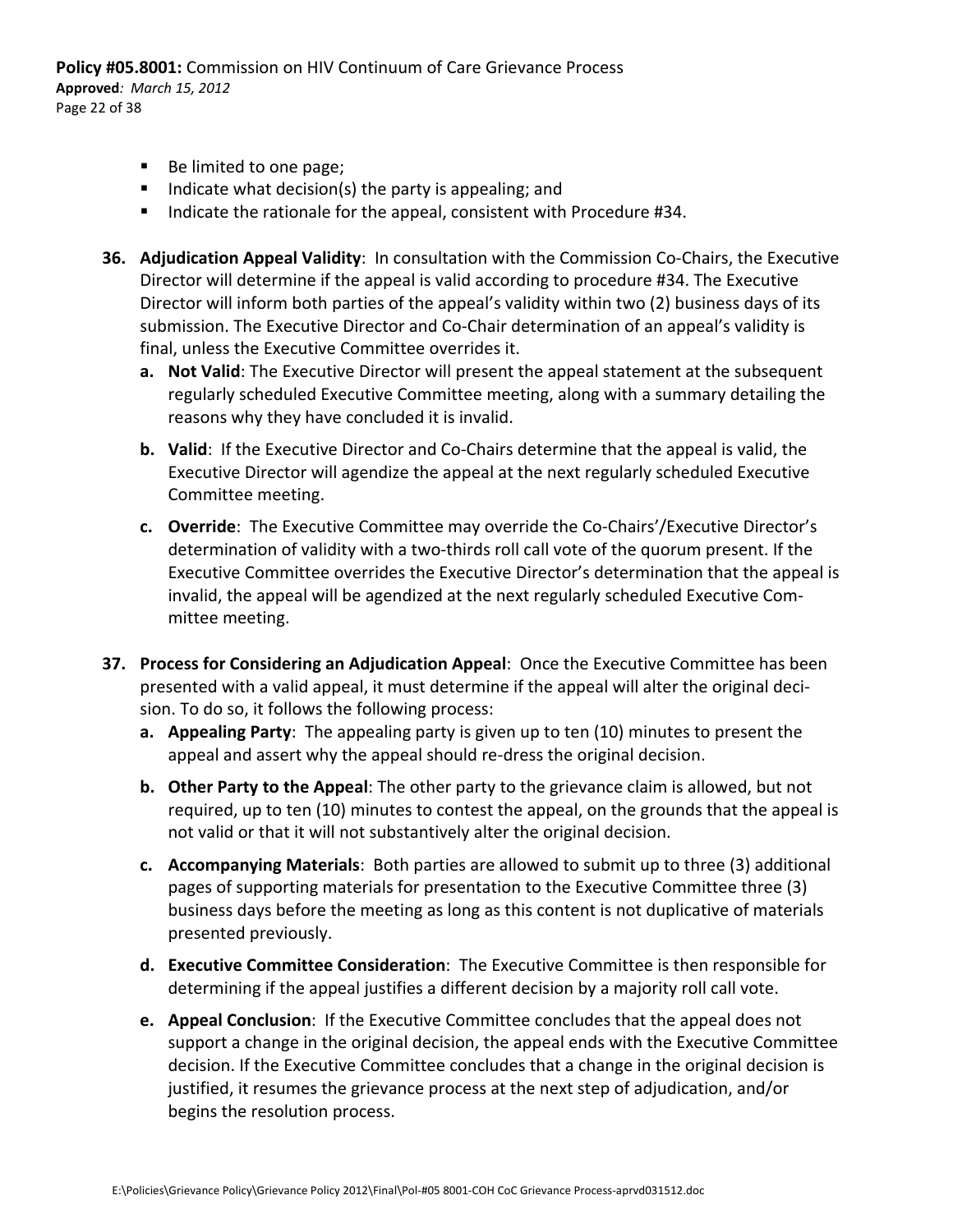- Be limited to one page;
- Indicate what decision(s) the party is appealing; and
- Indicate the rationale for the appeal, consistent with Procedure #34.

36. **Adjudication Appeal Validity**: In consultation with the Commission Co-Chairs, the Executive Director will determine if the appeal is valid according to procedure #34. The Executive Director will inform both parties of the appeal's validity within two (2) business days of its submission. The Executive Director and Co-Chair determination of an appeal's validity is final, unless the Executive Committee overrides it.
    a. **Not Valid**: The Executive Director will present the appeal statement at the subsequent regularly scheduled Executive Committee meeting, along with a summary detailing the reasons why they have concluded it is invalid.
    b. **Valid**: If the Executive Director and Co-Chairs determine that the appeal is valid, the Executive Director will agendize the appeal at the next regularly scheduled Executive Committee meeting.
    c. **Override**: The Executive Committee may override the Co-Chairs'/Executive Director's determination of validity with a two-thirds roll call vote of the quorum present. If the Executive Committee overrides the Executive Director's determination that the appeal is invalid, the appeal will be agendized at the next regularly scheduled Executive Committee meeting.

37. **Process for Considering an Adjudication Appeal**: Once the Executive Committee has been presented with a valid appeal, it must determine if the appeal will alter the original decision. To do so, it follows the following process:
    a. **Appealing Party**: The appealing party is given up to ten (10) minutes to present the appeal and assert why the appeal should re-dress the original decision.
    b. **Other Party to the Appeal**: The other party to the grievance claim is allowed, but not required, up to ten (10) minutes to contest the appeal, on the grounds that the appeal is not valid or that it will not substantively alter the original decision.
    c. **Accompanying Materials**: Both parties are allowed to submit up to three (3) additional pages of supporting materials for presentation to the Executive Committee three (3) business days before the meeting as long as this content is not duplicative of materials presented previously.
    d. **Executive Committee Consideration**: The Executive Committee is then responsible for determining if the appeal justifies a different decision by a majority roll call vote.
    e. **Appeal Conclusion**: If the Executive Committee concludes that the appeal does not support a change in the original decision, the appeal ends with the Executive Committee decision. If the Executive Committee concludes that a change in the original decision is justified, it resumes the grievance process at the next step of adjudication, and/or begins the resolution process.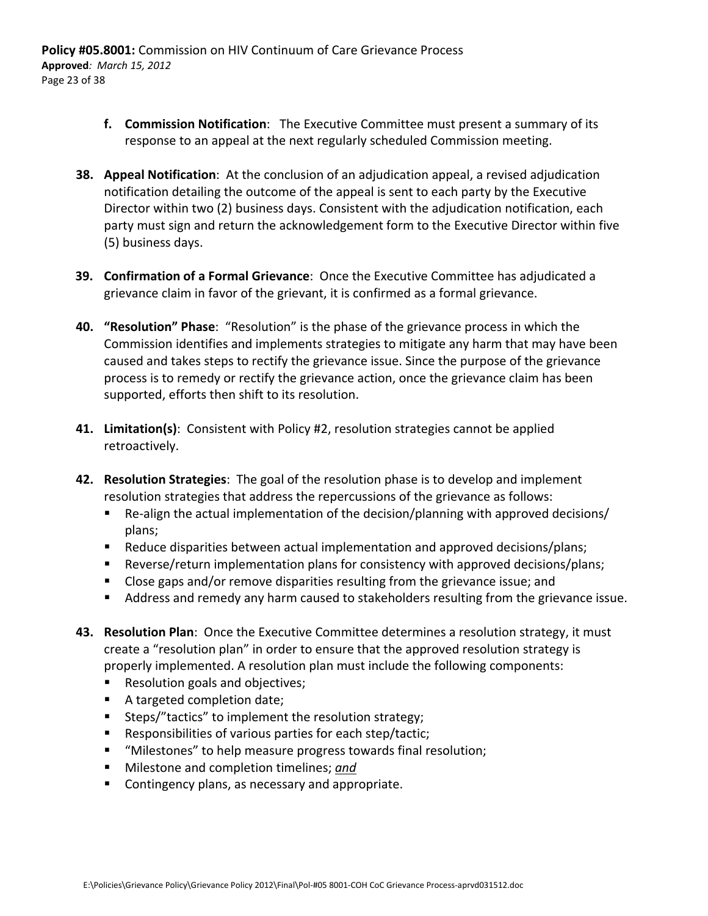f. **Commission Notification**: The Executive Committee must present a summary of its response to an appeal at the next regularly scheduled Commission meeting.

38. **Appeal Notification**: At the conclusion of an adjudication appeal, a revised adjudication notification detailing the outcome of the appeal is sent to each party by the Executive Director within two (2) business days. Consistent with the adjudication notification, each party must sign and return the acknowledgement form to the Executive Director within five (5) business days.

39. **Confirmation of a Formal Grievance**: Once the Executive Committee has adjudicated a grievance claim in favor of the grievant, it is confirmed as a formal grievance.

40. **"Resolution" Phase**: "Resolution" is the phase of the grievance process in which the Commission identifies and implements strategies to mitigate any harm that may have been caused and takes steps to rectify the grievance issue. Since the purpose of the grievance process is to remedy or rectify the grievance action, once the grievance claim has been supported, efforts then shift to its resolution.

41. **Limitation(s)**: Consistent with Policy #2, resolution strategies cannot be applied retroactively.

42. **Resolution Strategies**: The goal of the resolution phase is to develop and implement resolution strategies that address the repercussions of the grievance as follows:
    - Re-align the actual implementation of the decision/planning with approved decisions/ plans;
    - Reduce disparities between actual implementation and approved decisions/plans;
    - Reverse/return implementation plans for consistency with approved decisions/plans;
    - Close gaps and/or remove disparities resulting from the grievance issue; and
    - Address and remedy any harm caused to stakeholders resulting from the grievance issue.

43. **Resolution Plan**: Once the Executive Committee determines a resolution strategy, it must create a "resolution plan" in order to ensure that the approved resolution strategy is properly implemented. A resolution plan must include the following components:
    - Resolution goals and objectives;
    - A targeted completion date;
    - Steps/"tactics" to implement the resolution strategy;
    - Responsibilities of various parties for each step/tactic;
    - "Milestones" to help measure progress towards final resolution;
    - Milestone and completion timelines; *and*
    - Contingency plans, as necessary and appropriate.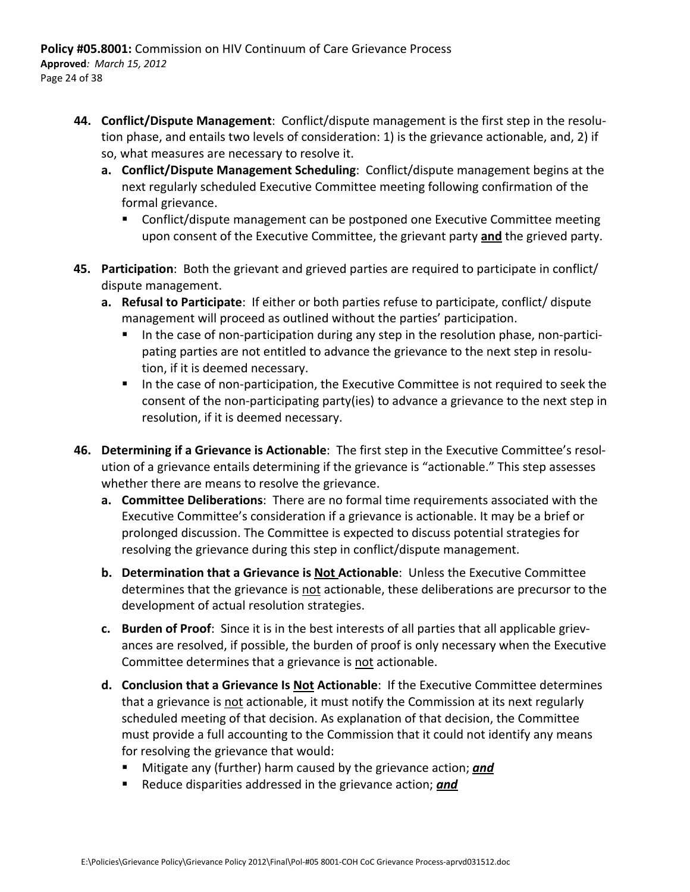44. **Conflict/Dispute Management**: Conflict/dispute management is the first step in the resolution phase, and entails two levels of consideration: 1) is the grievance actionable, and, 2) if so, what measures are necessary to resolve it.
    a. **Conflict/Dispute Management Scheduling**: Conflict/dispute management begins at the next regularly scheduled Executive Committee meeting following confirmation of the formal grievance.
        - Conflict/dispute management can be postponed one Executive Committee meeting upon consent of the Executive Committee, the grievant party **<u>and</u>** the grieved party.

45. **Participation**: Both the grievant and grieved parties are required to participate in conflict/dispute management.
    a. **Refusal to Participate**: If either or both parties refuse to participate, conflict/ dispute management will proceed as outlined without the parties' participation.
        - In the case of non-participation during any step in the resolution phase, non-participating parties are not entitled to advance the grievance to the next step in resolution, if it is deemed necessary.
        - In the case of non-participation, the Executive Committee is not required to seek the consent of the non-participating party(ies) to advance a grievance to the next step in resolution, if it is deemed necessary.

46. **Determining if a Grievance is Actionable**: The first step in the Executive Committee's resolution of a grievance entails determining if the grievance is "actionable." This step assesses whether there are means to resolve the grievance.
    a. **Committee Deliberations**: There are no formal time requirements associated with the Executive Committee's consideration if a grievance is actionable. It may be a brief or prolonged discussion. The Committee is expected to discuss potential strategies for resolving the grievance during this step in conflict/dispute management.

    b. **Determination that a Grievance is <u>Not</u> Actionable**: Unless the Executive Committee determines that the grievance is <u>not</u> actionable, these deliberations are precursor to the development of actual resolution strategies.

    c. **Burden of Proof**: Since it is in the best interests of all parties that all applicable grievances are resolved, if possible, the burden of proof is only necessary when the Executive Committee determines that a grievance is <u>not</u> actionable.

    d. **Conclusion that a Grievance Is <u>Not</u> Actionable**: If the Executive Committee determines that a grievance is <u>not</u> actionable, it must notify the Commission at its next regularly scheduled meeting of that decision. As explanation of that decision, the Committee must provide a full accounting to the Commission that it could not identify any means for resolving the grievance that would:
        - Mitigate any (further) harm caused by the grievance action; ***<u>and</u>***
        - Reduce disparities addressed in the grievance action; ***<u>and</u>***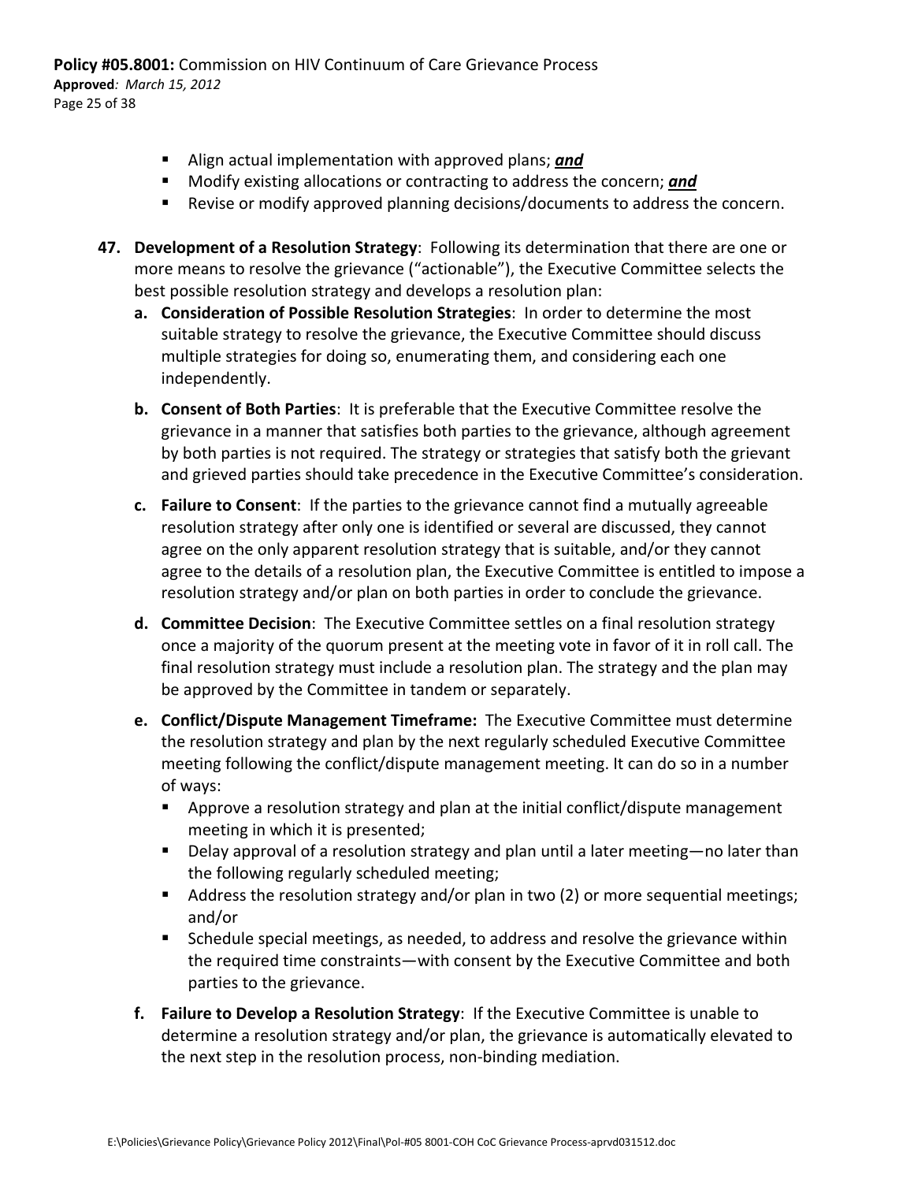- Align actual implementation with approved plans; ***and***
- Modify existing allocations or contracting to address the concern; ***and***
- Revise or modify approved planning decisions/documents to address the concern.

**47. Development of a Resolution Strategy**: Following its determination that there are one or more means to resolve the grievance ("actionable"), the Executive Committee selects the best possible resolution strategy and develops a resolution plan:

**a. Consideration of Possible Resolution Strategies**: In order to determine the most suitable strategy to resolve the grievance, the Executive Committee should discuss multiple strategies for doing so, enumerating them, and considering each one independently.

**b. Consent of Both Parties**: It is preferable that the Executive Committee resolve the grievance in a manner that satisfies both parties to the grievance, although agreement by both parties is not required. The strategy or strategies that satisfy both the grievant and grieved parties should take precedence in the Executive Committee's consideration.

**c. Failure to Consent**: If the parties to the grievance cannot find a mutually agreeable resolution strategy after only one is identified or several are discussed, they cannot agree on the only apparent resolution strategy that is suitable, and/or they cannot agree to the details of a resolution plan, the Executive Committee is entitled to impose a resolution strategy and/or plan on both parties in order to conclude the grievance.

**d. Committee Decision**: The Executive Committee settles on a final resolution strategy once a majority of the quorum present at the meeting vote in favor of it in roll call. The final resolution strategy must include a resolution plan. The strategy and the plan may be approved by the Committee in tandem or separately.

**e. Conflict/Dispute Management Timeframe:** The Executive Committee must determine the resolution strategy and plan by the next regularly scheduled Executive Committee meeting following the conflict/dispute management meeting. It can do so in a number of ways:

- Approve a resolution strategy and plan at the initial conflict/dispute management meeting in which it is presented;
- Delay approval of a resolution strategy and plan until a later meeting—no later than the following regularly scheduled meeting;
- Address the resolution strategy and/or plan in two (2) or more sequential meetings; and/or
- Schedule special meetings, as needed, to address and resolve the grievance within the required time constraints—with consent by the Executive Committee and both parties to the grievance.

**f. Failure to Develop a Resolution Strategy**: If the Executive Committee is unable to determine a resolution strategy and/or plan, the grievance is automatically elevated to the next step in the resolution process, non-binding mediation.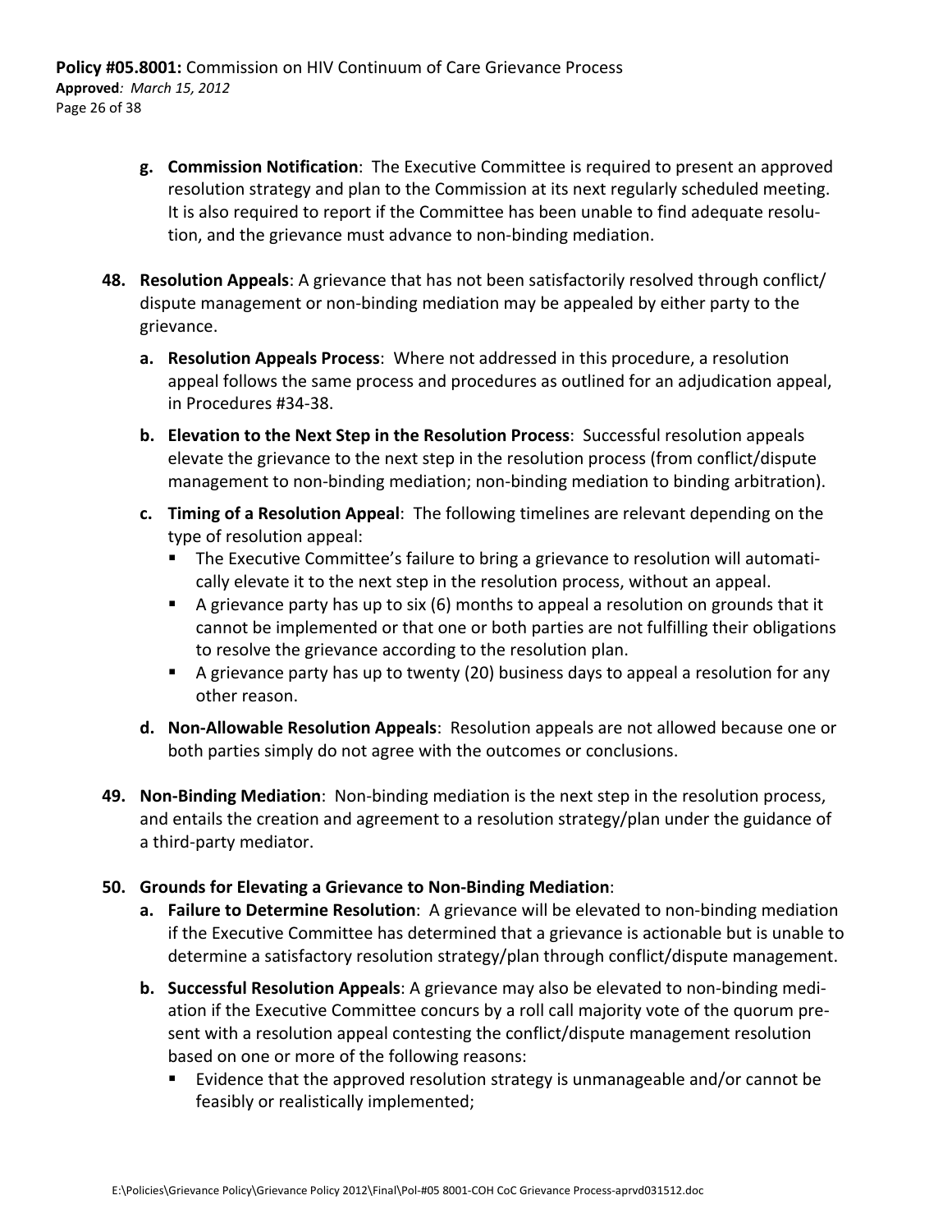g. **Commission Notification**: The Executive Committee is required to present an approved resolution strategy and plan to the Commission at its next regularly scheduled meeting. It is also required to report if the Committee has been unable to find adequate resolution, and the grievance must advance to non-binding mediation.

48. **Resolution Appeals**: A grievance that has not been satisfactorily resolved through conflict/ dispute management or non-binding mediation may be appealed by either party to the grievance.

    a. **Resolution Appeals Process**: Where not addressed in this procedure, a resolution appeal follows the same process and procedures as outlined for an adjudication appeal, in Procedures #34-38.

    b. **Elevation to the Next Step in the Resolution Process**: Successful resolution appeals elevate the grievance to the next step in the resolution process (from conflict/dispute management to non-binding mediation; non-binding mediation to binding arbitration).

    c. **Timing of a Resolution Appeal**: The following timelines are relevant depending on the type of resolution appeal:
        - The Executive Committee's failure to bring a grievance to resolution will automatically elevate it to the next step in the resolution process, without an appeal.
        - A grievance party has up to six (6) months to appeal a resolution on grounds that it cannot be implemented or that one or both parties are not fulfilling their obligations to resolve the grievance according to the resolution plan.
        - A grievance party has up to twenty (20) business days to appeal a resolution for any other reason.

    d. **Non-Allowable Resolution Appeals**: Resolution appeals are not allowed because one or both parties simply do not agree with the outcomes or conclusions.

49. **Non-Binding Mediation**: Non-binding mediation is the next step in the resolution process, and entails the creation and agreement to a resolution strategy/plan under the guidance of a third-party mediator.

50. **Grounds for Elevating a Grievance to Non-Binding Mediation**:

    a. **Failure to Determine Resolution**: A grievance will be elevated to non-binding mediation if the Executive Committee has determined that a grievance is actionable but is unable to determine a satisfactory resolution strategy/plan through conflict/dispute management.

    b. **Successful Resolution Appeals**: A grievance may also be elevated to non-binding mediation if the Executive Committee concurs by a roll call majority vote of the quorum present with a resolution appeal contesting the conflict/dispute management resolution based on one or more of the following reasons:
        - Evidence that the approved resolution strategy is unmanageable and/or cannot be feasibly or realistically implemented;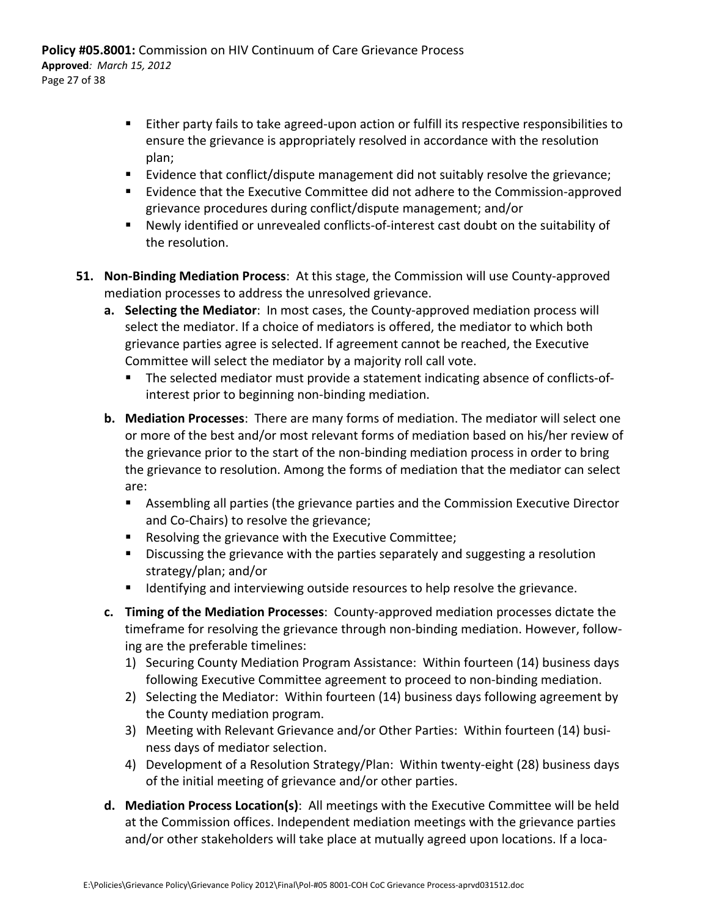- Either party fails to take agreed-upon action or fulfill its respective responsibilities to ensure the grievance is appropriately resolved in accordance with the resolution plan;
- Evidence that conflict/dispute management did not suitably resolve the grievance;
- Evidence that the Executive Committee did not adhere to the Commission-approved grievance procedures during conflict/dispute management; and/or
- Newly identified or unrevealed conflicts-of-interest cast doubt on the suitability of the resolution.

**51. Non-Binding Mediation Process**: At this stage, the Commission will use County-approved mediation processes to address the unresolved grievance.

**a. Selecting the Mediator**: In most cases, the County-approved mediation process will select the mediator. If a choice of mediators is offered, the mediator to which both grievance parties agree is selected. If agreement cannot be reached, the Executive Committee will select the mediator by a majority roll call vote.

- The selected mediator must provide a statement indicating absence of conflicts-of-interest prior to beginning non-binding mediation.

**b. Mediation Processes**: There are many forms of mediation. The mediator will select one or more of the best and/or most relevant forms of mediation based on his/her review of the grievance prior to the start of the non-binding mediation process in order to bring the grievance to resolution. Among the forms of mediation that the mediator can select are:

- Assembling all parties (the grievance parties and the Commission Executive Director and Co-Chairs) to resolve the grievance;
- Resolving the grievance with the Executive Committee;
- Discussing the grievance with the parties separately and suggesting a resolution strategy/plan; and/or
- Identifying and interviewing outside resources to help resolve the grievance.

**c. Timing of the Mediation Processes**: County-approved mediation processes dictate the timeframe for resolving the grievance through non-binding mediation. However, following are the preferable timelines:

1) Securing County Mediation Program Assistance: Within fourteen (14) business days following Executive Committee agreement to proceed to non-binding mediation.
2) Selecting the Mediator: Within fourteen (14) business days following agreement by the County mediation program.
3) Meeting with Relevant Grievance and/or Other Parties: Within fourteen (14) business days of mediator selection.
4) Development of a Resolution Strategy/Plan: Within twenty-eight (28) business days of the initial meeting of grievance and/or other parties.

**d. Mediation Process Location(s)**: All meetings with the Executive Committee will be held at the Commission offices. Independent mediation meetings with the grievance parties and/or other stakeholders will take place at mutually agreed upon locations. If a loca-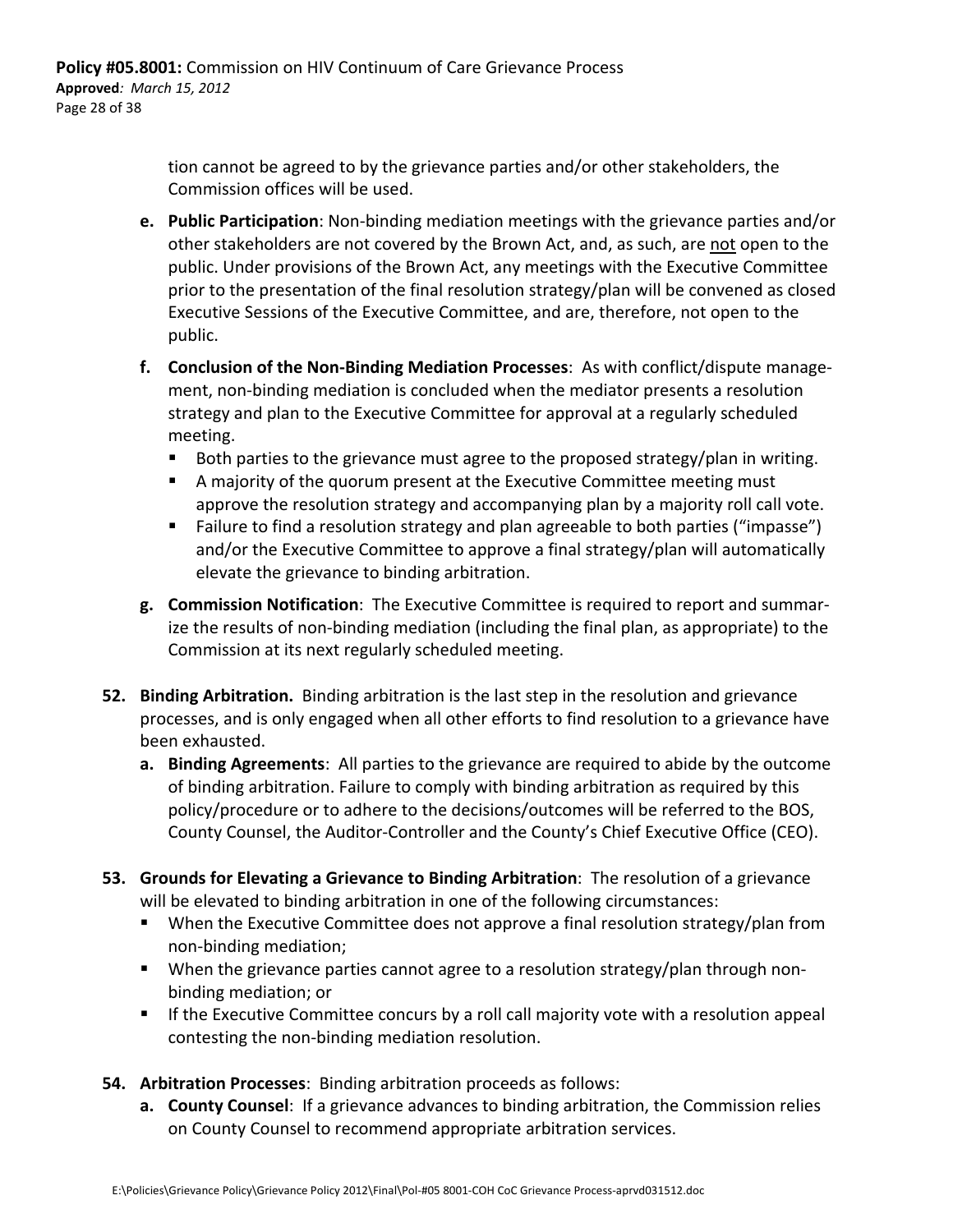tion cannot be agreed to by the grievance parties and/or other stakeholders, the Commission offices will be used.

**e. Public Participation**: Non-binding mediation meetings with the grievance parties and/or other stakeholders are not covered by the Brown Act, and, as such, are <u>not</u> open to the public. Under provisions of the Brown Act, any meetings with the Executive Committee prior to the presentation of the final resolution strategy/plan will be convened as closed Executive Sessions of the Executive Committee, and are, therefore, not open to the public.

**f. Conclusion of the Non-Binding Mediation Processes**: As with conflict/dispute management, non-binding mediation is concluded when the mediator presents a resolution strategy and plan to the Executive Committee for approval at a regularly scheduled meeting.

- Both parties to the grievance must agree to the proposed strategy/plan in writing.
- A majority of the quorum present at the Executive Committee meeting must approve the resolution strategy and accompanying plan by a majority roll call vote.
- Failure to find a resolution strategy and plan agreeable to both parties ("impasse") and/or the Executive Committee to approve a final strategy/plan will automatically elevate the grievance to binding arbitration.

**g. Commission Notification**: The Executive Committee is required to report and summarize the results of non-binding mediation (including the final plan, as appropriate) to the Commission at its next regularly scheduled meeting.

**52. Binding Arbitration.** Binding arbitration is the last step in the resolution and grievance processes, and is only engaged when all other efforts to find resolution to a grievance have been exhausted.

**a. Binding Agreements**: All parties to the grievance are required to abide by the outcome of binding arbitration. Failure to comply with binding arbitration as required by this policy/procedure or to adhere to the decisions/outcomes will be referred to the BOS, County Counsel, the Auditor-Controller and the County's Chief Executive Office (CEO).

**53. Grounds for Elevating a Grievance to Binding Arbitration**: The resolution of a grievance will be elevated to binding arbitration in one of the following circumstances:

- When the Executive Committee does not approve a final resolution strategy/plan from non-binding mediation;
- When the grievance parties cannot agree to a resolution strategy/plan through non-binding mediation; or
- If the Executive Committee concurs by a roll call majority vote with a resolution appeal contesting the non-binding mediation resolution.

**54. Arbitration Processes**: Binding arbitration proceeds as follows:

**a. County Counsel**: If a grievance advances to binding arbitration, the Commission relies on County Counsel to recommend appropriate arbitration services.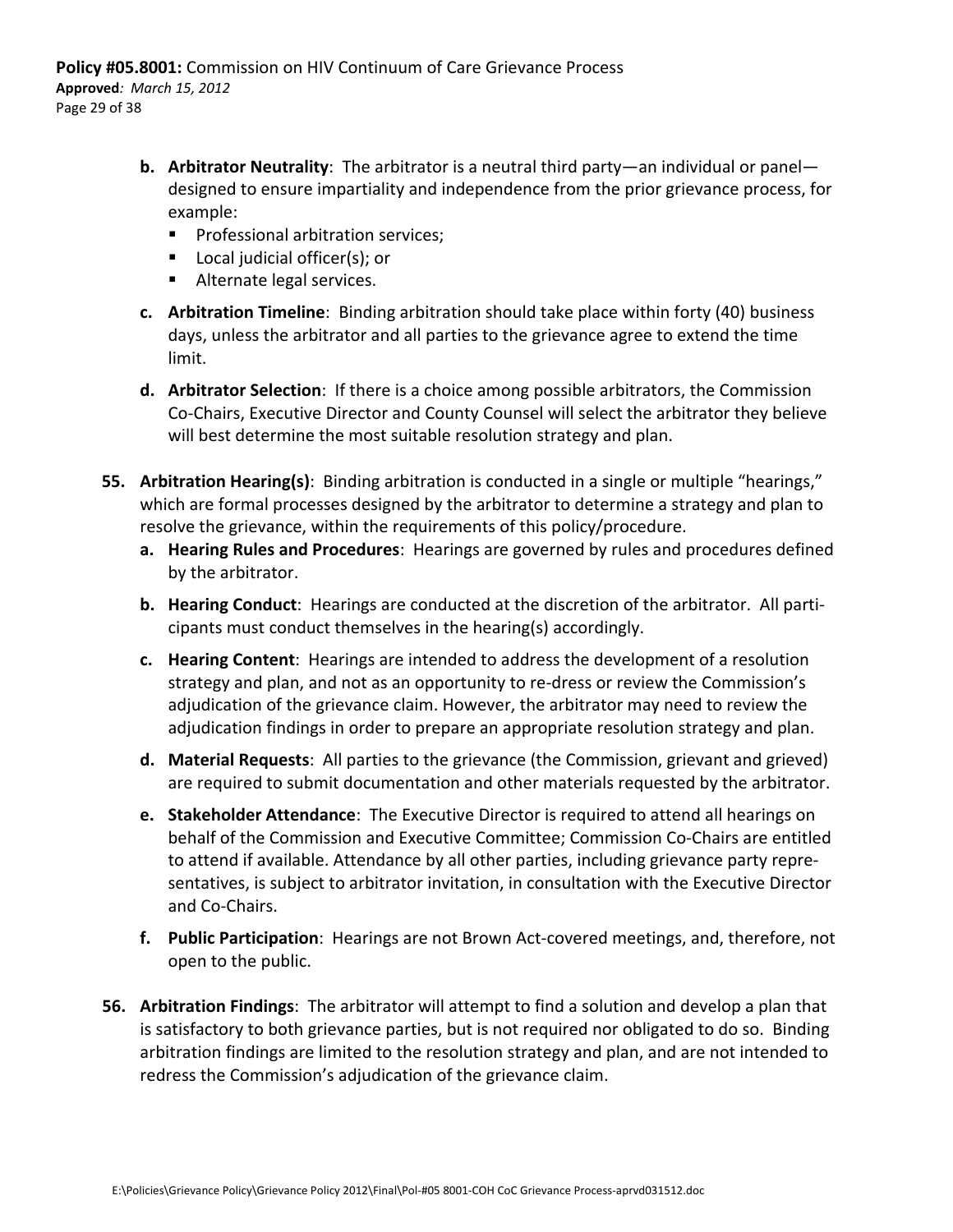- **b. Arbitrator Neutrality**: The arbitrator is a neutral third party—an individual or panel—designed to ensure impartiality and independence from the prior grievance process, for example:
    - Professional arbitration services;
    - Local judicial officer(s); or
    - Alternate legal services.
- **c. Arbitration Timeline**: Binding arbitration should take place within forty (40) business days, unless the arbitrator and all parties to the grievance agree to extend the time limit.
- **d. Arbitrator Selection**: If there is a choice among possible arbitrators, the Commission Co-Chairs, Executive Director and County Counsel will select the arbitrator they believe will best determine the most suitable resolution strategy and plan.

**55. Arbitration Hearing(s)**: Binding arbitration is conducted in a single or multiple "hearings," which are formal processes designed by the arbitrator to determine a strategy and plan to resolve the grievance, within the requirements of this policy/procedure.

- **a. Hearing Rules and Procedures**: Hearings are governed by rules and procedures defined by the arbitrator.
- **b. Hearing Conduct**: Hearings are conducted at the discretion of the arbitrator. All participants must conduct themselves in the hearing(s) accordingly.
- **c. Hearing Content**: Hearings are intended to address the development of a resolution strategy and plan, and not as an opportunity to re-dress or review the Commission's adjudication of the grievance claim. However, the arbitrator may need to review the adjudication findings in order to prepare an appropriate resolution strategy and plan.
- **d. Material Requests**: All parties to the grievance (the Commission, grievant and grieved) are required to submit documentation and other materials requested by the arbitrator.
- **e. Stakeholder Attendance**: The Executive Director is required to attend all hearings on behalf of the Commission and Executive Committee; Commission Co-Chairs are entitled to attend if available. Attendance by all other parties, including grievance party representatives, is subject to arbitrator invitation, in consultation with the Executive Director and Co-Chairs.
- **f. Public Participation**: Hearings are not Brown Act-covered meetings, and, therefore, not open to the public.

**56. Arbitration Findings**: The arbitrator will attempt to find a solution and develop a plan that is satisfactory to both grievance parties, but is not required nor obligated to do so. Binding arbitration findings are limited to the resolution strategy and plan, and are not intended to redress the Commission's adjudication of the grievance claim.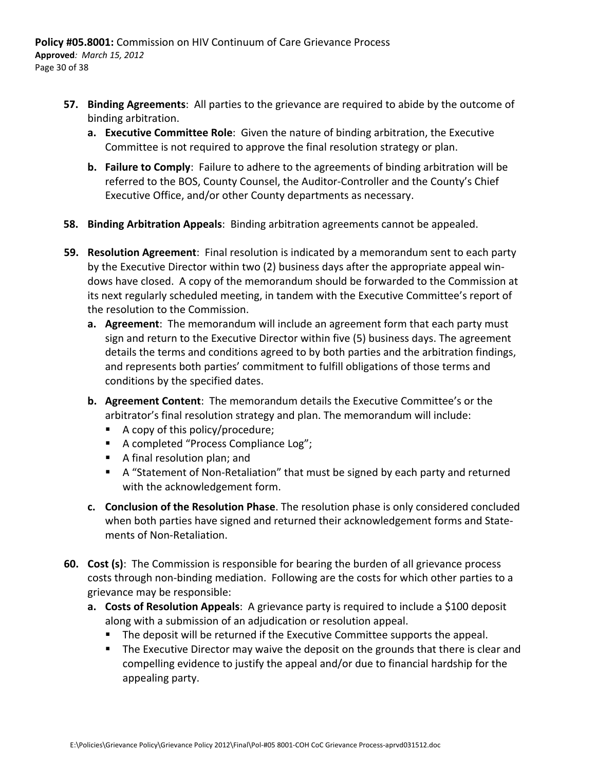57. **Binding Agreements**: All parties to the grievance are required to abide by the outcome of binding arbitration.
    a. **Executive Committee Role**: Given the nature of binding arbitration, the Executive Committee is not required to approve the final resolution strategy or plan.
    b. **Failure to Comply**: Failure to adhere to the agreements of binding arbitration will be referred to the BOS, County Counsel, the Auditor-Controller and the County's Chief Executive Office, and/or other County departments as necessary.

58. **Binding Arbitration Appeals**: Binding arbitration agreements cannot be appealed.

59. **Resolution Agreement**: Final resolution is indicated by a memorandum sent to each party by the Executive Director within two (2) business days after the appropriate appeal windows have closed. A copy of the memorandum should be forwarded to the Commission at its next regularly scheduled meeting, in tandem with the Executive Committee's report of the resolution to the Commission.
    a. **Agreement**: The memorandum will include an agreement form that each party must sign and return to the Executive Director within five (5) business days. The agreement details the terms and conditions agreed to by both parties and the arbitration findings, and represents both parties' commitment to fulfill obligations of those terms and conditions by the specified dates.
    b. **Agreement Content**: The memorandum details the Executive Committee's or the arbitrator's final resolution strategy and plan. The memorandum will include:
        - A copy of this policy/procedure;
        - A completed "Process Compliance Log";
        - A final resolution plan; and
        - A "Statement of Non-Retaliation" that must be signed by each party and returned with the acknowledgement form.
    c. **Conclusion of the Resolution Phase**. The resolution phase is only considered concluded when both parties have signed and returned their acknowledgement forms and Statements of Non-Retaliation.

60. **Cost (s)**: The Commission is responsible for bearing the burden of all grievance process costs through non-binding mediation. Following are the costs for which other parties to a grievance may be responsible:
    a. **Costs of Resolution Appeals**: A grievance party is required to include a $100 deposit along with a submission of an adjudication or resolution appeal.
        - The deposit will be returned if the Executive Committee supports the appeal.
        - The Executive Director may waive the deposit on the grounds that there is clear and compelling evidence to justify the appeal and/or due to financial hardship for the appealing party.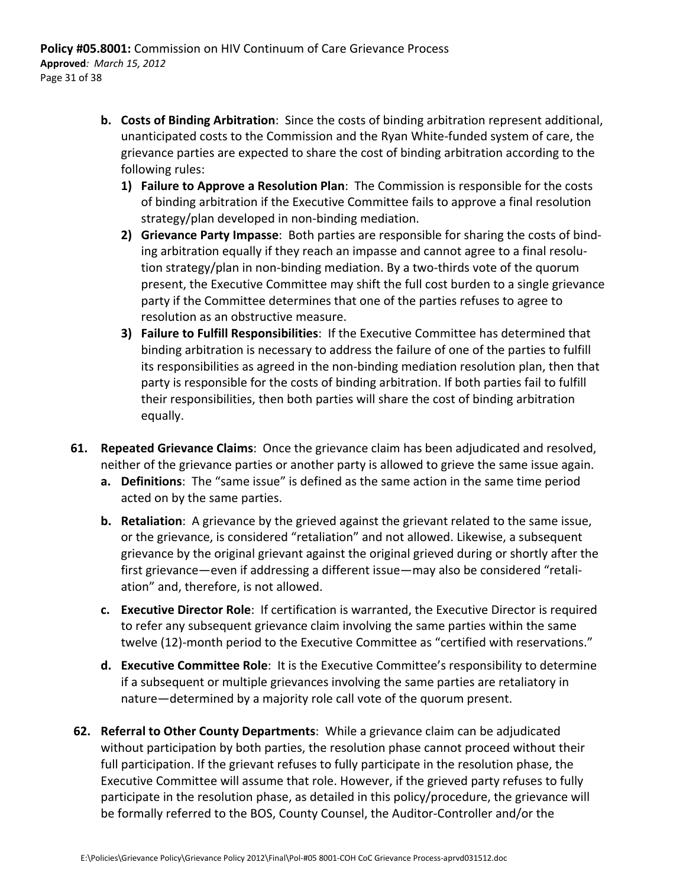b. **Costs of Binding Arbitration**: Since the costs of binding arbitration represent additional, unanticipated costs to the Commission and the Ryan White-funded system of care, the grievance parties are expected to share the cost of binding arbitration according to the following rules:
   1) **Failure to Approve a Resolution Plan**: The Commission is responsible for the costs of binding arbitration if the Executive Committee fails to approve a final resolution strategy/plan developed in non-binding mediation.
   2) **Grievance Party Impasse**: Both parties are responsible for sharing the costs of binding arbitration equally if they reach an impasse and cannot agree to a final resolution strategy/plan in non-binding mediation. By a two-thirds vote of the quorum present, the Executive Committee may shift the full cost burden to a single grievance party if the Committee determines that one of the parties refuses to agree to resolution as an obstructive measure.
   3) **Failure to Fulfill Responsibilities**: If the Executive Committee has determined that binding arbitration is necessary to address the failure of one of the parties to fulfill its responsibilities as agreed in the non-binding mediation resolution plan, then that party is responsible for the costs of binding arbitration. If both parties fail to fulfill their responsibilities, then both parties will share the cost of binding arbitration equally.

61. **Repeated Grievance Claims**: Once the grievance claim has been adjudicated and resolved, neither of the grievance parties or another party is allowed to grieve the same issue again.
   a. **Definitions**: The "same issue" is defined as the same action in the same time period acted on by the same parties.
   b. **Retaliation**: A grievance by the grieved against the grievant related to the same issue, or the grievance, is considered "retaliation" and not allowed. Likewise, a subsequent grievance by the original grievant against the original grieved during or shortly after the first grievance—even if addressing a different issue—may also be considered "retaliation" and, therefore, is not allowed.
   c. **Executive Director Role**: If certification is warranted, the Executive Director is required to refer any subsequent grievance claim involving the same parties within the same twelve (12)-month period to the Executive Committee as "certified with reservations."
   d. **Executive Committee Role**: It is the Executive Committee's responsibility to determine if a subsequent or multiple grievances involving the same parties are retaliatory in nature—determined by a majority role call vote of the quorum present.

62. **Referral to Other County Departments**: While a grievance claim can be adjudicated without participation by both parties, the resolution phase cannot proceed without their full participation. If the grievant refuses to fully participate in the resolution phase, the Executive Committee will assume that role. However, if the grieved party refuses to fully participate in the resolution phase, as detailed in this policy/procedure, the grievance will be formally referred to the BOS, County Counsel, the Auditor-Controller and/or the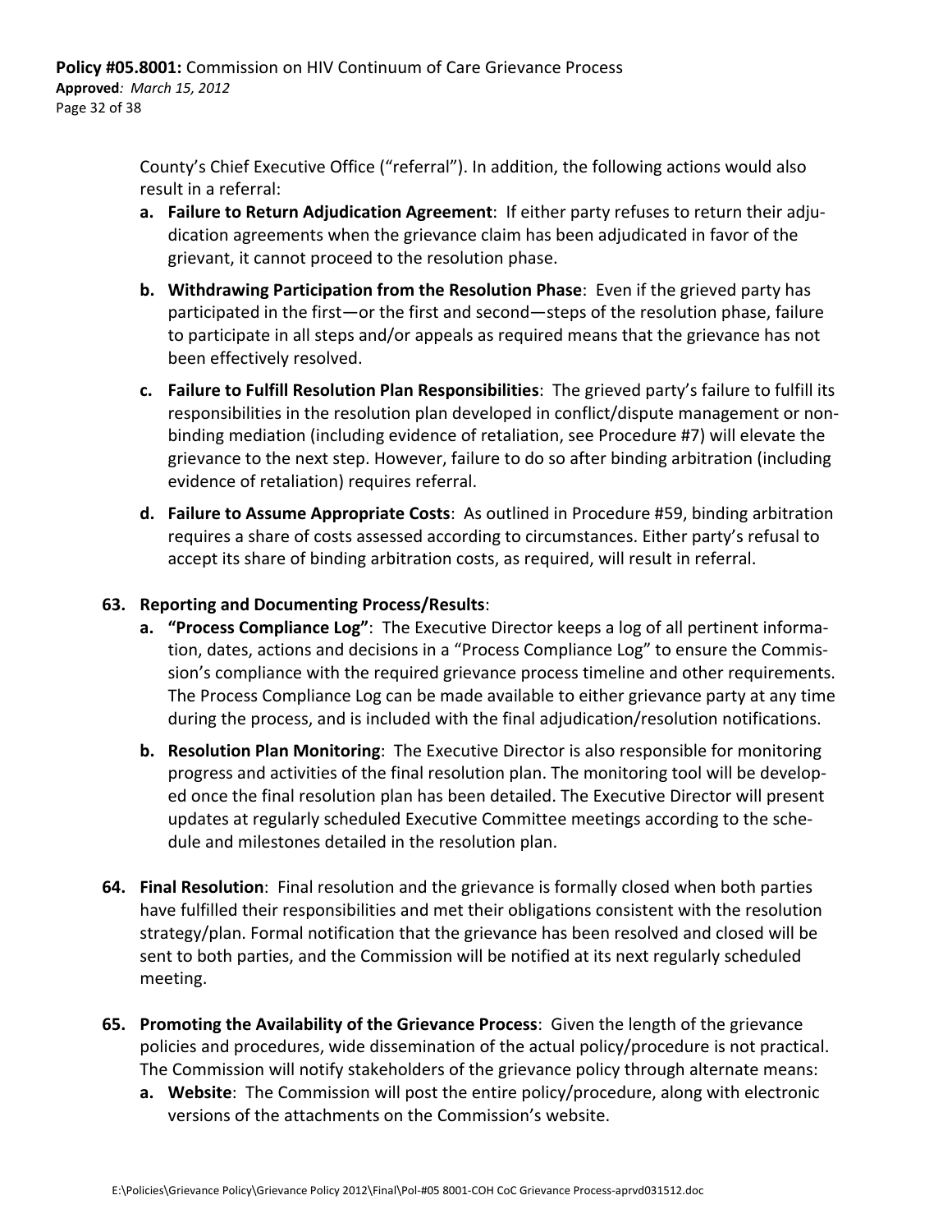County's Chief Executive Office ("referral"). In addition, the following actions would also result in a referral:

a. **Failure to Return Adjudication Agreement**: If either party refuses to return their adjudication agreements when the grievance claim has been adjudicated in favor of the grievant, it cannot proceed to the resolution phase.

b. **Withdrawing Participation from the Resolution Phase**: Even if the grieved party has participated in the first—or the first and second—steps of the resolution phase, failure to participate in all steps and/or appeals as required means that the grievance has not been effectively resolved.

c. **Failure to Fulfill Resolution Plan Responsibilities**: The grieved party's failure to fulfill its responsibilities in the resolution plan developed in conflict/dispute management or non-binding mediation (including evidence of retaliation, see Procedure #7) will elevate the grievance to the next step. However, failure to do so after binding arbitration (including evidence of retaliation) requires referral.

d. **Failure to Assume Appropriate Costs**: As outlined in Procedure #59, binding arbitration requires a share of costs assessed according to circumstances. Either party's refusal to accept its share of binding arbitration costs, as required, will result in referral.

**63. Reporting and Documenting Process/Results**:

a. **"Process Compliance Log"**: The Executive Director keeps a log of all pertinent information, dates, actions and decisions in a "Process Compliance Log" to ensure the Commission's compliance with the required grievance process timeline and other requirements. The Process Compliance Log can be made available to either grievance party at any time during the process, and is included with the final adjudication/resolution notifications.

b. **Resolution Plan Monitoring**: The Executive Director is also responsible for monitoring progress and activities of the final resolution plan. The monitoring tool will be developed once the final resolution plan has been detailed. The Executive Director will present updates at regularly scheduled Executive Committee meetings according to the schedule and milestones detailed in the resolution plan.

**64. Final Resolution**: Final resolution and the grievance is formally closed when both parties have fulfilled their responsibilities and met their obligations consistent with the resolution strategy/plan. Formal notification that the grievance has been resolved and closed will be sent to both parties, and the Commission will be notified at its next regularly scheduled meeting.

**65. Promoting the Availability of the Grievance Process**: Given the length of the grievance policies and procedures, wide dissemination of the actual policy/procedure is not practical. The Commission will notify stakeholders of the grievance policy through alternate means:

a. **Website**: The Commission will post the entire policy/procedure, along with electronic versions of the attachments on the Commission's website.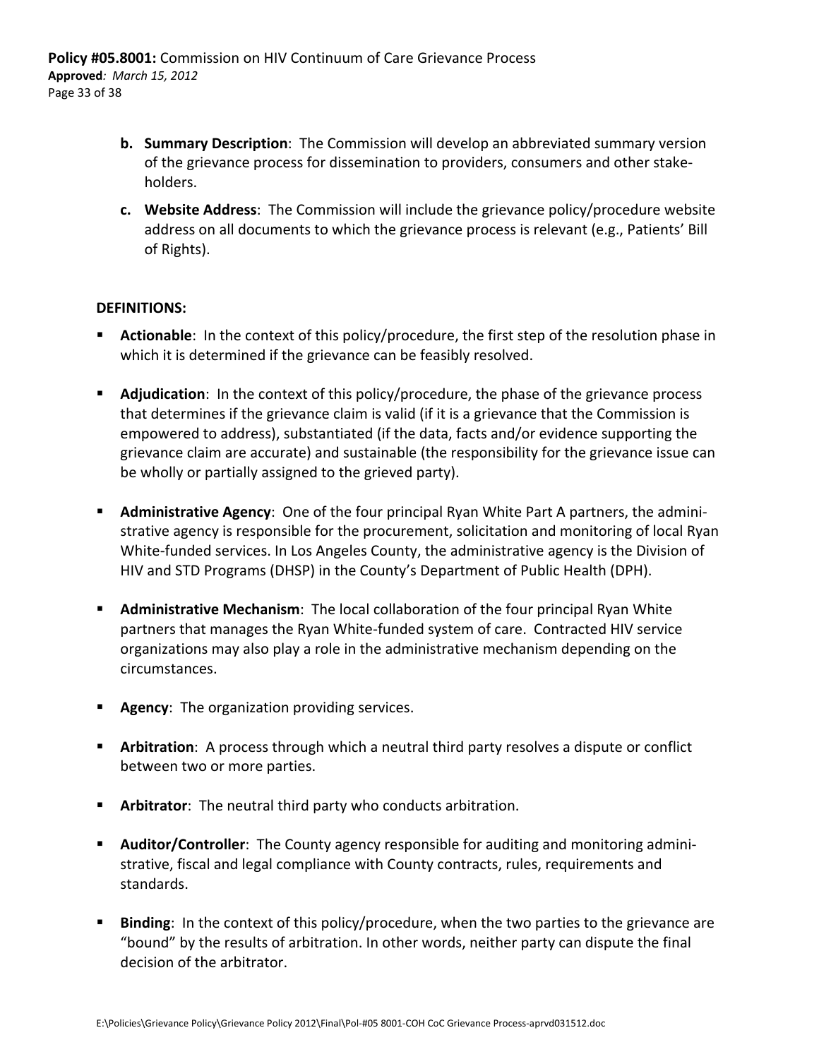**b. Summary Description**: The Commission will develop an abbreviated summary version of the grievance process for dissemination to providers, consumers and other stakeholders.

**c. Website Address**: The Commission will include the grievance policy/procedure website address on all documents to which the grievance process is relevant (e.g., Patients' Bill of Rights).

**DEFINITIONS:**

- **Actionable**: In the context of this policy/procedure, the first step of the resolution phase in which it is determined if the grievance can be feasibly resolved.
- **Adjudication**: In the context of this policy/procedure, the phase of the grievance process that determines if the grievance claim is valid (if it is a grievance that the Commission is empowered to address), substantiated (if the data, facts and/or evidence supporting the grievance claim are accurate) and sustainable (the responsibility for the grievance issue can be wholly or partially assigned to the grieved party).
- **Administrative Agency**: One of the four principal Ryan White Part A partners, the administrative agency is responsible for the procurement, solicitation and monitoring of local Ryan White-funded services. In Los Angeles County, the administrative agency is the Division of HIV and STD Programs (DHSP) in the County's Department of Public Health (DPH).
- **Administrative Mechanism**: The local collaboration of the four principal Ryan White partners that manages the Ryan White-funded system of care. Contracted HIV service organizations may also play a role in the administrative mechanism depending on the circumstances.
- **Agency**: The organization providing services.
- **Arbitration**: A process through which a neutral third party resolves a dispute or conflict between two or more parties.
- **Arbitrator**: The neutral third party who conducts arbitration.
- **Auditor/Controller**: The County agency responsible for auditing and monitoring administrative, fiscal and legal compliance with County contracts, rules, requirements and standards.
- **Binding**: In the context of this policy/procedure, when the two parties to the grievance are "bound" by the results of arbitration. In other words, neither party can dispute the final decision of the arbitrator.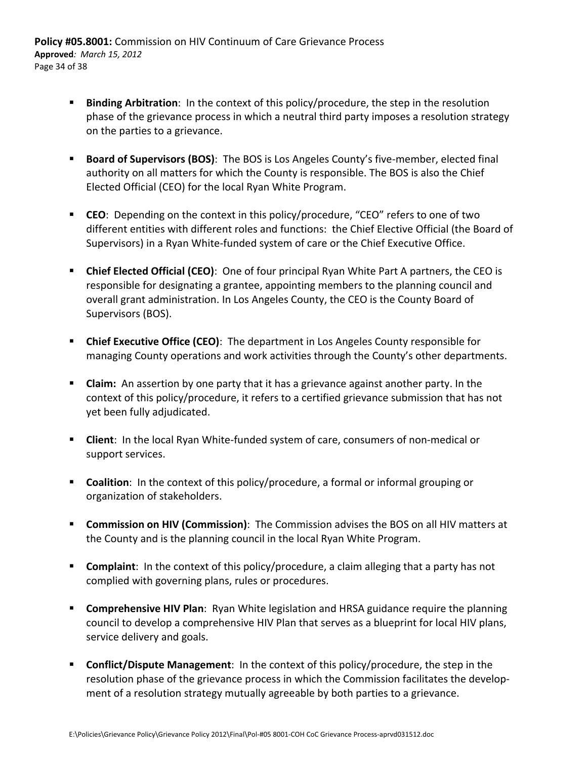- **Binding Arbitration**: In the context of this policy/procedure, the step in the resolution phase of the grievance process in which a neutral third party imposes a resolution strategy on the parties to a grievance.

- **Board of Supervisors (BOS)**: The BOS is Los Angeles County's five-member, elected final authority on all matters for which the County is responsible. The BOS is also the Chief Elected Official (CEO) for the local Ryan White Program.

- **CEO**: Depending on the context in this policy/procedure, "CEO" refers to one of two different entities with different roles and functions: the Chief Elective Official (the Board of Supervisors) in a Ryan White-funded system of care or the Chief Executive Office.

- **Chief Elected Official (CEO)**: One of four principal Ryan White Part A partners, the CEO is responsible for designating a grantee, appointing members to the planning council and overall grant administration. In Los Angeles County, the CEO is the County Board of Supervisors (BOS).

- **Chief Executive Office (CEO)**: The department in Los Angeles County responsible for managing County operations and work activities through the County's other departments.

- **Claim:** An assertion by one party that it has a grievance against another party. In the context of this policy/procedure, it refers to a certified grievance submission that has not yet been fully adjudicated.

- **Client**: In the local Ryan White-funded system of care, consumers of non-medical or support services.

- **Coalition**: In the context of this policy/procedure, a formal or informal grouping or organization of stakeholders.

- **Commission on HIV (Commission)**: The Commission advises the BOS on all HIV matters at the County and is the planning council in the local Ryan White Program.

- **Complaint**: In the context of this policy/procedure, a claim alleging that a party has not complied with governing plans, rules or procedures.

- **Comprehensive HIV Plan**: Ryan White legislation and HRSA guidance require the planning council to develop a comprehensive HIV Plan that serves as a blueprint for local HIV plans, service delivery and goals.

- **Conflict/Dispute Management**: In the context of this policy/procedure, the step in the resolution phase of the grievance process in which the Commission facilitates the development of a resolution strategy mutually agreeable by both parties to a grievance.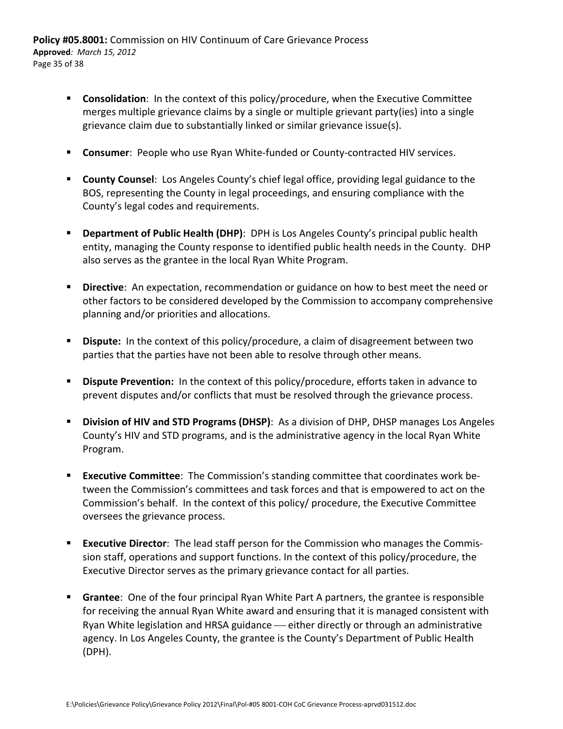- **Consolidation**: In the context of this policy/procedure, when the Executive Committee merges multiple grievance claims by a single or multiple grievant party(ies) into a single grievance claim due to substantially linked or similar grievance issue(s).

- **Consumer**: People who use Ryan White-funded or County-contracted HIV services.

- **County Counsel**: Los Angeles County's chief legal office, providing legal guidance to the BOS, representing the County in legal proceedings, and ensuring compliance with the County's legal codes and requirements.

- **Department of Public Health (DHP)**: DPH is Los Angeles County's principal public health entity, managing the County response to identified public health needs in the County. DHP also serves as the grantee in the local Ryan White Program.

- **Directive**: An expectation, recommendation or guidance on how to best meet the need or other factors to be considered developed by the Commission to accompany comprehensive planning and/or priorities and allocations.

- **Dispute:** In the context of this policy/procedure, a claim of disagreement between two parties that the parties have not been able to resolve through other means.

- **Dispute Prevention:** In the context of this policy/procedure, efforts taken in advance to prevent disputes and/or conflicts that must be resolved through the grievance process.

- **Division of HIV and STD Programs (DHSP)**: As a division of DHP, DHSP manages Los Angeles County's HIV and STD programs, and is the administrative agency in the local Ryan White Program.

- **Executive Committee**: The Commission's standing committee that coordinates work between the Commission's committees and task forces and that is empowered to act on the Commission's behalf. In the context of this policy/ procedure, the Executive Committee oversees the grievance process.

- **Executive Director**: The lead staff person for the Commission who manages the Commission staff, operations and support functions. In the context of this policy/procedure, the Executive Director serves as the primary grievance contact for all parties.

- **Grantee**: One of the four principal Ryan White Part A partners, the grantee is responsible for receiving the annual Ryan White award and ensuring that it is managed consistent with Ryan White legislation and HRSA guidance — either directly or through an administrative agency. In Los Angeles County, the grantee is the County's Department of Public Health (DPH).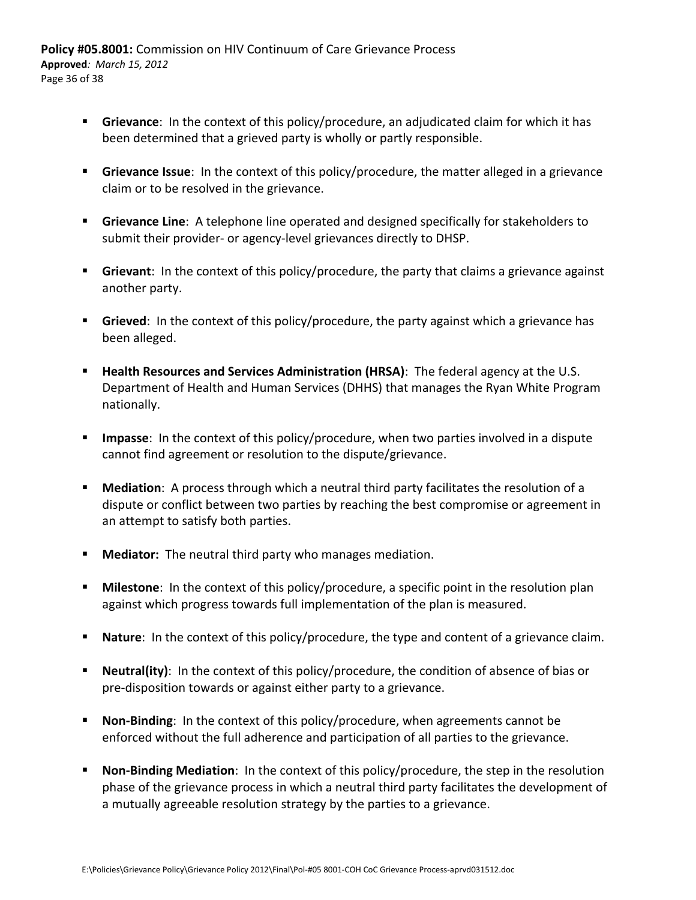- **Grievance**: In the context of this policy/procedure, an adjudicated claim for which it has been determined that a grieved party is wholly or partly responsible.

- **Grievance Issue**: In the context of this policy/procedure, the matter alleged in a grievance claim or to be resolved in the grievance.

- **Grievance Line**: A telephone line operated and designed specifically for stakeholders to submit their provider- or agency-level grievances directly to DHSP.

- **Grievant**: In the context of this policy/procedure, the party that claims a grievance against another party.

- **Grieved**: In the context of this policy/procedure, the party against which a grievance has been alleged.

- **Health Resources and Services Administration (HRSA)**: The federal agency at the U.S. Department of Health and Human Services (DHHS) that manages the Ryan White Program nationally.

- **Impasse**: In the context of this policy/procedure, when two parties involved in a dispute cannot find agreement or resolution to the dispute/grievance.

- **Mediation**: A process through which a neutral third party facilitates the resolution of a dispute or conflict between two parties by reaching the best compromise or agreement in an attempt to satisfy both parties.

- **Mediator:** The neutral third party who manages mediation.

- **Milestone**: In the context of this policy/procedure, a specific point in the resolution plan against which progress towards full implementation of the plan is measured.

- **Nature**: In the context of this policy/procedure, the type and content of a grievance claim.

- **Neutral(ity)**: In the context of this policy/procedure, the condition of absence of bias or pre-disposition towards or against either party to a grievance.

- **Non-Binding**: In the context of this policy/procedure, when agreements cannot be enforced without the full adherence and participation of all parties to the grievance.

- **Non-Binding Mediation**: In the context of this policy/procedure, the step in the resolution phase of the grievance process in which a neutral third party facilitates the development of a mutually agreeable resolution strategy by the parties to a grievance.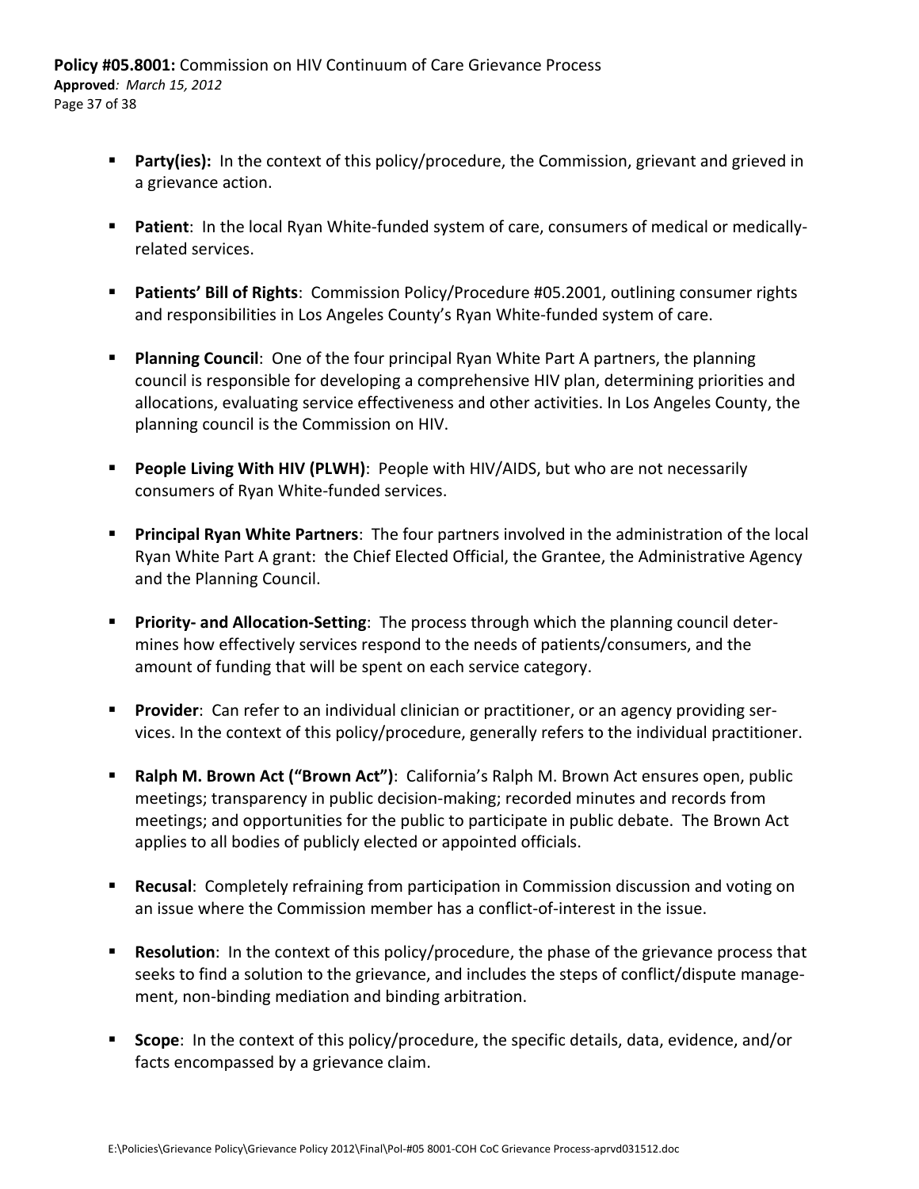- **Party(ies):** In the context of this policy/procedure, the Commission, grievant and grieved in a grievance action.

- **Patient**: In the local Ryan White-funded system of care, consumers of medical or medically-related services.

- **Patients' Bill of Rights**: Commission Policy/Procedure #05.2001, outlining consumer rights and responsibilities in Los Angeles County's Ryan White-funded system of care.

- **Planning Council**: One of the four principal Ryan White Part A partners, the planning council is responsible for developing a comprehensive HIV plan, determining priorities and allocations, evaluating service effectiveness and other activities. In Los Angeles County, the planning council is the Commission on HIV.

- **People Living With HIV (PLWH)**: People with HIV/AIDS, but who are not necessarily consumers of Ryan White-funded services.

- **Principal Ryan White Partners**: The four partners involved in the administration of the local Ryan White Part A grant: the Chief Elected Official, the Grantee, the Administrative Agency and the Planning Council.

- **Priority- and Allocation-Setting**: The process through which the planning council determines how effectively services respond to the needs of patients/consumers, and the amount of funding that will be spent on each service category.

- **Provider**: Can refer to an individual clinician or practitioner, or an agency providing services. In the context of this policy/procedure, generally refers to the individual practitioner.

- **Ralph M. Brown Act ("Brown Act")**: California's Ralph M. Brown Act ensures open, public meetings; transparency in public decision-making; recorded minutes and records from meetings; and opportunities for the public to participate in public debate. The Brown Act applies to all bodies of publicly elected or appointed officials.

- **Recusal**: Completely refraining from participation in Commission discussion and voting on an issue where the Commission member has a conflict-of-interest in the issue.

- **Resolution**: In the context of this policy/procedure, the phase of the grievance process that seeks to find a solution to the grievance, and includes the steps of conflict/dispute management, non-binding mediation and binding arbitration.

- **Scope**: In the context of this policy/procedure, the specific details, data, evidence, and/or facts encompassed by a grievance claim.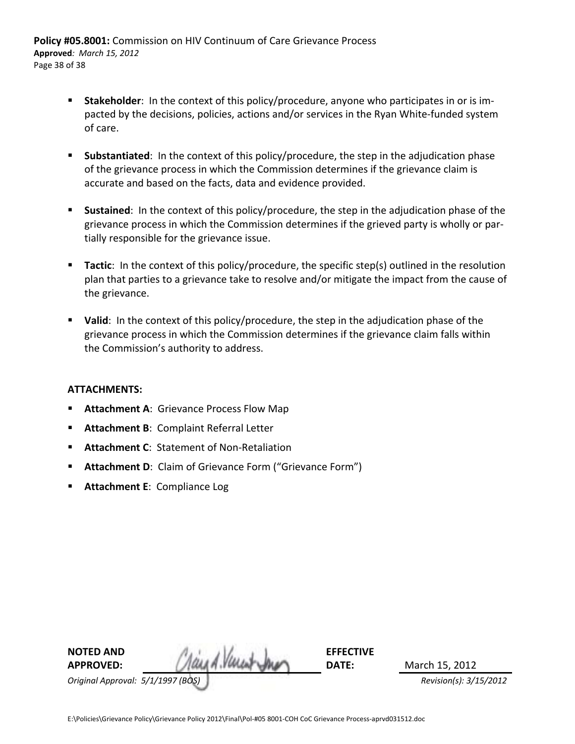- **Stakeholder**: In the context of this policy/procedure, anyone who participates in or is impacted by the decisions, policies, actions and/or services in the Ryan White-funded system of care.

- **Substantiated**: In the context of this policy/procedure, the step in the adjudication phase of the grievance process in which the Commission determines if the grievance claim is accurate and based on the facts, data and evidence provided.

- **Sustained**: In the context of this policy/procedure, the step in the adjudication phase of the grievance process in which the Commission determines if the grieved party is wholly or partially responsible for the grievance issue.

- **Tactic**: In the context of this policy/procedure, the specific step(s) outlined in the resolution plan that parties to a grievance take to resolve and/or mitigate the impact from the cause of the grievance.

- **Valid**: In the context of this policy/procedure, the step in the adjudication phase of the grievance process in which the Commission determines if the grievance claim falls within the Commission's authority to address.

**ATTACHMENTS:**

- **Attachment A**: Grievance Process Flow Map
- **Attachment B**: Complaint Referral Letter
- **Attachment C**: Statement of Non-Retaliation
- **Attachment D**: Claim of Grievance Form ("Grievance Form")
- **Attachment E**: Compliance Log

| **NOTED AND APPROVED:** | *[signature]* | **EFFECTIVE DATE:** | March 15, 2012 |
|---|---|---|---|
| *Original Approval: 5/1/1997 (BOS)* | | | *Revision(s): 3/15/2012* |

E:\Policies\Grievance Policy\Grievance Policy 2012\Final\Pol-#05 8001-COH CoC Grievance Process-aprvd031512.doc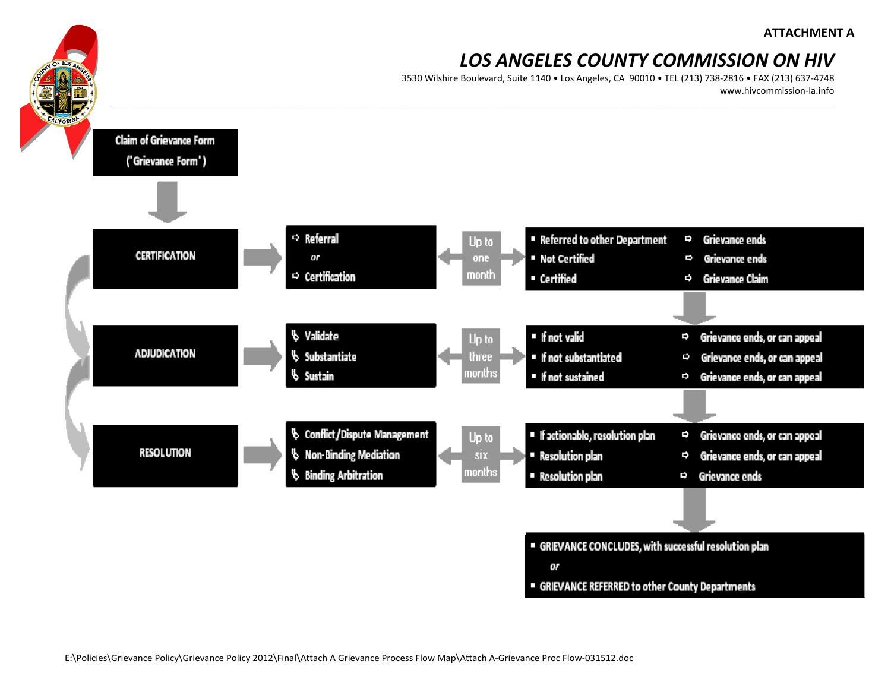**ATTACHMENT A**

# *LOS ANGELES COUNTY COMMISSION ON HIV*

3530 Wilshire Boulevard, Suite 1140 • Los Angeles, CA 90010 • TEL (213) 738-2816 • FAX (213) 637-4748
www.hivcommission-la.info

**Claim of Grievance Form ("Grievance Form")**

| Stage | Process | Timeframe | Outcome | Result |
|---|---|---|---|---|
| **CERTIFICATION** | Referral *or* Certification | Up to one month | Referred to other Department | Grievance ends |
| | | | Not Certified | Grievance ends |
| | | | Certified | Grievance Claim |
| **ADJUDICATION** | Validate; Substantiate; Sustain | Up to three months | If not valid | Grievance ends, or can appeal |
| | | | If not substantiated | Grievance ends, or can appeal |
| | | | If not sustained | Grievance ends, or can appeal |
| **RESOLUTION** | Conflict/Dispute Management; Non-Binding Mediation; Binding Arbitration | Up to six months | If actionable, resolution plan | Grievance ends, or can appeal |
| | | | Resolution plan | Grievance ends, or can appeal |
| | | | Resolution plan | Grievance ends |

- GRIEVANCE CONCLUDES, with successful resolution plan

  *or*

- GRIEVANCE REFERRED to other County Departments

E:\Policies\Grievance Policy\Grievance Policy 2012\Final\Attach A Grievance Process Flow Map\Attach A-Grievance Proc Flow-031512.doc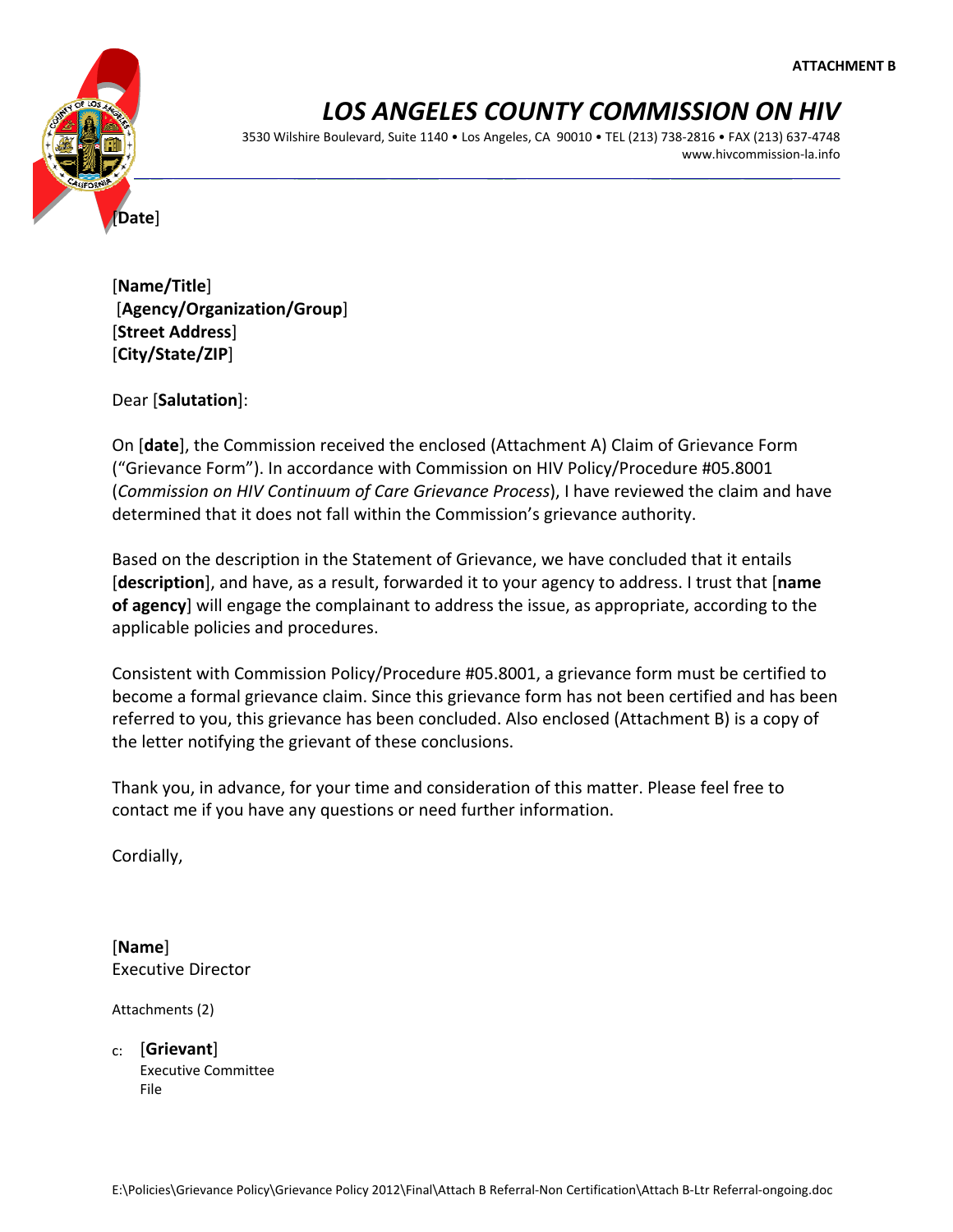**ATTACHMENT B**

# *LOS ANGELES COUNTY COMMISSION ON HIV*

3530 Wilshire Boulevard, Suite 1140 • Los Angeles, CA 90010 • TEL (213) 738-2816 • FAX (213) 637-4748
www.hivcommission-la.info

[**Date**]

[**Name/Title**]
[**Agency/Organization/Group**]
[**Street Address**]
[**City/State/ZIP**]

Dear [**Salutation**]:

On [**date**], the Commission received the enclosed (Attachment A) Claim of Grievance Form ("Grievance Form"). In accordance with Commission on HIV Policy/Procedure #05.8001 (*Commission on HIV Continuum of Care Grievance Process*), I have reviewed the claim and have determined that it does not fall within the Commission's grievance authority.

Based on the description in the Statement of Grievance, we have concluded that it entails [**description**], and have, as a result, forwarded it to your agency to address. I trust that [**name of agency**] will engage the complainant to address the issue, as appropriate, according to the applicable policies and procedures.

Consistent with Commission Policy/Procedure #05.8001, a grievance form must be certified to become a formal grievance claim. Since this grievance form has not been certified and has been referred to you, this grievance has been concluded. Also enclosed (Attachment B) is a copy of the letter notifying the grievant of these conclusions.

Thank you, in advance, for your time and consideration of this matter. Please feel free to contact me if you have any questions or need further information.

Cordially,

[**Name**]
Executive Director

Attachments (2)

c: [**Grievant**]
Executive Committee
File

E:\Policies\Grievance Policy\Grievance Policy 2012\Final\Attach B Referral-Non Certification\Attach B-Ltr Referral-ongoing.doc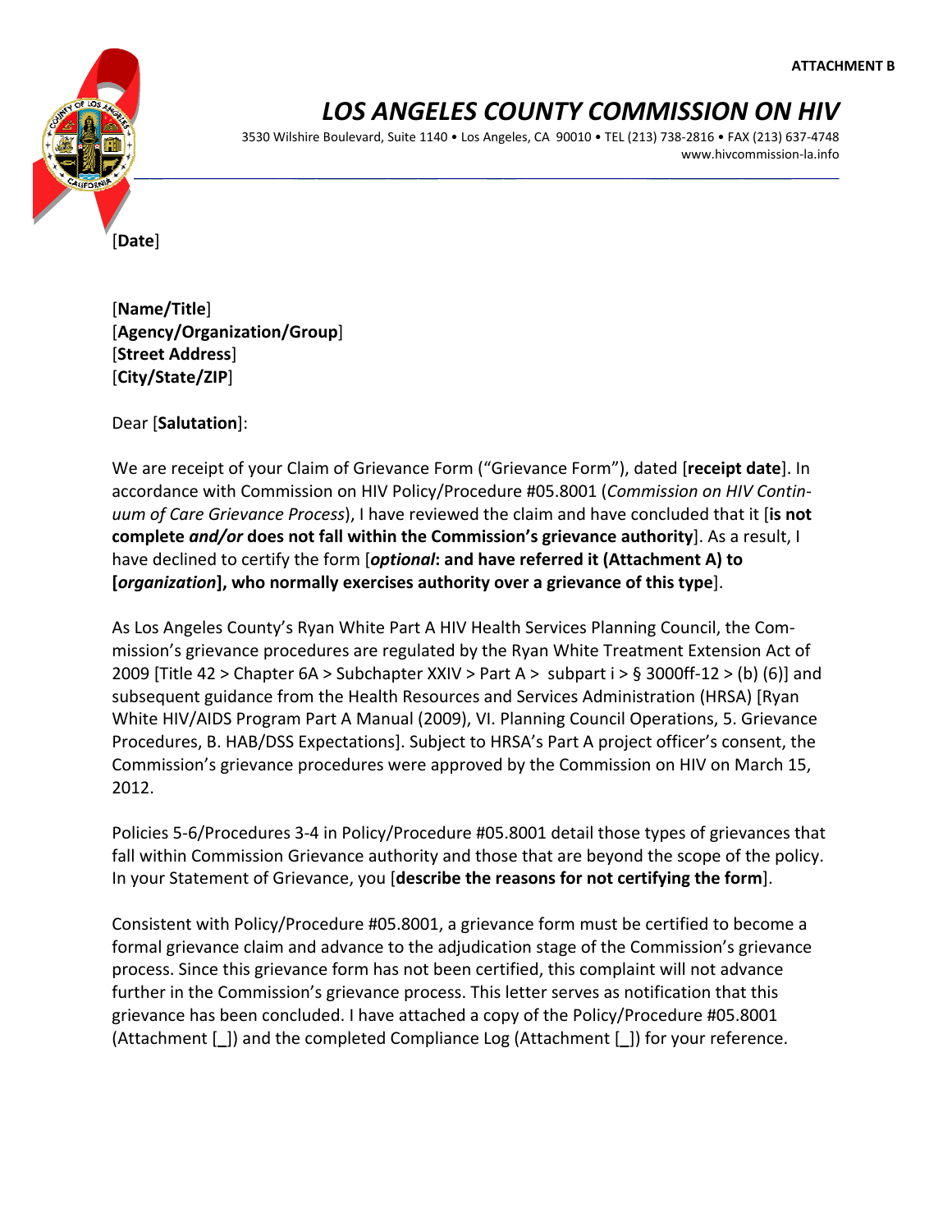ATTACHMENT B

# *LOS ANGELES COUNTY COMMISSION ON HIV*

3530 Wilshire Boulevard, Suite 1140 • Los Angeles, CA 90010 • TEL (213) 738-2816 • FAX (213) 637-4748
www.hivcommission-la.info

[**Date**]

[**Name/Title**]
[**Agency/Organization/Group**]
[**Street Address**]
[**City/State/ZIP**]

Dear [**Salutation**]:

We are receipt of your Claim of Grievance Form ("Grievance Form"), dated [**receipt date**]. In accordance with Commission on HIV Policy/Procedure #05.8001 (*Commission on HIV Continuum of Care Grievance Process*), I have reviewed the claim and have concluded that it [**is not complete *and/or* does not fall within the Commission's grievance authority**]. As a result, I have declined to certify the form [***optional*: and have referred it (Attachment A) to [*organization*], who normally exercises authority over a grievance of this type**].

As Los Angeles County's Ryan White Part A HIV Health Services Planning Council, the Commission's grievance procedures are regulated by the Ryan White Treatment Extension Act of 2009 [Title 42 > Chapter 6A > Subchapter XXIV > Part A > subpart i > § 3000ff-12 > (b) (6)] and subsequent guidance from the Health Resources and Services Administration (HRSA) [Ryan White HIV/AIDS Program Part A Manual (2009), VI. Planning Council Operations, 5. Grievance Procedures, B. HAB/DSS Expectations]. Subject to HRSA's Part A project officer's consent, the Commission's grievance procedures were approved by the Commission on HIV on March 15, 2012.

Policies 5-6/Procedures 3-4 in Policy/Procedure #05.8001 detail those types of grievances that fall within Commission Grievance authority and those that are beyond the scope of the policy. In your Statement of Grievance, you [**describe the reasons for not certifying the form**].

Consistent with Policy/Procedure #05.8001, a grievance form must be certified to become a formal grievance claim and advance to the adjudication stage of the Commission's grievance process. Since this grievance form has not been certified, this complaint will not advance further in the Commission's grievance process. This letter serves as notification that this grievance has been concluded. I have attached a copy of the Policy/Procedure #05.8001 (Attachment [_]) and the completed Compliance Log (Attachment [_]) for your reference.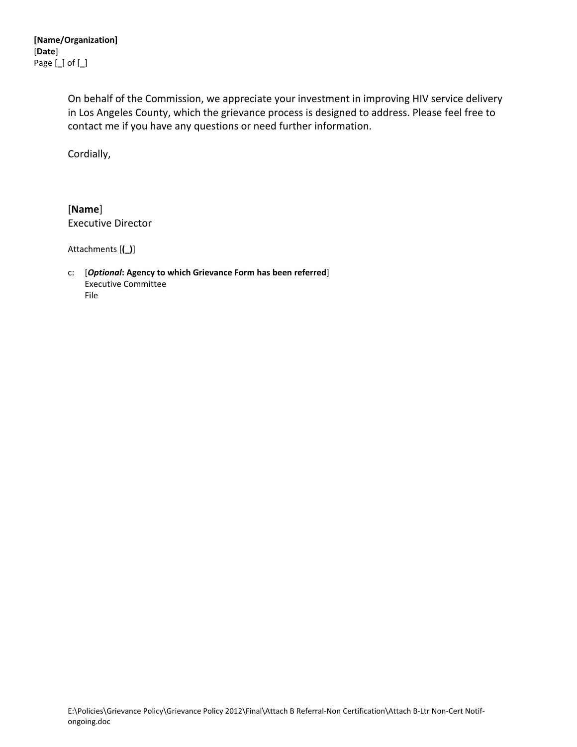On behalf of the Commission, we appreciate your investment in improving HIV service delivery in Los Angeles County, which the grievance process is designed to address. Please feel free to contact me if you have any questions or need further information.

Cordially,

[**Name**]
Executive Director

Attachments [**(_)**]

c: [***Optional*****: Agency to which Grievance Form has been referred**]
Executive Committee
File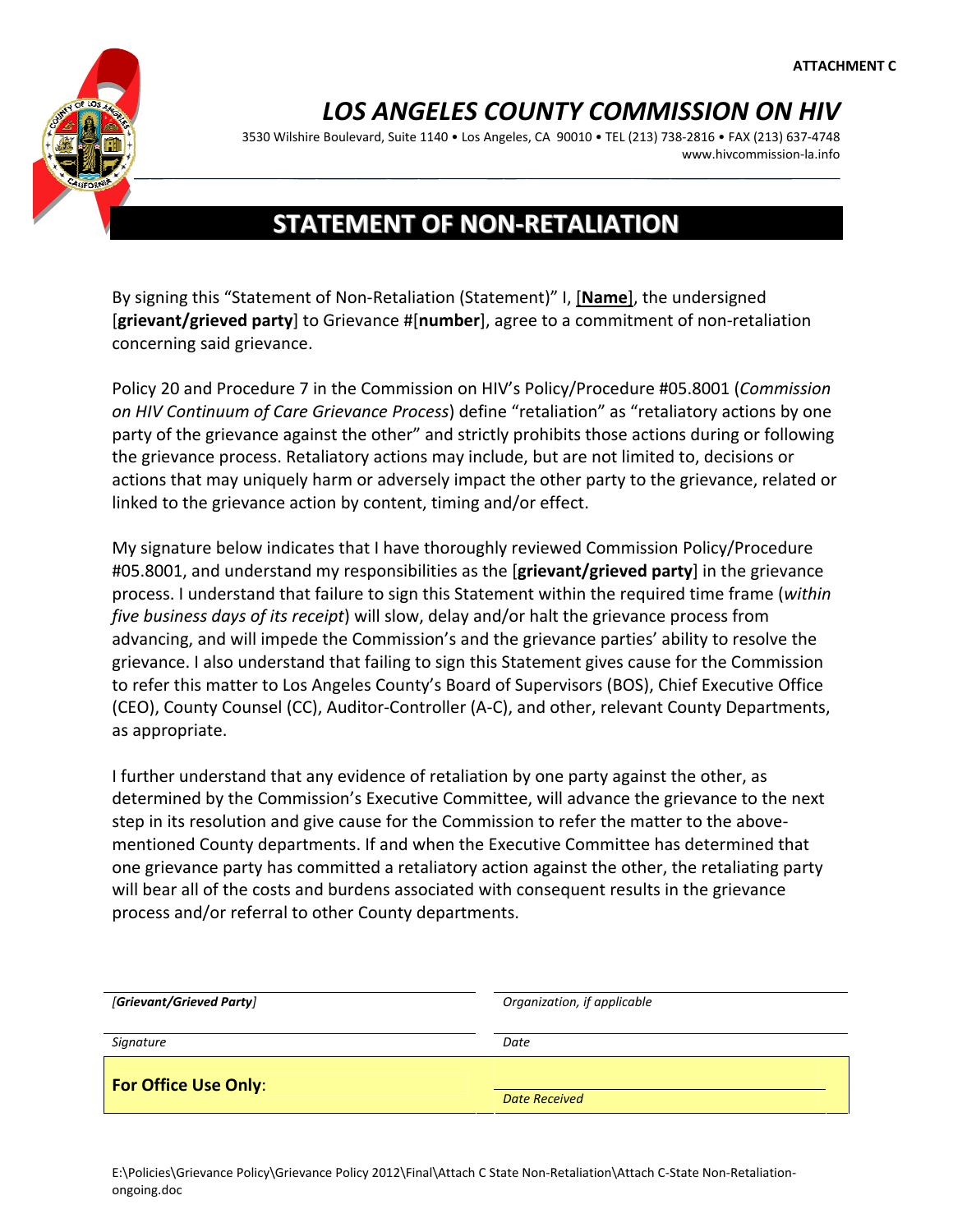ATTACHMENT C

# *LOS ANGELES COUNTY COMMISSION ON HIV*

3530 Wilshire Boulevard, Suite 1140 • Los Angeles, CA 90010 • TEL (213) 738-2816 • FAX (213) 637-4748
www.hivcommission-la.info

## STATEMENT OF NON-RETALIATION

By signing this "Statement of Non-Retaliation (Statement)" I, [**Name**], the undersigned [**grievant/grieved party**] to Grievance #[**number**], agree to a commitment of non-retaliation concerning said grievance.

Policy 20 and Procedure 7 in the Commission on HIV's Policy/Procedure #05.8001 (*Commission on HIV Continuum of Care Grievance Process*) define "retaliation" as "retaliatory actions by one party of the grievance against the other" and strictly prohibits those actions during or following the grievance process. Retaliatory actions may include, but are not limited to, decisions or actions that may uniquely harm or adversely impact the other party to the grievance, related or linked to the grievance action by content, timing and/or effect.

My signature below indicates that I have thoroughly reviewed Commission Policy/Procedure #05.8001, and understand my responsibilities as the [**grievant/grieved party**] in the grievance process. I understand that failure to sign this Statement within the required time frame (*within five business days of its receipt*) will slow, delay and/or halt the grievance process from advancing, and will impede the Commission's and the grievance parties' ability to resolve the grievance. I also understand that failing to sign this Statement gives cause for the Commission to refer this matter to Los Angeles County's Board of Supervisors (BOS), Chief Executive Office (CEO), County Counsel (CC), Auditor-Controller (A-C), and other, relevant County Departments, as appropriate.

I further understand that any evidence of retaliation by one party against the other, as determined by the Commission's Executive Committee, will advance the grievance to the next step in its resolution and give cause for the Commission to refer the matter to the above-mentioned County departments. If and when the Executive Committee has determined that one grievance party has committed a retaliatory action against the other, the retaliating party will bear all of the costs and burdens associated with consequent results in the grievance process and/or referral to other County departments.

| | |
|---|---|
| *[**Grievant/Grieved Party**]* | *Organization, if applicable* |
| *Signature* | *Date* |
| **For Office Use Only**: | *Date Received* |

E:\Policies\Grievance Policy\Grievance Policy 2012\Final\Attach C State Non-Retaliation\Attach C-State Non-Retaliation-ongoing.doc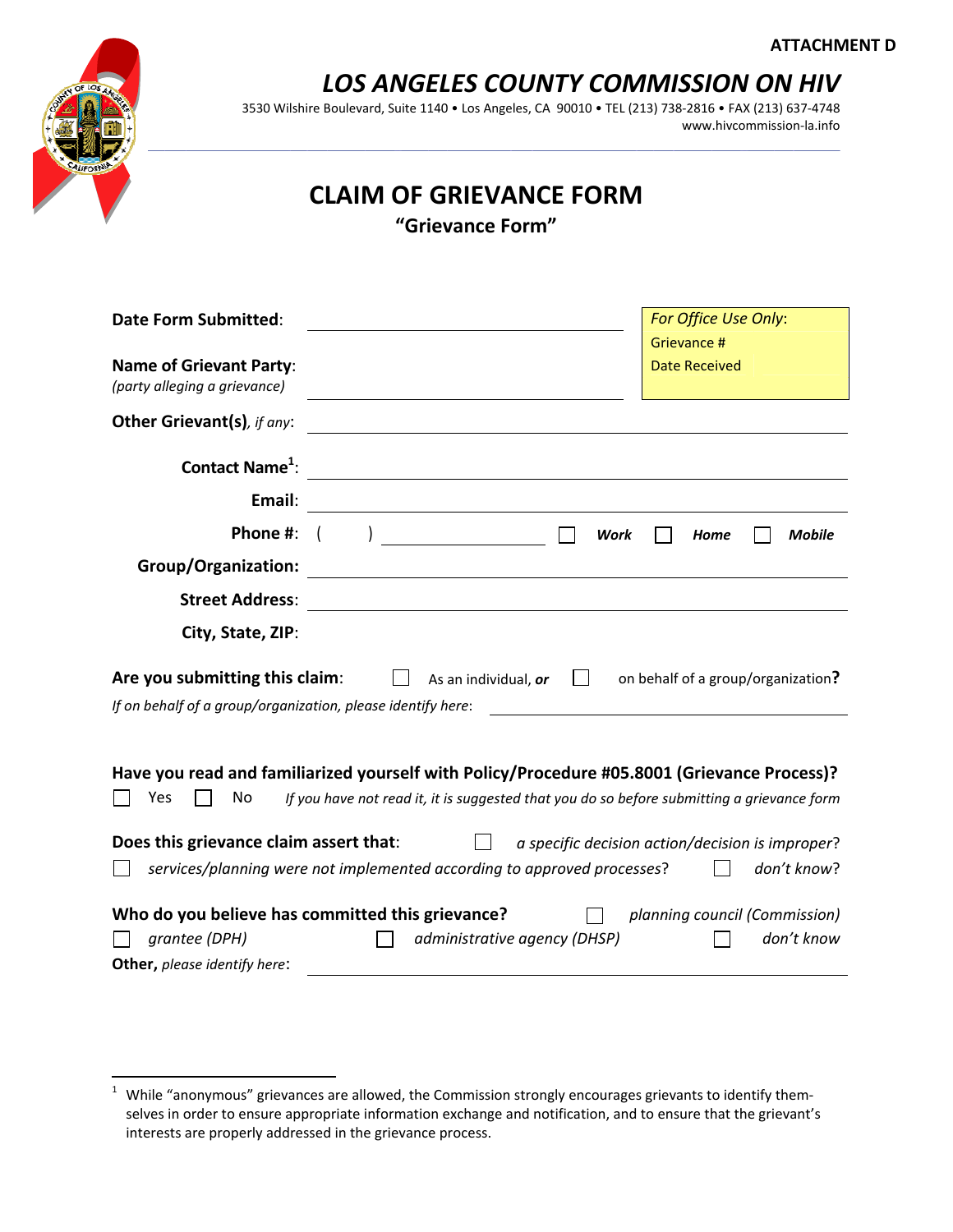**ATTACHMENT D**

# *LOS ANGELES COUNTY COMMISSION ON HIV*

3530 Wilshire Boulevard, Suite 1140 • Los Angeles, CA 90010 • TEL (213) 738-2816 • FAX (213) 637-4748
www.hivcommission-la.info

## CLAIM OF GRIEVANCE FORM

**"Grievance Form"**

*For Office Use Only*:
Grievance #
Date Received

**Date Form Submitted**: ______________________

**Name of Grievant Party**: ______________________
*(party alleging a grievance)*

**Other Grievant(s)**, *if any*: ______________________

**Contact Name**[1]: ______________________

**Email**: ______________________

**Phone #**: (   ) ____________ ☐ ***Work*** ☐ ***Home*** ☐ ***Mobile***

**Group/Organization:** ______________________

**Street Address**: ______________________

**City, State, ZIP**:

**Are you submitting this claim**: ☐ As an individual, ***or*** ☐ on behalf of a group/organization**?**

*If on behalf of a group/organization, please identify here*: ______________________

**Have you read and familiarized yourself with Policy/Procedure #05.8001 (Grievance Process)?**

☐ Yes ☐ No *If you have not read it, it is suggested that you do so before submitting a grievance form*

**Does this grievance claim assert that**: ☐ *a specific decision action/decision is improper*?
☐ *services/planning were not implemented according to approved processes*? ☐ *don't know*?

**Who do you believe has committed this grievance?** ☐ *planning council (Commission)*
☐ *grantee (DPH)* ☐ *administrative agency (DHSP)* ☐ *don't know*

**Other,** *please identify here*: ______________________

---

[1] While "anonymous" grievances are allowed, the Commission strongly encourages grievants to identify themselves in order to ensure appropriate information exchange and notification, and to ensure that the grievant's interests are properly addressed in the grievance process.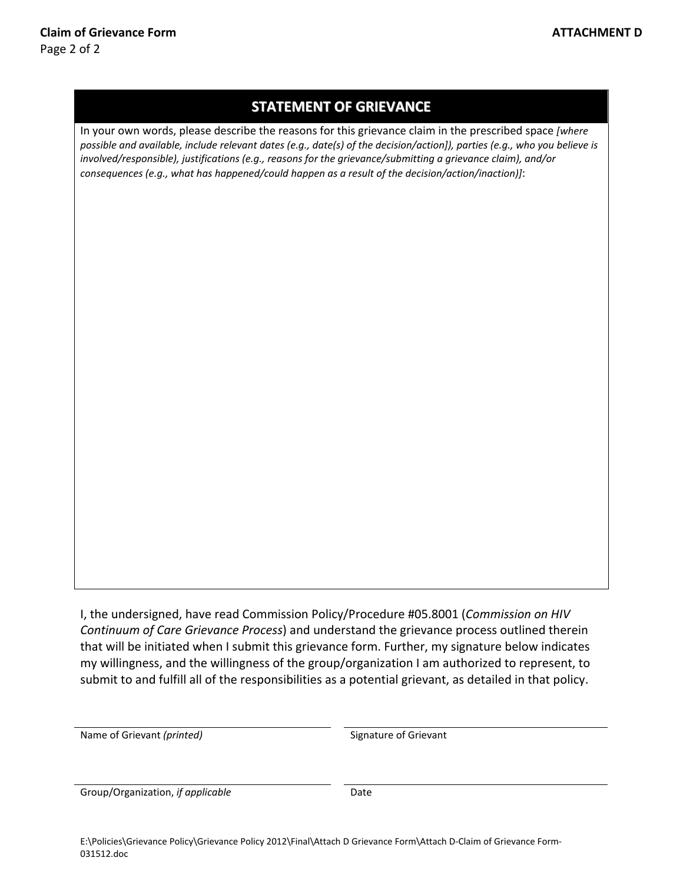## STATEMENT OF GRIEVANCE

In your own words, please describe the reasons for this grievance claim in the prescribed space *[where possible and available, include relevant dates (e.g., date(s) of the decision/action]), parties (e.g., who you believe is involved/responsible), justifications (e.g., reasons for the grievance/submitting a grievance claim), and/or consequences (e.g., what has happened/could happen as a result of the decision/action/inaction)]*:

I, the undersigned, have read Commission Policy/Procedure #05.8001 (*Commission on HIV Continuum of Care Grievance Process*) and understand the grievance process outlined therein that will be initiated when I submit this grievance form. Further, my signature below indicates my willingness, and the willingness of the group/organization I am authorized to represent, to submit to and fulfill all of the responsibilities as a potential grievant, as detailed in that policy.

| | |
|---|---|
| Name of Grievant *(printed)* | Signature of Grievant |
| Group/Organization, *if applicable* | Date |

E:\Policies\Grievance Policy\Grievance Policy 2012\Final\Attach D Grievance Form\Attach D-Claim of Grievance Form-031512.doc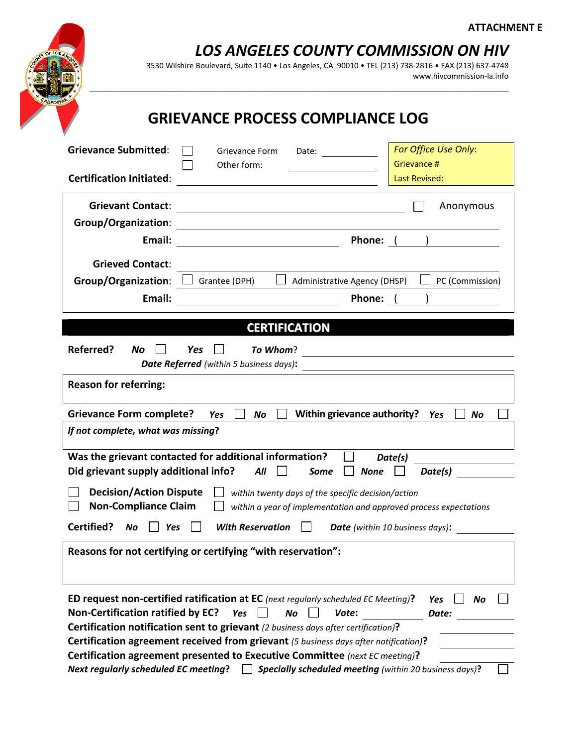ATTACHMENT E

# *LOS ANGELES COUNTY COMMISSION ON HIV*

3530 Wilshire Boulevard, Suite 1140 • Los Angeles, CA 90010 • TEL (213) 738-2816 • FAX (213) 637-4748
www.hivcommission-la.info

## GRIEVANCE PROCESS COMPLIANCE LOG

**Grievance Submitted**: ☐ Grievance Form Date: ______ ☐ Other form: ______

**Certification Initiated**: ______

*For Office Use Only*:
Grievance #
Last Revised:

**Grievant Contact**: ______ ☐ Anonymous
**Group/Organization**: ______
**Email:** ______ **Phone:** ( )

**Grieved Contact**: ______
**Group/Organization**: ☐ Grantee (DPH) ☐ Administrative Agency (DHSP) ☐ PC (Commission)
**Email:** ______ **Phone:** ( )

## CERTIFICATION

**Referred?** ***No*** ☐ ***Yes*** ☐ ***To Whom***? ______
***Date Referred*** *(within 5 business days)*: ______

**Reason for referring:**

**Grievance Form complete?** ***Yes*** ☐ ***No*** ☐ **Within grievance authority?** ***Yes*** ☐ ***No*** ☐

***If not complete, what was missing?***

**Was the grievant contacted for additional information?** ☐ ***Date(s)*** ______
**Did grievant supply additional info?** ***All*** ☐ ***Some*** ☐ ***None*** ☐ ***Date(s)*** ______

☐ **Decision/Action Dispute** ☐ *within twenty days of the specific decision/action*
☐ **Non-Compliance Claim** ☐ *within a year of implementation and approved process expectations*

**Certified?** ***No*** ☐ ***Yes*** ☐ ***With Reservation*** ☐ ***Date*** *(within 10 business days)*: ______

**Reasons for not certifying or certifying "with reservation":**

**ED request non-certified ratification at EC** *(next regularly scheduled EC Meeting)***?** ***Yes*** ☐ ***No*** ☐
**Non-Certification ratified by EC?** ***Yes*** ☐ ***No*** ☐ ***Vote:*** ______ ***Date:*** ______
**Certification notification sent to grievant** *(2 business days after certification)***?** ______
**Certification agreement received from grievant** *(5 business days after notification)***?** ______
**Certification agreement presented to Executive Committee** *(next EC meeting)***?** ______
***Next regularly scheduled EC meeting*?** ☐ ***Specially scheduled meeting*** *(within 20 business days)***?** ☐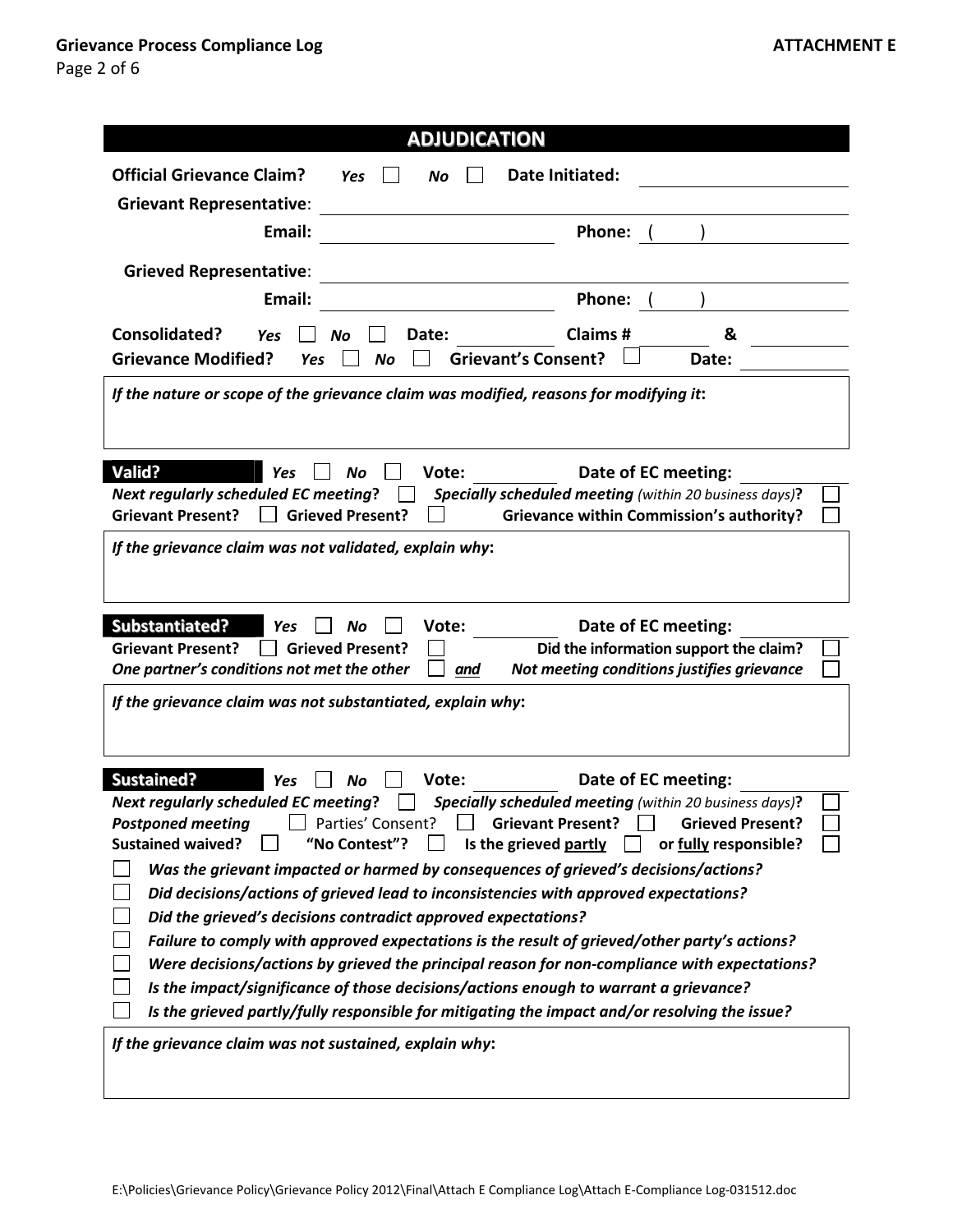## ADJUDICATION

**Official Grievance Claim?** *Yes* ☐ *No* ☐ **Date Initiated:** ____________

**Grievant Representative:** ____________________________

**Email:** ____________ **Phone:** (   ) ____________

**Grieved Representative:** ____________________________

**Email:** ____________ **Phone:** (   ) ____________

**Consolidated?** *Yes* ☐ *No* ☐ **Date:** ________ **Claims #** ________ **&** ________

**Grievance Modified?** *Yes* ☐ *No* ☐ **Grievant's Consent?** ☐ **Date:** ________

***If the nature or scope of the grievance claim was modified, reasons for modifying it*:**

---

**Valid?** *Yes* ☐ *No* ☐ **Vote:** ________ **Date of EC meeting:** ________

***Next regularly scheduled EC meeting*?** ☐ ***Specially scheduled meeting*** *(within 20 business days)***?** ☐

**Grievant Present?** ☐ **Grieved Present?** ☐ **Grievance within Commission's authority?** ☐

***If the grievance claim was not validated, explain why*:**

---

**Substantiated?** *Yes* ☐ *No* ☐ **Vote:** ________ **Date of EC meeting:** ________

**Grievant Present?** ☐ **Grieved Present?** ☐ **Did the information support the claim?** ☐

***One partner's conditions not met the other*** ☐ ***and*** ***Not meeting conditions justifies grievance*** ☐

***If the grievance claim was not substantiated, explain why*:**

---

**Sustained?** *Yes* ☐ *No* ☐ **Vote:** ________ **Date of EC meeting:** ________

***Next regularly scheduled EC meeting*?** ☐ ***Specially scheduled meeting*** *(within 20 business days)***?** ☐

***Postponed meeting*** ☐ Parties' Consent? ☐ **Grievant Present?** ☐ **Grieved Present?** ☐

**Sustained waived?** ☐ **"No Contest"?** ☐ **Is the grieved partly** ☐ **or fully responsible?** ☐

- ☐ ***Was the grievant impacted or harmed by consequences of grieved's decisions/actions?***
- ☐ ***Did decisions/actions of grieved lead to inconsistencies with approved expectations?***
- ☐ ***Did the grieved's decisions contradict approved expectations?***
- ☐ ***Failure to comply with approved expectations is the result of grieved/other party's actions?***
- ☐ ***Were decisions/actions by grieved the principal reason for non-compliance with expectations?***
- ☐ ***Is the impact/significance of those decisions/actions enough to warrant a grievance?***
- ☐ ***Is the grieved partly/fully responsible for mitigating the impact and/or resolving the issue?***

***If the grievance claim was not sustained, explain why*:**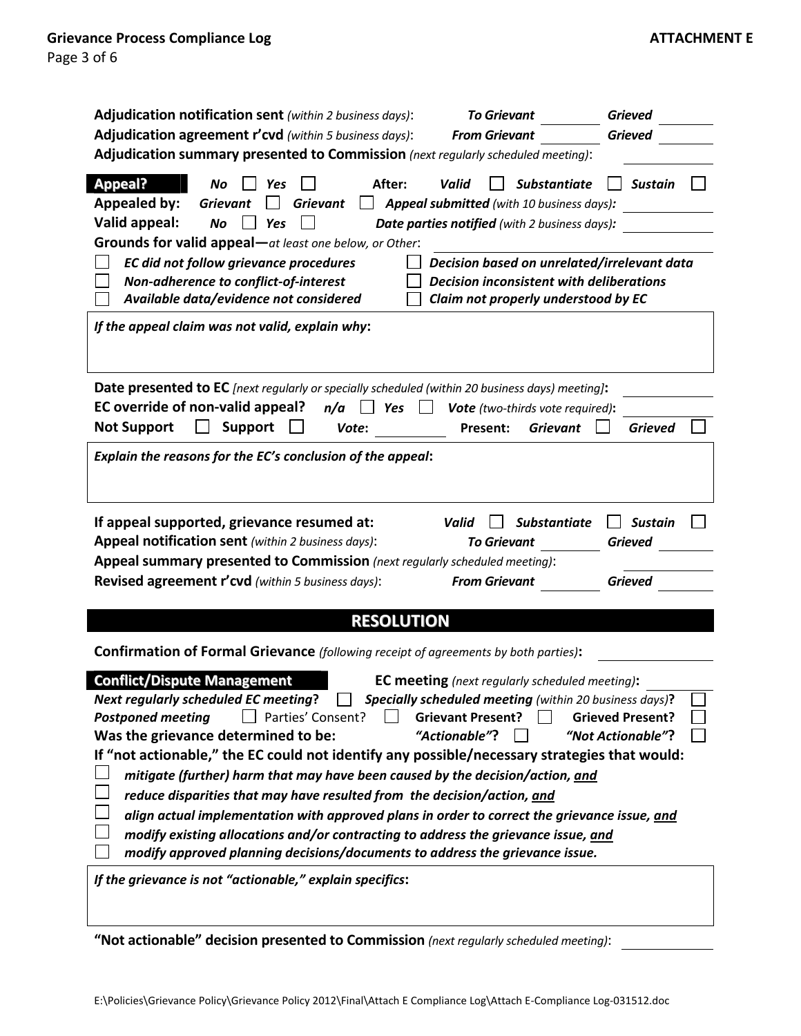**Adjudication notification sent** *(within 2 business days)*: ***To Grievant*** ________ ***Grieved*** ________

**Adjudication agreement r'cvd** *(within 5 business days)*: ***From Grievant*** ________ ***Grieved*** ________

**Adjudication summary presented to Commission** *(next regularly scheduled meeting)*: ________

**Appeal?** ***No*** ☐ ***Yes*** ☐ **After:** ***Valid*** ☐ ***Substantiate*** ☐ ***Sustain*** ☐

**Appealed by:** ***Grievant*** ☐ ***Grievant*** ☐ ***Appeal submitted*** *(with 10 business days)*: ________

**Valid appeal:** ***No*** ☐ ***Yes*** ☐ ***Date parties notified*** *(with 2 business days)*: ________

**Grounds for valid appeal—***at least one below, or Other*: ________

- ☐ ***EC did not follow grievance procedures***
- ☐ ***Non-adherence to conflict-of-interest***
- ☐ ***Available data/evidence not considered***
- ☐ ***Decision based on unrelated/irrelevant data***
- ☐ ***Decision inconsistent with deliberations***
- ☐ ***Claim not properly understood by EC***

***If the appeal claim was not valid, explain why*:**

**Date presented to EC** *[next regularly or specially scheduled (within 20 business days) meeting]*: ________

**EC override of non-valid appeal?** ***n/a*** ☐ ***Yes*** ☐ ***Vote*** *(two-thirds vote required)*: ________

**Not Support** ☐ **Support** ☐ ***Vote*:** ________ **Present:** ***Grievant*** ☐ ***Grieved*** ☐

***Explain the reasons for the EC's conclusion of the appeal*:**

**If appeal supported, grievance resumed at:** ***Valid*** ☐ ***Substantiate*** ☐ ***Sustain*** ☐

**Appeal notification sent** *(within 2 business days)*: ***To Grievant*** ________ ***Grieved*** ________

**Appeal summary presented to Commission** *(next regularly scheduled meeting)*: ________

**Revised agreement r'cvd** *(within 5 business days)*: ***From Grievant*** ________ ***Grieved*** ________

## RESOLUTION

**Confirmation of Formal Grievance** *(following receipt of agreements by both parties)*: ________

**Conflict/Dispute Management** **EC meeting** *(next regularly scheduled meeting)*: ________

***Next regularly scheduled EC meeting*?** ☐ ***Specially scheduled meeting*** *(within 20 business days)*? ☐

***Postponed meeting*** ☐ Parties' Consent? ☐ **Grievant Present?** ☐ **Grieved Present?** ☐

**Was the grievance determined to be:** ***"Actionable"*?** ☐ ***"Not Actionable"*?** ☐

**If "not actionable," the EC could not identify any possible/necessary strategies that would:**

- ☐ ***mitigate (further) harm that may have been caused by the decision/action, and***
- ☐ ***reduce disparities that may have resulted from the decision/action, and***
- ☐ ***align actual implementation with approved plans in order to correct the grievance issue, and***
- ☐ ***modify existing allocations and/or contracting to address the grievance issue, and***
- ☐ ***modify approved planning decisions/documents to address the grievance issue.***

***If the grievance is not "actionable," explain specifics*:**

**"Not actionable" decision presented to Commission** *(next regularly scheduled meeting)*: ________

E:\Policies\Grievance Policy\Grievance Policy 2012\Final\Attach E Compliance Log\Attach E-Compliance Log-031512.doc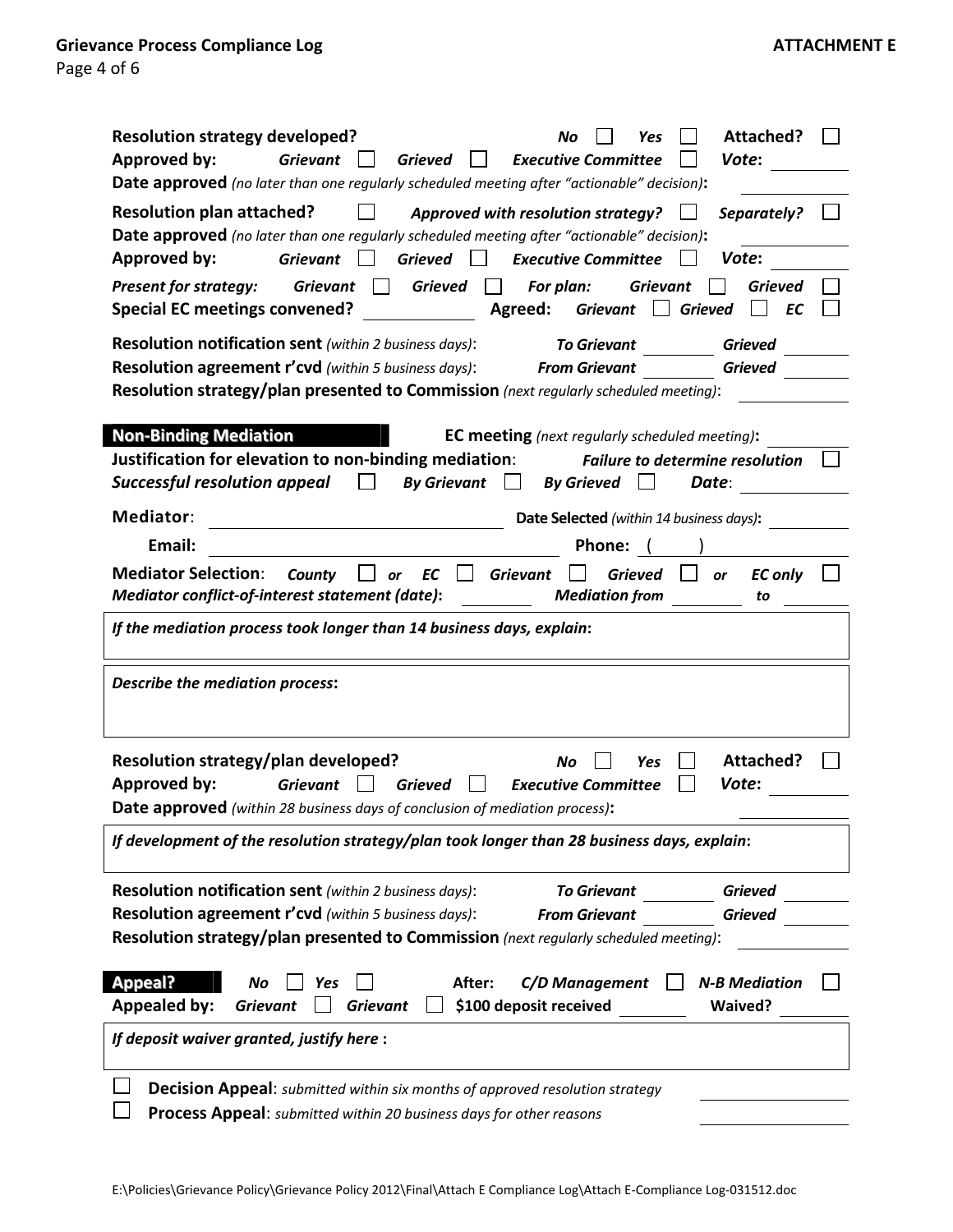**Resolution strategy developed?** *No* ☐ *Yes* ☐ **Attached?** ☐
**Approved by:** *Grievant* ☐ *Grieved* ☐ *Executive Committee* ☐ *Vote***:** ________
**Date approved** *(no later than one regularly scheduled meeting after "actionable" decision)***:** ________

**Resolution plan attached?** ☐ *Approved with resolution strategy?* ☐ *Separately?* ☐
**Date approved** *(no later than one regularly scheduled meeting after "actionable" decision)***:** ________
**Approved by:** *Grievant* ☐ *Grieved* ☐ *Executive Committee* ☐ *Vote***:** ________

*Present for strategy:* *Grievant* ☐ *Grieved* ☐ *For plan:* *Grievant* ☐ *Grieved* ☐
**Special EC meetings convened?** ________ **Agreed:** *Grievant* ☐ *Grieved* ☐ *EC* ☐

**Resolution notification sent** *(within 2 business days)*: *To Grievant* ________ *Grieved* ________
**Resolution agreement r'cvd** *(within 5 business days)*: *From Grievant* ________ *Grieved* ________
**Resolution strategy/plan presented to Commission** *(next regularly scheduled meeting)*: ________

## Non-Binding Mediation

**EC meeting** *(next regularly scheduled meeting)***:** ________
**Justification for elevation to non-binding mediation**: *Failure to determine resolution* ☐
***Successful resolution appeal*** ☐ *By Grievant* ☐ *By Grieved* ☐ ***Date***: ________

**Mediator**: ________________ **Date Selected** *(within 14 business days)***:** ________
**Email:** ________________ **Phone:** ( )

**Mediator Selection**: *County* ☐ *or* *EC* ☐ *Grievant* ☐ *Grieved* ☐ *or* *EC only* ☐
***Mediator conflict-of-interest statement (date)*:** ________ ***Mediation from*** ________ ***to*** ________

***If the mediation process took longer than 14 business days, explain*:**

***Describe the mediation process*:**

**Resolution strategy/plan developed?** *No* ☐ *Yes* ☐ **Attached?** ☐
**Approved by:** *Grievant* ☐ *Grieved* ☐ *Executive Committee* ☐ *Vote***:** ________
**Date approved** *(within 28 business days of conclusion of mediation process)***:** ________

***If development of the resolution strategy/plan took longer than 28 business days, explain*:**

**Resolution notification sent** *(within 2 business days)*: *To Grievant* ________ *Grieved* ________
**Resolution agreement r'cvd** *(within 5 business days)*: *From Grievant* ________ *Grieved* ________
**Resolution strategy/plan presented to Commission** *(next regularly scheduled meeting)*: ________

## Appeal?

*No* ☐ *Yes* ☐ **After:** *C/D Management* ☐ *N-B Mediation* ☐
**Appealed by:** *Grievant* ☐ *Grievant* ☐ **$100 deposit received** ________ **Waived?** ________

***If deposit waiver granted, justify here* :**

☐ **Decision Appeal**: *submitted within six months of approved resolution strategy* ________
☐ **Process Appeal**: *submitted within 20 business days for other reasons* ________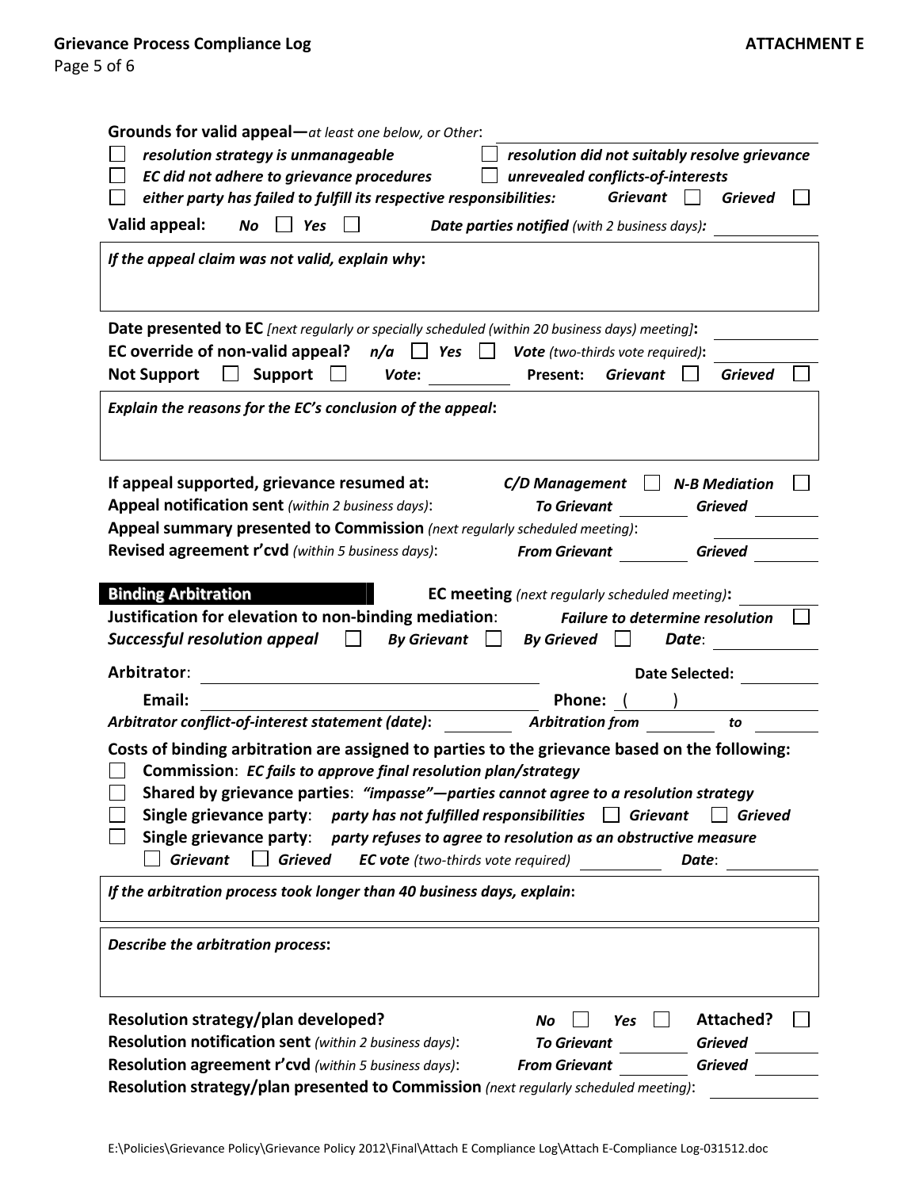**Grounds for valid appeal—***at least one below, or Other*:

- ☐ *resolution strategy is unmanageable*
- ☐ *resolution did not suitably resolve grievance*
- ☐ *EC did not adhere to grievance procedures*
- ☐ *unrevealed conflicts-of-interests*
- ☐ *either party has failed to fulfill its respective responsibilities:* ***Grievant*** ☐ ***Grieved*** ☐

**Valid appeal:** ***No*** ☐ ***Yes*** ☐ ***Date parties notified*** *(with 2 business days)*: ____________

***If the appeal claim was not valid, explain why*:**

**Date presented to EC** *[next regularly or specially scheduled (within 20 business days) meeting]*: ____________

**EC override of non-valid appeal?** ***n/a*** ☐ ***Yes*** ☐ ***Vote*** *(two-thirds vote required)*: ____________

**Not Support** ☐ **Support** ☐ ***Vote*:** ____________ **Present:** ***Grievant*** ☐ ***Grieved*** ☐

***Explain the reasons for the EC's conclusion of the appeal*:**

**If appeal supported, grievance resumed at:** ***C/D Management*** ☐ ***N-B Mediation*** ☐

**Appeal notification sent** *(within 2 business days)*: ***To Grievant*** ________ ***Grieved*** ________

**Appeal summary presented to Commission** *(next regularly scheduled meeting)*: ____________

**Revised agreement r'cvd** *(within 5 business days)*: ***From Grievant*** ________ ***Grieved*** ________

## Binding Arbitration

**EC meeting** *(next regularly scheduled meeting)***:** ____________

**Justification for elevation to non-binding mediation**: ***Failure to determine resolution*** ☐

***Successful resolution appeal*** ☐ ***By Grievant*** ☐ ***By Grieved*** ☐ ***Date*:** ____________

**Arbitrator**: ______________________________ **Date Selected:** ____________

**Email:** ______________________________ **Phone:** (     ) ____________

***Arbitrator conflict-of-interest statement (date)*:** ________ ***Arbitration from*** ________ ***to*** ________

**Costs of binding arbitration are assigned to parties to the grievance based on the following:**

- ☐ **Commission**: ***EC fails to approve final resolution plan/strategy***
- ☐ **Shared by grievance parties**: ***"impasse"—parties cannot agree to a resolution strategy***
- ☐ **Single grievance party**: ***party has not fulfilled responsibilities*** ☐ ***Grievant*** ☐ ***Grieved***
- ☐ **Single grievance party**: ***party refuses to agree to resolution as an obstructive measure***
  - ☐ ***Grievant*** ☐ ***Grieved*** ***EC vote*** *(two-thirds vote required)* ________ ***Date*:** ________

***If the arbitration process took longer than 40 business days, explain*:**

***Describe the arbitration process*:**

**Resolution strategy/plan developed?** ***No*** ☐ ***Yes*** ☐ **Attached?** ☐

**Resolution notification sent** *(within 2 business days)*: ***To Grievant*** ________ ***Grieved*** ________

**Resolution agreement r'cvd** *(within 5 business days)*: ***From Grievant*** ________ ***Grieved*** ________

**Resolution strategy/plan presented to Commission** *(next regularly scheduled meeting)*: ____________

E:\Policies\Grievance Policy\Grievance Policy 2012\Final\Attach E Compliance Log\Attach E-Compliance Log-031512.doc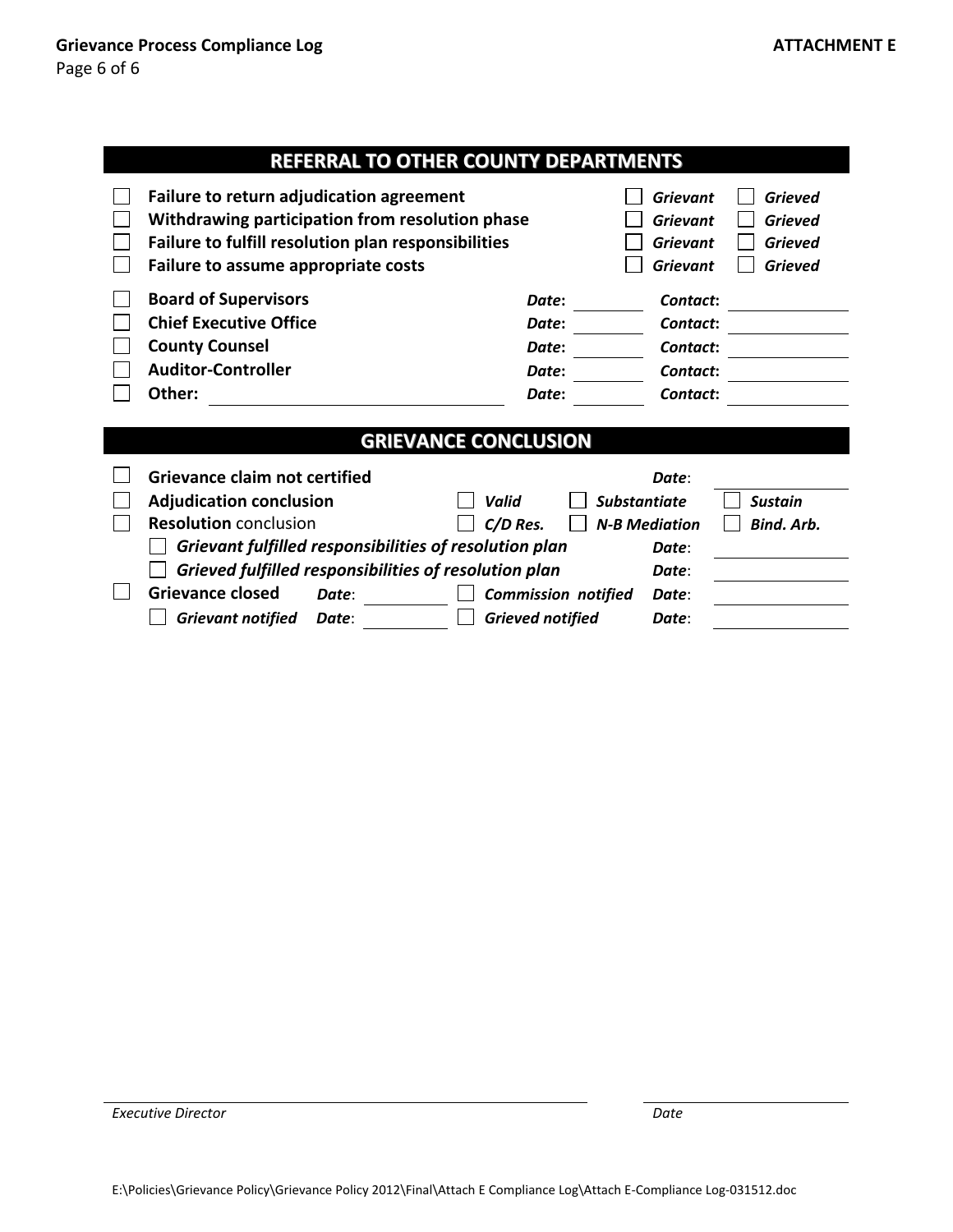## REFERRAL TO OTHER COUNTY DEPARTMENTS

| | | | |
|---|---|---|---|
| ☐ | **Failure to return adjudication agreement** | ☐ ***Grievant*** | ☐ ***Grieved*** |
| ☐ | **Withdrawing participation from resolution phase** | ☐ ***Grievant*** | ☐ ***Grieved*** |
| ☐ | **Failure to fulfill resolution plan responsibilities** | ☐ ***Grievant*** | ☐ ***Grieved*** |
| ☐ | **Failure to assume appropriate costs** | ☐ ***Grievant*** | ☐ ***Grieved*** |

| | | | |
|---|---|---|---|
| ☐ | **Board of Supervisors** | ***Date*:** ________ | ***Contact*:** ____________ |
| ☐ | **Chief Executive Office** | ***Date*:** ________ | ***Contact*:** ____________ |
| ☐ | **County Counsel** | ***Date*:** ________ | ***Contact*:** ____________ |
| ☐ | **Auditor-Controller** | ***Date*:** ________ | ***Contact*:** ____________ |
| ☐ | **Other:** ____________________________ | ***Date*:** ________ | ***Contact*:** ____________ |

## GRIEVANCE CONCLUSION

| | | | | |
|---|---|---|---|---|
| ☐ | **Grievance claim not certified** | | ***Date***: ____________ | |
| ☐ | **Adjudication conclusion** | ☐ ***Valid*** | ☐ ***Substantiate*** | ☐ ***Sustain*** |
| ☐ | **Resolution** conclusion | ☐ ***C/D Res.*** | ☐ ***N-B Mediation*** | ☐ ***Bind. Arb.*** |
| | ☐ ***Grievant fulfilled responsibilities of resolution plan*** | | ***Date***: ____________ | |
| | ☐ ***Grieved fulfilled responsibilities of resolution plan*** | | ***Date***: ____________ | |
| ☐ | **Grievance closed** ***Date***: ________ | ☐ ***Commission notified*** | ***Date***: ____________ | |
| | ☐ ***Grievant notified*** ***Date***: ________ | ☐ ***Grieved notified*** | ***Date***: ____________ | |

______________________________________________ ____________________

*Executive Director* *Date*

E:\Policies\Grievance Policy\Grievance Policy 2012\Final\Attach E Compliance Log\Attach E-Compliance Log-031512.doc